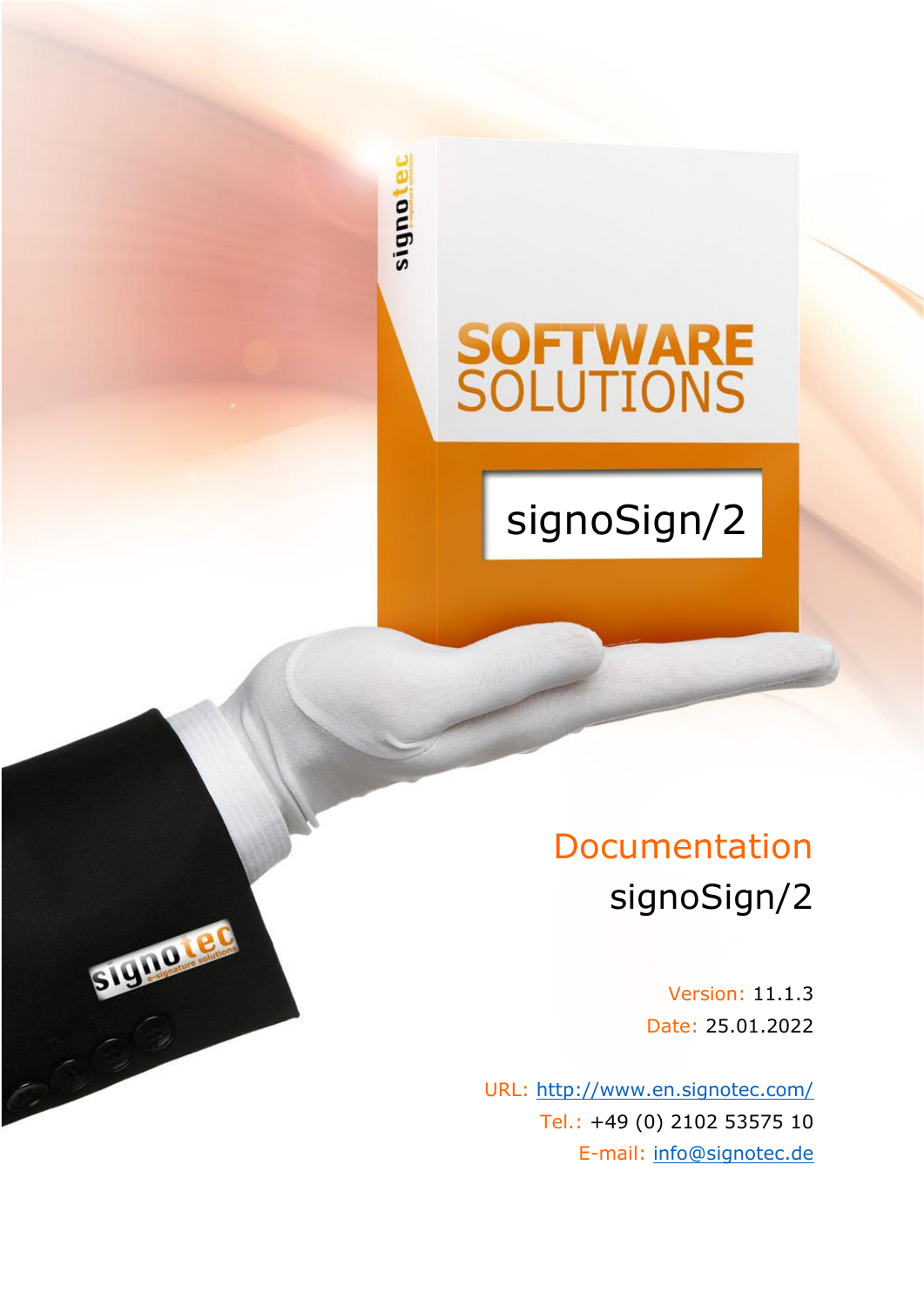# Documentation

## signoSign/2

Version: 11.1.3
Date: 25.01.2022

URL: http://www.en.signotec.com/
Tel.: +49 (0) 2102 53575 10
E-mail: info@signotec.de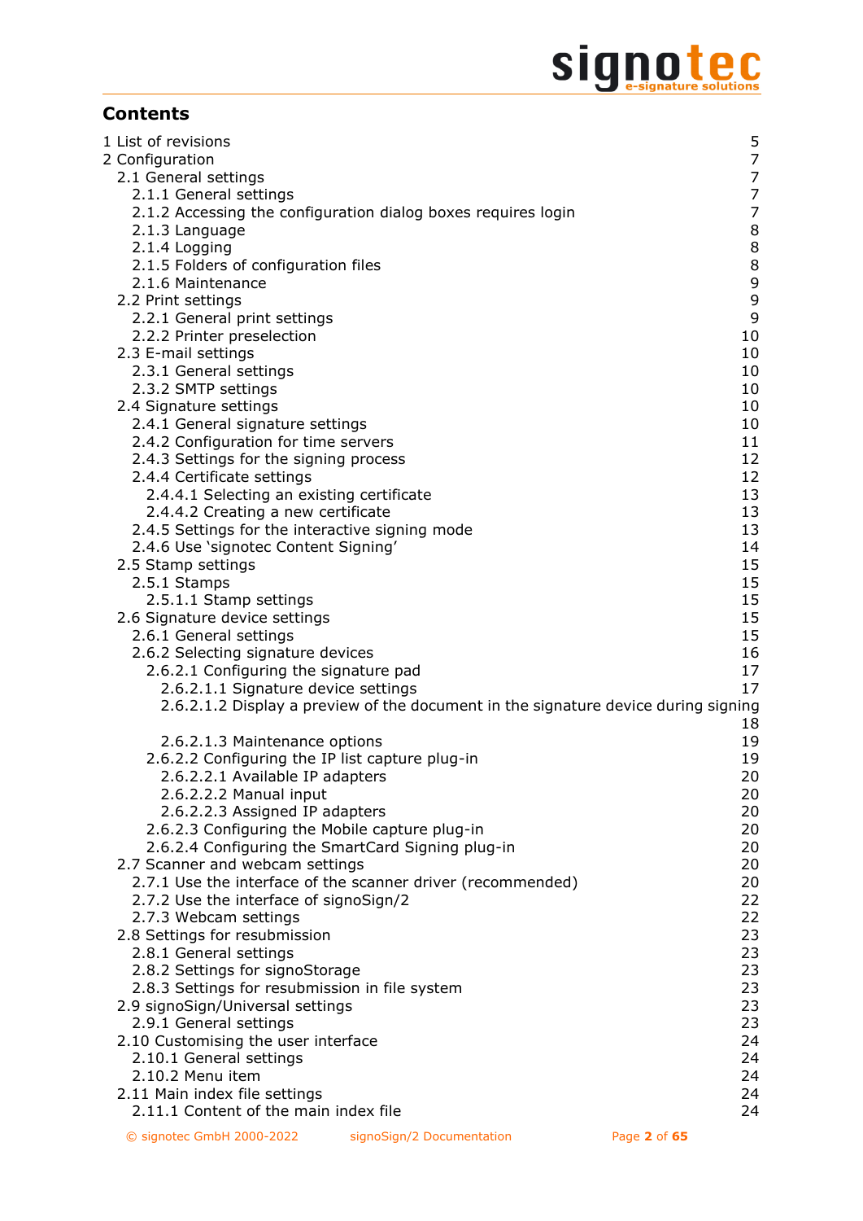## Contents

- 1 List of revisions 5
- 2 Configuration 7
  - 2.1 General settings 7
    - 2.1.1 General settings 7
    - 2.1.2 Accessing the configuration dialog boxes requires login 7
    - 2.1.3 Language 8
    - 2.1.4 Logging 8
    - 2.1.5 Folders of configuration files 8
    - 2.1.6 Maintenance 9
  - 2.2 Print settings 9
    - 2.2.1 General print settings 9
    - 2.2.2 Printer preselection 10
  - 2.3 E-mail settings 10
    - 2.3.1 General settings 10
    - 2.3.2 SMTP settings 10
  - 2.4 Signature settings 10
    - 2.4.1 General signature settings 10
    - 2.4.2 Configuration for time servers 11
    - 2.4.3 Settings for the signing process 12
    - 2.4.4 Certificate settings 12
      - 2.4.4.1 Selecting an existing certificate 13
      - 2.4.4.2 Creating a new certificate 13
    - 2.4.5 Settings for the interactive signing mode 13
    - 2.4.6 Use 'signotec Content Signing' 14
  - 2.5 Stamp settings 15
    - 2.5.1 Stamps 15
      - 2.5.1.1 Stamp settings 15
  - 2.6 Signature device settings 15
    - 2.6.1 General settings 15
    - 2.6.2 Selecting signature devices 16
      - 2.6.2.1 Configuring the signature pad 17
        - 2.6.2.1.1 Signature device settings 17
        - 2.6.2.1.2 Display a preview of the document in the signature device during signing 18
        - 2.6.2.1.3 Maintenance options 19
      - 2.6.2.2 Configuring the IP list capture plug-in 19
        - 2.6.2.2.1 Available IP adapters 20
        - 2.6.2.2.2 Manual input 20
        - 2.6.2.2.3 Assigned IP adapters 20
      - 2.6.2.3 Configuring the Mobile capture plug-in 20
      - 2.6.2.4 Configuring the SmartCard Signing plug-in 20
  - 2.7 Scanner and webcam settings 20
    - 2.7.1 Use the interface of the scanner driver (recommended) 20
    - 2.7.2 Use the interface of signoSign/2 22
    - 2.7.3 Webcam settings 22
  - 2.8 Settings for resubmission 23
    - 2.8.1 General settings 23
    - 2.8.2 Settings for signoStorage 23
    - 2.8.3 Settings for resubmission in file system 23
  - 2.9 signoSign/Universal settings 23
    - 2.9.1 General settings 23
  - 2.10 Customising the user interface 24
    - 2.10.1 General settings 24
    - 2.10.2 Menu item 24
  - 2.11 Main index file settings 24
    - 2.11.1 Content of the main index file 24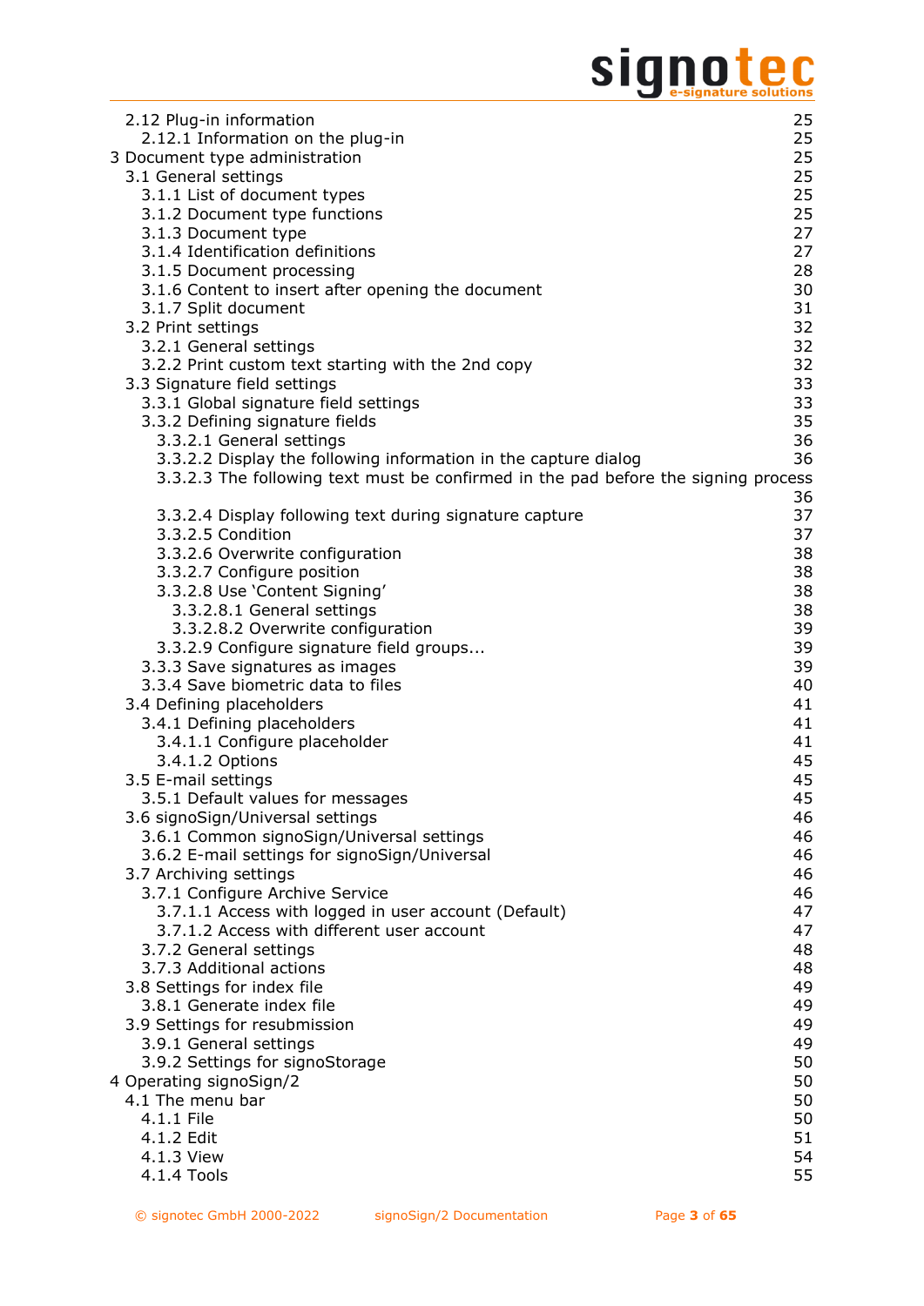2.12 Plug-in information 25
2.12.1 Information on the plug-in 25
3 Document type administration 25
3.1 General settings 25
3.1.1 List of document types 25
3.1.2 Document type functions 25
3.1.3 Document type 27
3.1.4 Identification definitions 27
3.1.5 Document processing 28
3.1.6 Content to insert after opening the document 30
3.1.7 Split document 31
3.2 Print settings 32
3.2.1 General settings 32
3.2.2 Print custom text starting with the 2nd copy 32
3.3 Signature field settings 33
3.3.1 Global signature field settings 33
3.3.2 Defining signature fields 35
3.3.2.1 General settings 36
3.3.2.2 Display the following information in the capture dialog 36
3.3.2.3 The following text must be confirmed in the pad before the signing process 36
3.3.2.4 Display following text during signature capture 37
3.3.2.5 Condition 37
3.3.2.6 Overwrite configuration 38
3.3.2.7 Configure position 38
3.3.2.8 Use 'Content Signing' 38
3.3.2.8.1 General settings 38
3.3.2.8.2 Overwrite configuration 39
3.3.2.9 Configure signature field groups... 39
3.3.3 Save signatures as images 39
3.3.4 Save biometric data to files 40
3.4 Defining placeholders 41
3.4.1 Defining placeholders 41
3.4.1.1 Configure placeholder 41
3.4.1.2 Options 45
3.5 E-mail settings 45
3.5.1 Default values for messages 45
3.6 signoSign/Universal settings 46
3.6.1 Common signoSign/Universal settings 46
3.6.2 E-mail settings for signoSign/Universal 46
3.7 Archiving settings 46
3.7.1 Configure Archive Service 46
3.7.1.1 Access with logged in user account (Default) 47
3.7.1.2 Access with different user account 47
3.7.2 General settings 48
3.7.3 Additional actions 48
3.8 Settings for index file 49
3.8.1 Generate index file 49
3.9 Settings for resubmission 49
3.9.1 General settings 49
3.9.2 Settings for signoStorage 50
4 Operating signoSign/2 50
4.1 The menu bar 50
4.1.1 File 50
4.1.2 Edit 51
4.1.3 View 54
4.1.4 Tools 55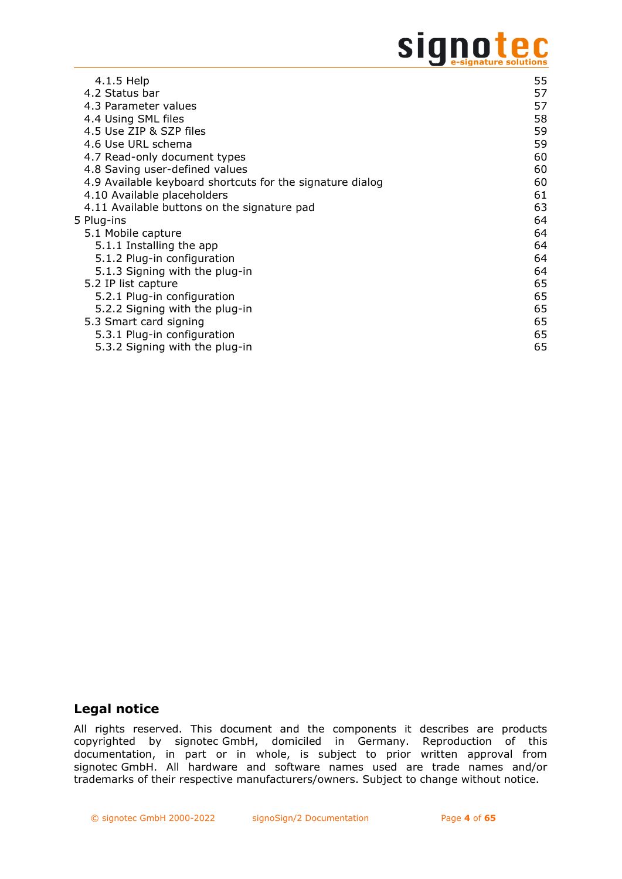4.1.5 Help 55
4.2 Status bar 57
4.3 Parameter values 57
4.4 Using SML files 58
4.5 Use ZIP & SZP files 59
4.6 Use URL schema 59
4.7 Read-only document types 60
4.8 Saving user-defined values 60
4.9 Available keyboard shortcuts for the signature dialog 60
4.10 Available placeholders 61
4.11 Available buttons on the signature pad 63
5 Plug-ins 64
5.1 Mobile capture 64
5.1.1 Installing the app 64
5.1.2 Plug-in configuration 64
5.1.3 Signing with the plug-in 64
5.2 IP list capture 65
5.2.1 Plug-in configuration 65
5.2.2 Signing with the plug-in 65
5.3 Smart card signing 65
5.3.1 Plug-in configuration 65
5.3.2 Signing with the plug-in 65

## Legal notice

All rights reserved. This document and the components it describes are products copyrighted by signotec GmbH, domiciled in Germany. Reproduction of this documentation, in part or in whole, is subject to prior written approval from signotec GmbH. All hardware and software names used are trade names and/or trademarks of their respective manufacturers/owners. Subject to change without notice.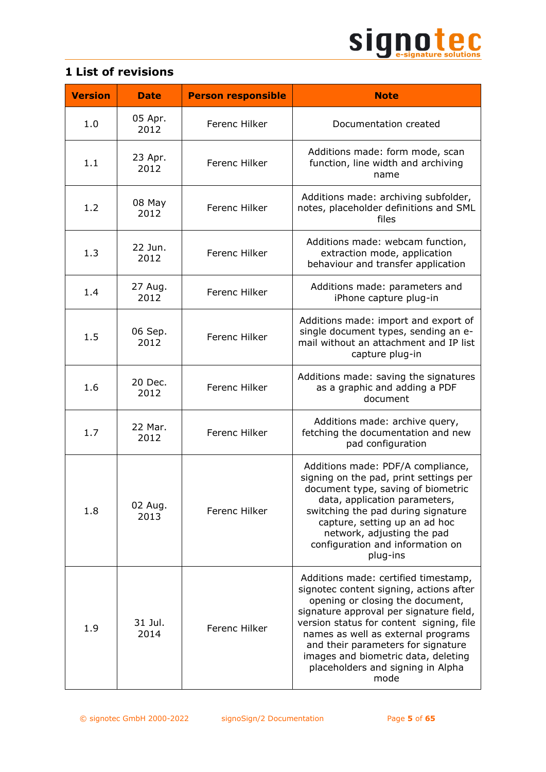# 1 List of revisions

| Version | Date | Person responsible | Note |
|---|---|---|---|
| 1.0 | 05 Apr. 2012 | Ferenc Hilker | Documentation created |
| 1.1 | 23 Apr. 2012 | Ferenc Hilker | Additions made: form mode, scan function, line width and archiving name |
| 1.2 | 08 May 2012 | Ferenc Hilker | Additions made: archiving subfolder, notes, placeholder definitions and SML files |
| 1.3 | 22 Jun. 2012 | Ferenc Hilker | Additions made: webcam function, extraction mode, application behaviour and transfer application |
| 1.4 | 27 Aug. 2012 | Ferenc Hilker | Additions made: parameters and iPhone capture plug-in |
| 1.5 | 06 Sep. 2012 | Ferenc Hilker | Additions made: import and export of single document types, sending an e-mail without an attachment and IP list capture plug-in |
| 1.6 | 20 Dec. 2012 | Ferenc Hilker | Additions made: saving the signatures as a graphic and adding a PDF document |
| 1.7 | 22 Mar. 2012 | Ferenc Hilker | Additions made: archive query, fetching the documentation and new pad configuration |
| 1.8 | 02 Aug. 2013 | Ferenc Hilker | Additions made: PDF/A compliance, signing on the pad, print settings per document type, saving of biometric data, application parameters, switching the pad during signature capture, setting up an ad hoc network, adjusting the pad configuration and information on plug-ins |
| 1.9 | 31 Jul. 2014 | Ferenc Hilker | Additions made: certified timestamp, signotec content signing, actions after opening or closing the document, signature approval per signature field, version status for content signing, file names as well as external programs and their parameters for signature images and biometric data, deleting placeholders and signing in Alpha mode |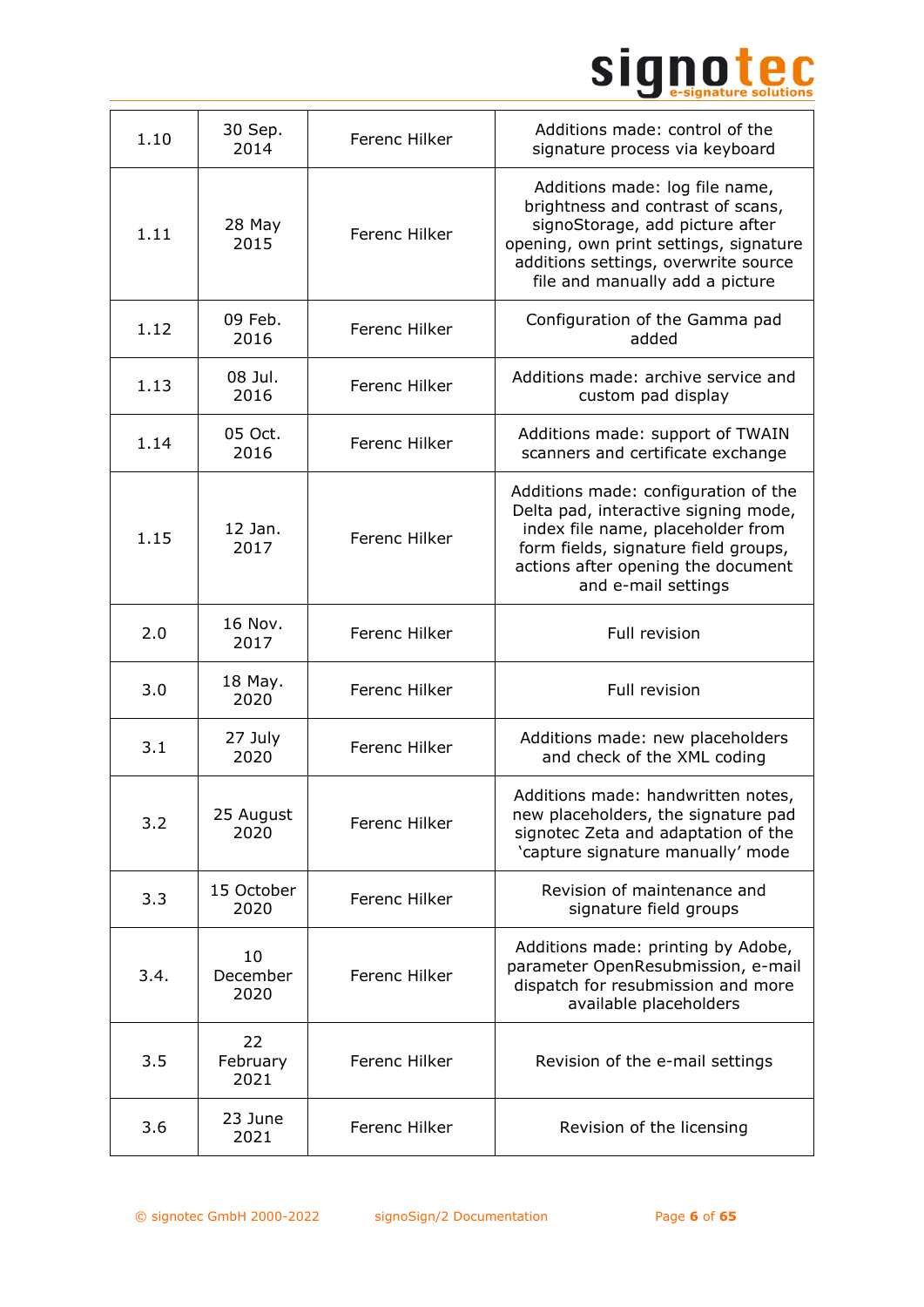| 1.10 | 30 Sep. 2014 | Ferenc Hilker | Additions made: control of the signature process via keyboard |
|---|---|---|---|
| 1.11 | 28 May 2015 | Ferenc Hilker | Additions made: log file name, brightness and contrast of scans, signoStorage, add picture after opening, own print settings, signature additions settings, overwrite source file and manually add a picture |
| 1.12 | 09 Feb. 2016 | Ferenc Hilker | Configuration of the Gamma pad added |
| 1.13 | 08 Jul. 2016 | Ferenc Hilker | Additions made: archive service and custom pad display |
| 1.14 | 05 Oct. 2016 | Ferenc Hilker | Additions made: support of TWAIN scanners and certificate exchange |
| 1.15 | 12 Jan. 2017 | Ferenc Hilker | Additions made: configuration of the Delta pad, interactive signing mode, index file name, placeholder from form fields, signature field groups, actions after opening the document and e-mail settings |
| 2.0 | 16 Nov. 2017 | Ferenc Hilker | Full revision |
| 3.0 | 18 May. 2020 | Ferenc Hilker | Full revision |
| 3.1 | 27 July 2020 | Ferenc Hilker | Additions made: new placeholders and check of the XML coding |
| 3.2 | 25 August 2020 | Ferenc Hilker | Additions made: handwritten notes, new placeholders, the signature pad signotec Zeta and adaptation of the 'capture signature manually' mode |
| 3.3 | 15 October 2020 | Ferenc Hilker | Revision of maintenance and signature field groups |
| 3.4. | 10 December 2020 | Ferenc Hilker | Additions made: printing by Adobe, parameter OpenResubmission, e-mail dispatch for resubmission and more available placeholders |
| 3.5 | 22 February 2021 | Ferenc Hilker | Revision of the e-mail settings |
| 3.6 | 23 June 2021 | Ferenc Hilker | Revision of the licensing |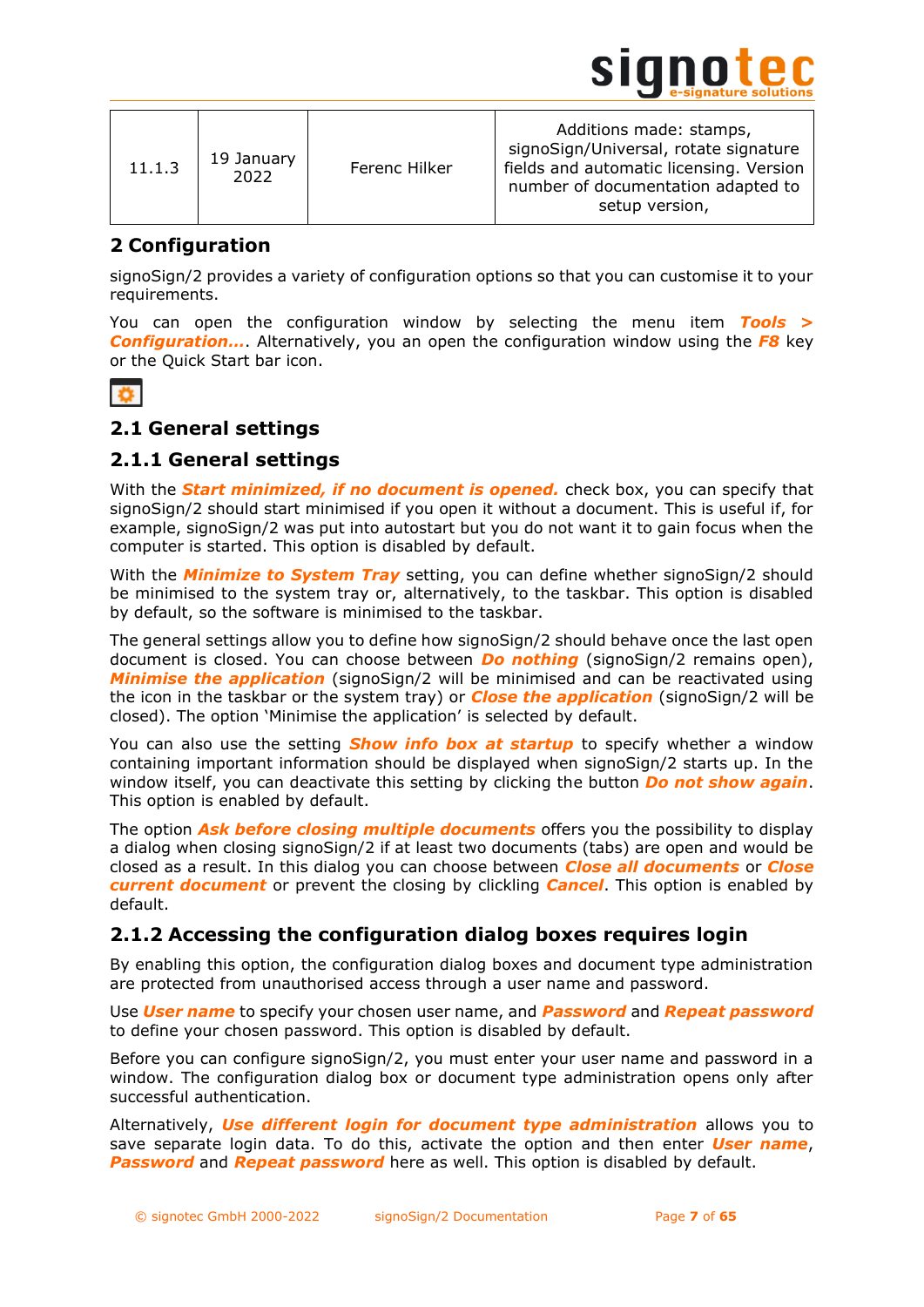| 11.1.3 | 19 January 2022 | Ferenc Hilker | Additions made: stamps, signoSign/Universal, rotate signature fields and automatic licensing. Version number of documentation adapted to setup version, |
|---|---|---|---|

# 2 Configuration

signoSign/2 provides a variety of configuration options so that you can customise it to your requirements.

You can open the configuration window by selecting the menu item ***Tools > Configuration…***. Alternatively, you an open the configuration window using the ***F8*** key or the Quick Start bar icon.

## 2.1 General settings

### 2.1.1 General settings

With the ***Start minimized, if no document is opened.*** check box, you can specify that signoSign/2 should start minimized if you open it without a document. This is useful if, for example, signoSign/2 was put into autostart but you do not want it to gain focus when the computer is started. This option is disabled by default.

With the ***Minimize to System Tray*** setting, you can define whether signoSign/2 should be minimised to the system tray or, alternatively, to the taskbar. This option is disabled by default, so the software is minimised to the taskbar.

The general settings allow you to define how signoSign/2 should behave once the last open document is closed. You can choose between ***Do nothing*** (signoSign/2 remains open), ***Minimise the application*** (signoSign/2 will be minimised and can be reactivated using the icon in the taskbar or the system tray) or ***Close the application*** (signoSign/2 will be closed). The option 'Minimise the application' is selected by default.

You can also use the setting ***Show info box at startup*** to specify whether a window containing important information should be displayed when signoSign/2 starts up. In the window itself, you can deactivate this setting by clicking the button ***Do not show again***. This option is enabled by default.

The option ***Ask before closing multiple documents*** offers you the possibility to display a dialog when closing signoSign/2 if at least two documents (tabs) are open and would be closed as a result. In this dialog you can choose between ***Close all documents*** or ***Close current document*** or prevent the closing by clickling ***Cancel***. This option is enabled by default.

### 2.1.2 Accessing the configuration dialog boxes requires login

By enabling this option, the configuration dialog boxes and document type administration are protected from unauthorised access through a user name and password.

Use ***User name*** to specify your chosen user name, and ***Password*** and ***Repeat password*** to define your chosen password. This option is disabled by default.

Before you can configure signoSign/2, you must enter your user name and password in a window. The configuration dialog box or document type administration opens only after successful authentication.

Alternatively, ***Use different login for document type administration*** allows you to save separate login data. To do this, activate the option and then enter ***User name***, ***Password*** and ***Repeat password*** here as well. This option is disabled by default.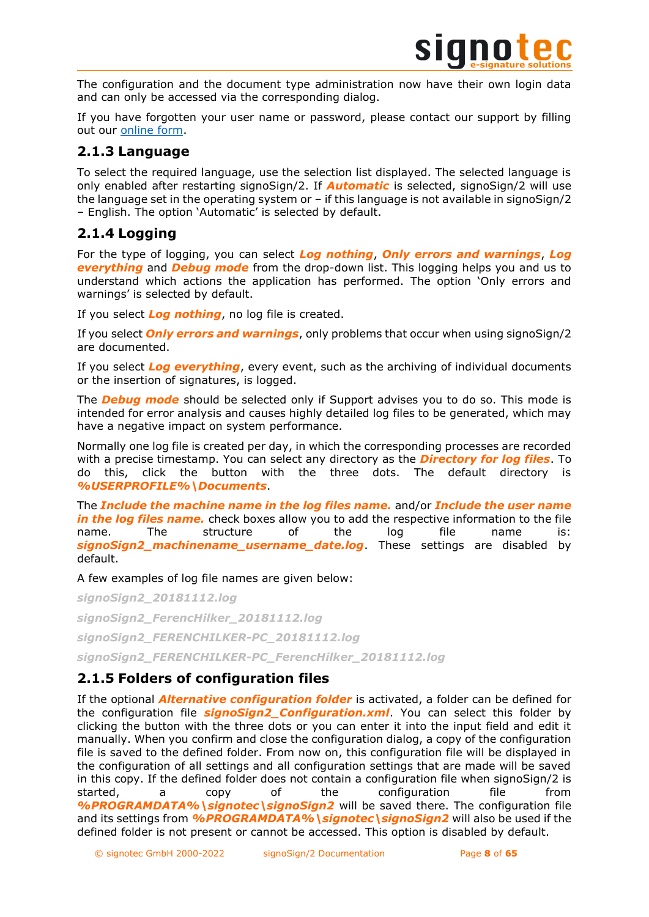The configuration and the document type administration now have their own login data and can only be accessed via the corresponding dialog.

If you have forgotten your user name or password, please contact our support by filling out our online form.

### 2.1.3 Language

To select the required language, use the selection list displayed. The selected language is only enabled after restarting signoSign/2. If ***Automatic*** is selected, signoSign/2 will use the language set in the operating system or – if this language is not available in signoSign/2 – English. The option 'Automatic' is selected by default.

### 2.1.4 Logging

For the type of logging, you can select ***Log nothing***, ***Only errors and warnings***, ***Log everything*** and ***Debug mode*** from the drop-down list. This logging helps you and us to understand which actions the application has performed. The option 'Only errors and warnings' is selected by default.

If you select ***Log nothing***, no log file is created.

If you select ***Only errors and warnings***, only problems that occur when using signoSign/2 are documented.

If you select ***Log everything***, every event, such as the archiving of individual documents or the insertion of signatures, is logged.

The ***Debug mode*** should be selected only if Support advises you to do so. This mode is intended for error analysis and causes highly detailed log files to be generated, which may have a negative impact on system performance.

Normally one log file is created per day, in which the corresponding processes are recorded with a precise timestamp. You can select any directory as the ***Directory for log files***. To do this, click the button with the three dots. The default directory is ***%USERPROFILE%\Documents***.

The ***Include the machine name in the log files name.*** and/or ***Include the user name in the log files name.*** check boxes allow you to add the respective information to the file name. The structure of the log file name is: ***signoSign2_machinename_username_date.log***. These settings are disabled by default.

A few examples of log file names are given below:

***signoSign2_20181112.log***

***signoSign2_FerencHilker_20181112.log***

***signoSign2_FERENCHILKER-PC_20181112.log***

***signoSign2_FERENCHILKER-PC_FerencHilker_20181112.log***

### 2.1.5 Folders of configuration files

If the optional ***Alternative configuration folder*** is activated, a folder can be defined for the configuration file ***signoSign2_Configuration.xml***. You can select this folder by clicking the button with the three dots or you can enter it into the input field and edit it manually. When you confirm and close the configuration dialog, a copy of the configuration file is saved to the defined folder. From now on, this configuration file will be displayed in the configuration of all settings and all configuration settings that are made will be saved in this copy. If the defined folder does not contain a configuration file when signoSign/2 is started, a copy of the configuration file from ***%PROGRAMDATA%\signotec\signoSign2*** will be saved there. The configuration file and its settings from ***%PROGRAMDATA%\signotec\signoSign2*** will also be used if the defined folder is not present or cannot be accessed. This option is disabled by default.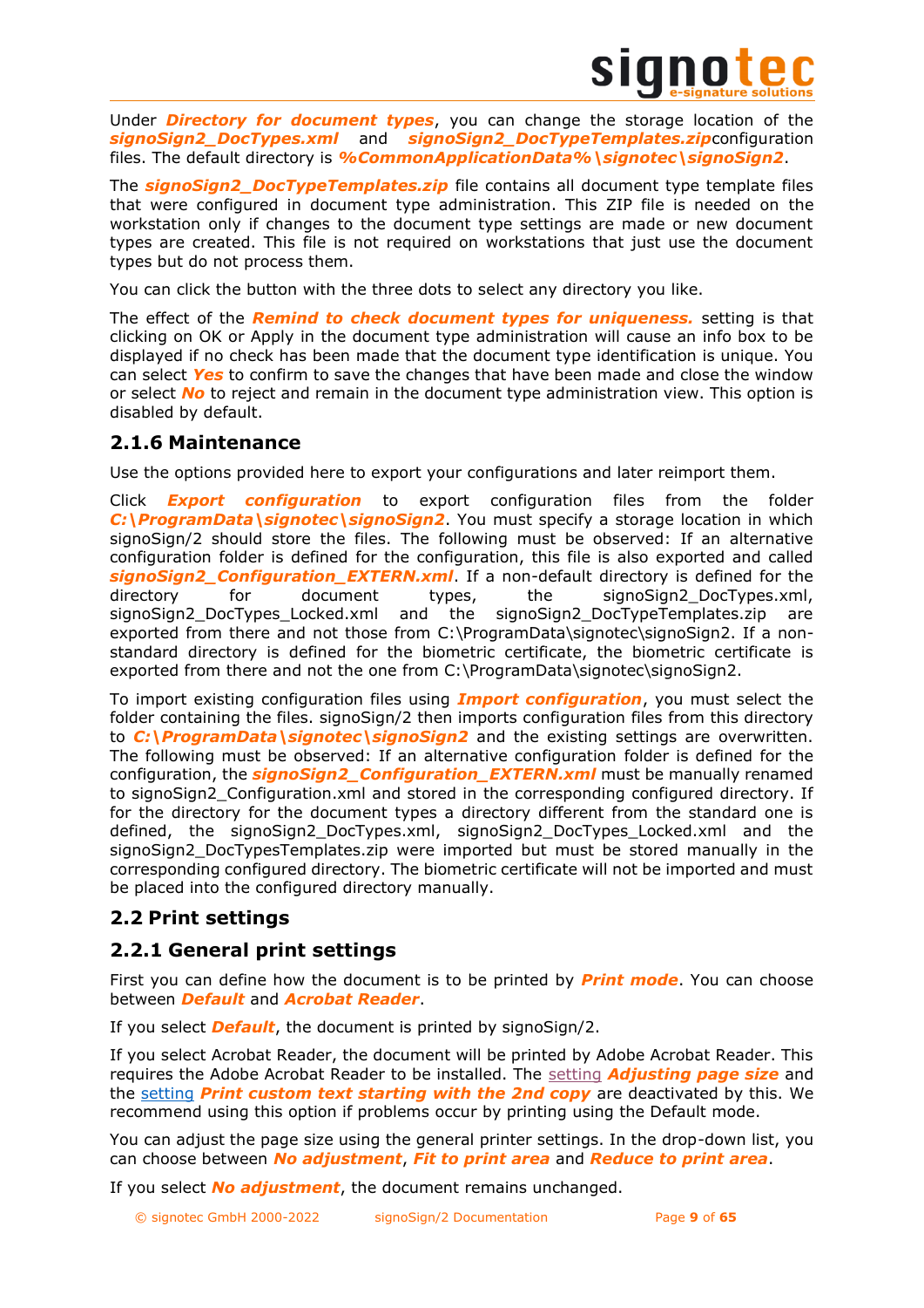Under ***Directory for document types***, you can change the storage location of the ***signoSign2_DocTypes.xml*** and ***signoSign2_DocTypeTemplates.zip***configuration files. The default directory is ***%CommonApplicationData%\signotec\signoSign2***.

The ***signoSign2_DocTypeTemplates.zip*** file contains all document type template files that were configured in document type administration. This ZIP file is needed on the workstation only if changes to the document type settings are made or new document types are created. This file is not required on workstations that just use the document types but do not process them.

You can click the button with the three dots to select any directory you like.

The effect of the ***Remind to check document types for uniqueness.*** setting is that clicking on OK or Apply in the document type administration will cause an info box to be displayed if no check has been made that the document type identification is unique. You can select ***Yes*** to confirm to save the changes that have been made and close the window or select ***No*** to reject and remain in the document type administration view. This option is disabled by default.

### 2.1.6 Maintenance

Use the options provided here to export your configurations and later reimport them.

Click ***Export configuration*** to export configuration files from the folder ***C:\ProgramData\signotec\signoSign2***. You must specify a storage location in which signoSign/2 should store the files. The following must be observed: If an alternative configuration folder is defined for the configuration, this file is also exported and called ***signoSign2_Configuration_EXTERN.xml***. If a non-default directory is defined for the directory for document types, the signoSign2_DocTypes.xml, signoSign2_DocTypes_Locked.xml and the signoSign2_DocTypeTemplates.zip are exported from there and not those from C:\ProgramData\signotec\signoSign2. If a non-standard directory is defined for the biometric certificate, the biometric certificate is exported from there and not the one from C:\ProgramData\signotec\signoSign2.

To import existing configuration files using ***Import configuration***, you must select the folder containing the files. signoSign/2 then imports configuration files from this directory to ***C:\ProgramData\signotec\signoSign2*** and the existing settings are overwritten. The following must be observed: If an alternative configuration folder is defined for the configuration, the ***signoSign2_Configuration_EXTERN.xml*** must be manually renamed to signoSign2_Configuration.xml and stored in the corresponding configured directory. If for the directory for the document types a directory different from the standard one is defined, the signoSign2_DocTypes.xml, signoSign2_DocTypes_Locked.xml and the signoSign2_DocTypesTemplates.zip were imported but must be stored manually in the corresponding configured directory. The biometric certificate will not be imported and must be placed into the configured directory manually.

## 2.2 Print settings

### 2.2.1 General print settings

First you can define how the document is to be printed by ***Print mode***. You can choose between ***Default*** and ***Acrobat Reader***.

If you select ***Default***, the document is printed by signoSign/2.

If you select Acrobat Reader, the document will be printed by Adobe Acrobat Reader. This requires the Adobe Acrobat Reader to be installed. The setting ***Adjusting page size*** and the setting ***Print custom text starting with the 2nd copy*** are deactivated by this. We recommend using this option if problems occur by printing using the Default mode.

You can adjust the page size using the general printer settings. In the drop-down list, you can choose between ***No adjustment***, ***Fit to print area*** and ***Reduce to print area***.

If you select ***No adjustment***, the document remains unchanged.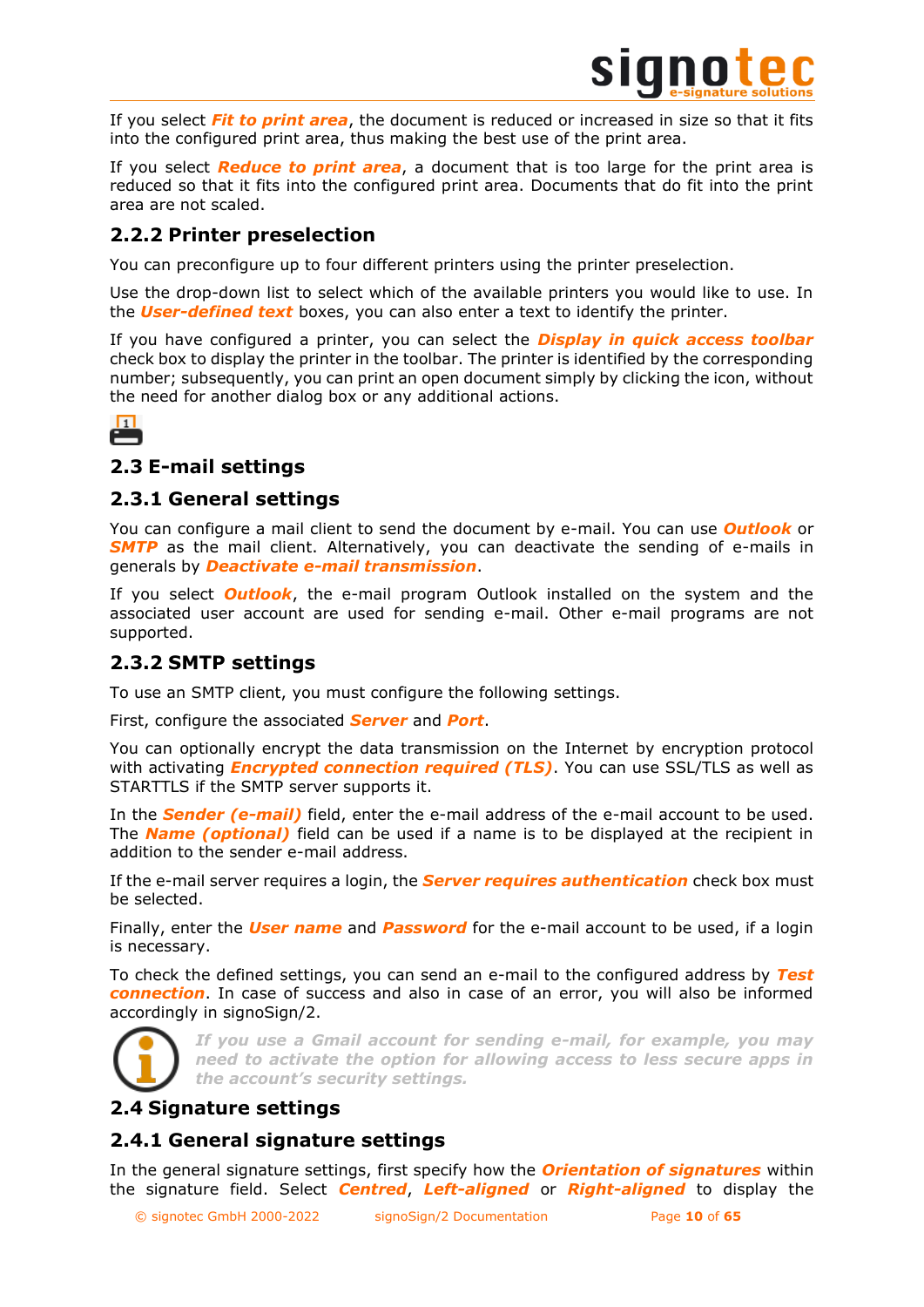If you select ***Fit to print area***, the document is reduced or increased in size so that it fits into the configured print area, thus making the best use of the print area.

If you select ***Reduce to print area***, a document that is too large for the print area is reduced so that it fits into the configured print area. Documents that do fit into the print area are not scaled.

### 2.2.2 Printer preselection

You can preconfigure up to four different printers using the printer preselection.

Use the drop-down list to select which of the available printers you would like to use. In the ***User-defined text*** boxes, you can also enter a text to identify the printer.

If you have configured a printer, you can select the ***Display in quick access toolbar*** check box to display the printer in the toolbar. The printer is identified by the corresponding number; subsequently, you can print an open document simply by clicking the icon, without the need for another dialog box or any additional actions.

## 2.3 E-mail settings

### 2.3.1 General settings

You can configure a mail client to send the document by e-mail. You can use ***Outlook*** or ***SMTP*** as the mail client. Alternatively, you can deactivate the sending of e-mails in generals by ***Deactivate e-mail transmission***.

If you select ***Outlook***, the e-mail program Outlook installed on the system and the associated user account are used for sending e-mail. Other e-mail programs are not supported.

### 2.3.2 SMTP settings

To use an SMTP client, you must configure the following settings.

First, configure the associated ***Server*** and ***Port***.

You can optionally encrypt the data transmission on the Internet by encryption protocol with activating ***Encrypted connection required (TLS)***. You can use SSL/TLS as well as STARTTLS if the SMTP server supports it.

In the ***Sender (e-mail)*** field, enter the e-mail address of the e-mail account to be used. The ***Name (optional)*** field can be used if a name is to be displayed at the recipient in addition to the sender e-mail address.

If the e-mail server requires a login, the ***Server requires authentication*** check box must be selected.

Finally, enter the ***User name*** and ***Password*** for the e-mail account to be used, if a login is necessary.

To check the defined settings, you can send an e-mail to the configured address by ***Test connection***. In case of success and also in case of an error, you will also be informed accordingly in signoSign/2.

***If you use a Gmail account for sending e-mail, for example, you may need to activate the option for allowing access to less secure apps in the account's security settings.***

## 2.4 Signature settings

### 2.4.1 General signature settings

In the general signature settings, first specify how the ***Orientation of signatures*** within the signature field. Select ***Centred***, ***Left-aligned*** or ***Right-aligned*** to display the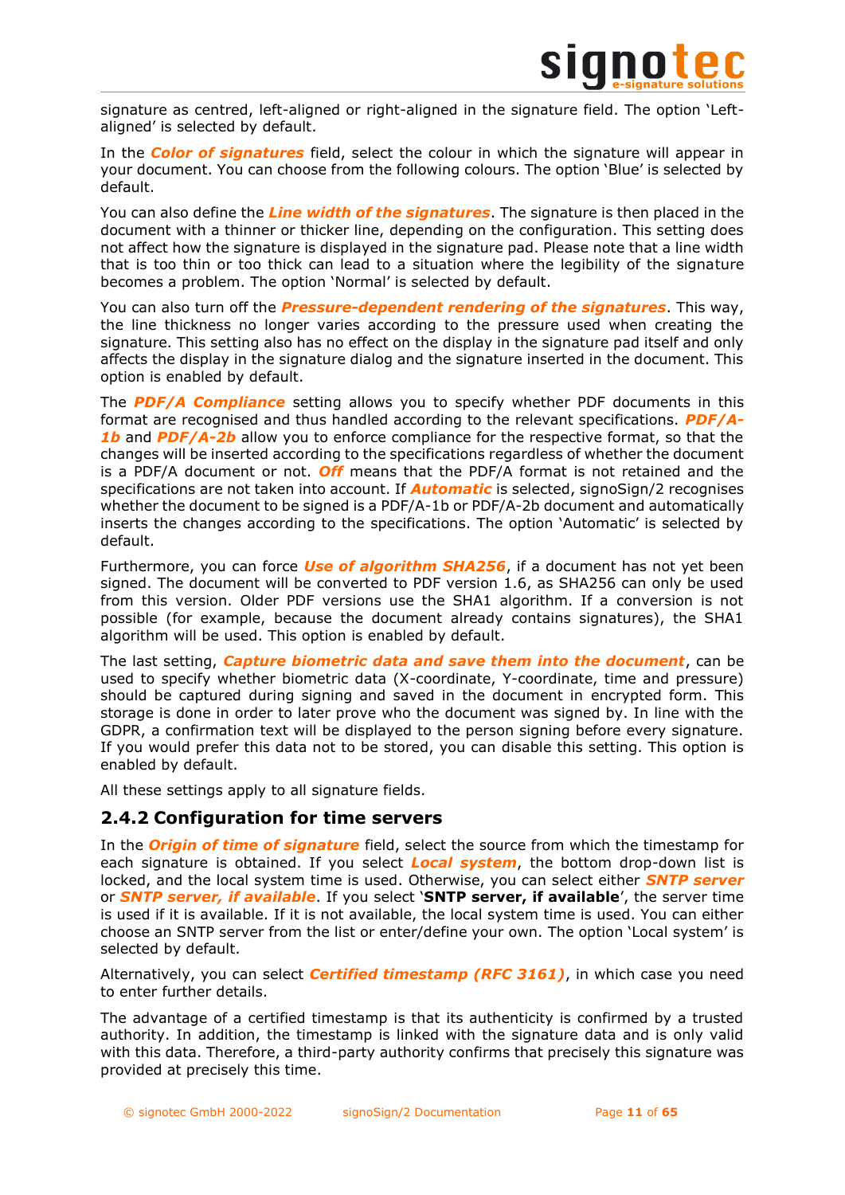signature as centred, left-aligned or right-aligned in the signature field. The option 'Left-aligned' is selected by default.

In the ***Color of signatures*** field, select the colour in which the signature will appear in your document. You can choose from the following colours. The option 'Blue' is selected by default.

You can also define the ***Line width of the signatures***. The signature is then placed in the document with a thinner or thicker line, depending on the configuration. This setting does not affect how the signature is displayed in the signature pad. Please note that a line width that is too thin or too thick can lead to a situation where the legibility of the signature becomes a problem. The option 'Normal' is selected by default.

You can also turn off the ***Pressure-dependent rendering of the signatures***. This way, the line thickness no longer varies according to the pressure used when creating the signature. This setting also has no effect on the display in the signature pad itself and only affects the display in the signature dialog and the signature inserted in the document. This option is enabled by default.

The ***PDF/A Compliance*** setting allows you to specify whether PDF documents in this format are recognised and thus handled according to the relevant specifications. ***PDF/A-1b*** and ***PDF/A-2b*** allow you to enforce compliance for the respective format, so that the changes will be inserted according to the specifications regardless of whether the document is a PDF/A document or not. ***Off*** means that the PDF/A format is not retained and the specifications are not taken into account. If ***Automatic*** is selected, signoSign/2 recognises whether the document to be signed is a PDF/A-1b or PDF/A-2b document and automatically inserts the changes according to the specifications. The option 'Automatic' is selected by default.

Furthermore, you can force ***Use of algorithm SHA256***, if a document has not yet been signed. The document will be converted to PDF version 1.6, as SHA256 can only be used from this version. Older PDF versions use the SHA1 algorithm. If a conversion is not possible (for example, because the document already contains signatures), the SHA1 algorithm will be used. This option is enabled by default.

The last setting, ***Capture biometric data and save them into the document***, can be used to specify whether biometric data (X-coordinate, Y-coordinate, time and pressure) should be captured during signing and saved in the document in encrypted form. This storage is done in order to later prove who the document was signed by. In line with the GDPR, a confirmation text will be displayed to the person signing before every signature. If you would prefer this data not to be stored, you can disable this setting. This option is enabled by default.

All these settings apply to all signature fields.

## 2.4.2 Configuration for time servers

In the ***Origin of time of signature*** field, select the source from which the timestamp for each signature is obtained. If you select ***Local system***, the bottom drop-down list is locked, and the local system time is used. Otherwise, you can select either ***SNTP server*** or ***SNTP server, if available***. If you select '**SNTP server, if available**', the server time is used if it is available. If it is not available, the local system time is used. You can either choose an SNTP server from the list or enter/define your own. The option 'Local system' is selected by default.

Alternatively, you can select ***Certified timestamp (RFC 3161)***, in which case you need to enter further details.

The advantage of a certified timestamp is that its authenticity is confirmed by a trusted authority. In addition, the timestamp is linked with the signature data and is only valid with this data. Therefore, a third-party authority confirms that precisely this signature was provided at precisely this time.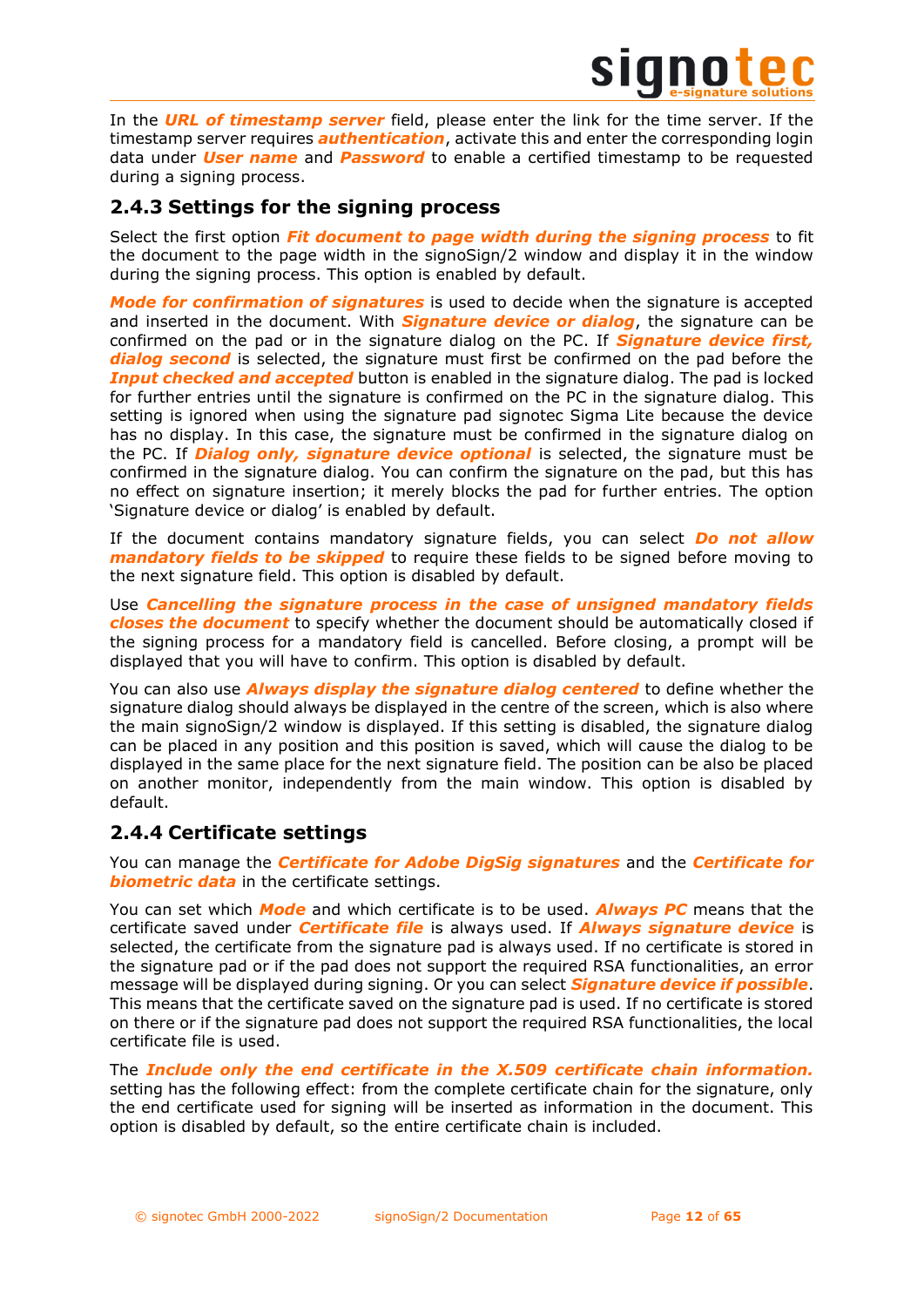In the ***URL of timestamp server*** field, please enter the link for the time server. If the timestamp server requires ***authentication***, activate this and enter the corresponding login data under ***User name*** and ***Password*** to enable a certified timestamp to be requested during a signing process.

### 2.4.3 Settings for the signing process

Select the first option ***Fit document to page width during the signing process*** to fit the document to the page width in the signoSign/2 window and display it in the window during the signing process. This option is enabled by default.

***Mode for confirmation of signatures*** is used to decide when the signature is accepted and inserted in the document. With ***Signature device or dialog***, the signature can be confirmed on the pad or in the signature dialog on the PC. If ***Signature device first, dialog second*** is selected, the signature must first be confirmed on the pad before the ***Input checked and accepted*** button is enabled in the signature dialog. The pad is locked for further entries until the signature is confirmed on the PC in the signature dialog. This setting is ignored when using the signature pad signotec Sigma Lite because the device has no display. In this case, the signature must be confirmed in the signature dialog on the PC. If ***Dialog only, signature device optional*** is selected, the signature must be confirmed in the signature dialog. You can confirm the signature on the pad, but this has no effect on signature insertion; it merely blocks the pad for further entries. The option 'Signature device or dialog' is enabled by default.

If the document contains mandatory signature fields, you can select ***Do not allow mandatory fields to be skipped*** to require these fields to be signed before moving to the next signature field. This option is disabled by default.

Use ***Cancelling the signature process in the case of unsigned mandatory fields closes the document*** to specify whether the document should be automatically closed if the signing process for a mandatory field is cancelled. Before closing, a prompt will be displayed that you will have to confirm. This option is disabled by default.

You can also use ***Always display the signature dialog centered*** to define whether the signature dialog should always be displayed in the centre of the screen, which is also where the main signoSign/2 window is displayed. If this setting is disabled, the signature dialog can be placed in any position and this position is saved, which will cause the dialog to be displayed in the same place for the next signature field. The position can be also be placed on another monitor, independently from the main window. This option is disabled by default.

### 2.4.4 Certificate settings

You can manage the ***Certificate for Adobe DigSig signatures*** and the ***Certificate for biometric data*** in the certificate settings.

You can set which ***Mode*** and which certificate is to be used. ***Always PC*** means that the certificate saved under ***Certificate file*** is always used. If ***Always signature device*** is selected, the certificate from the signature pad is always used. If no certificate is stored in the signature pad or if the pad does not support the required RSA functionalities, an error message will be displayed during signing. Or you can select ***Signature device if possible***. This means that the certificate saved on the signature pad is used. If no certificate is stored on there or if the signature pad does not support the required RSA functionalities, the local certificate file is used.

The ***Include only the end certificate in the X.509 certificate chain information.*** setting has the following effect: from the complete certificate chain for the signature, only the end certificate used for signing will be inserted as information in the document. This option is disabled by default, so the entire certificate chain is included.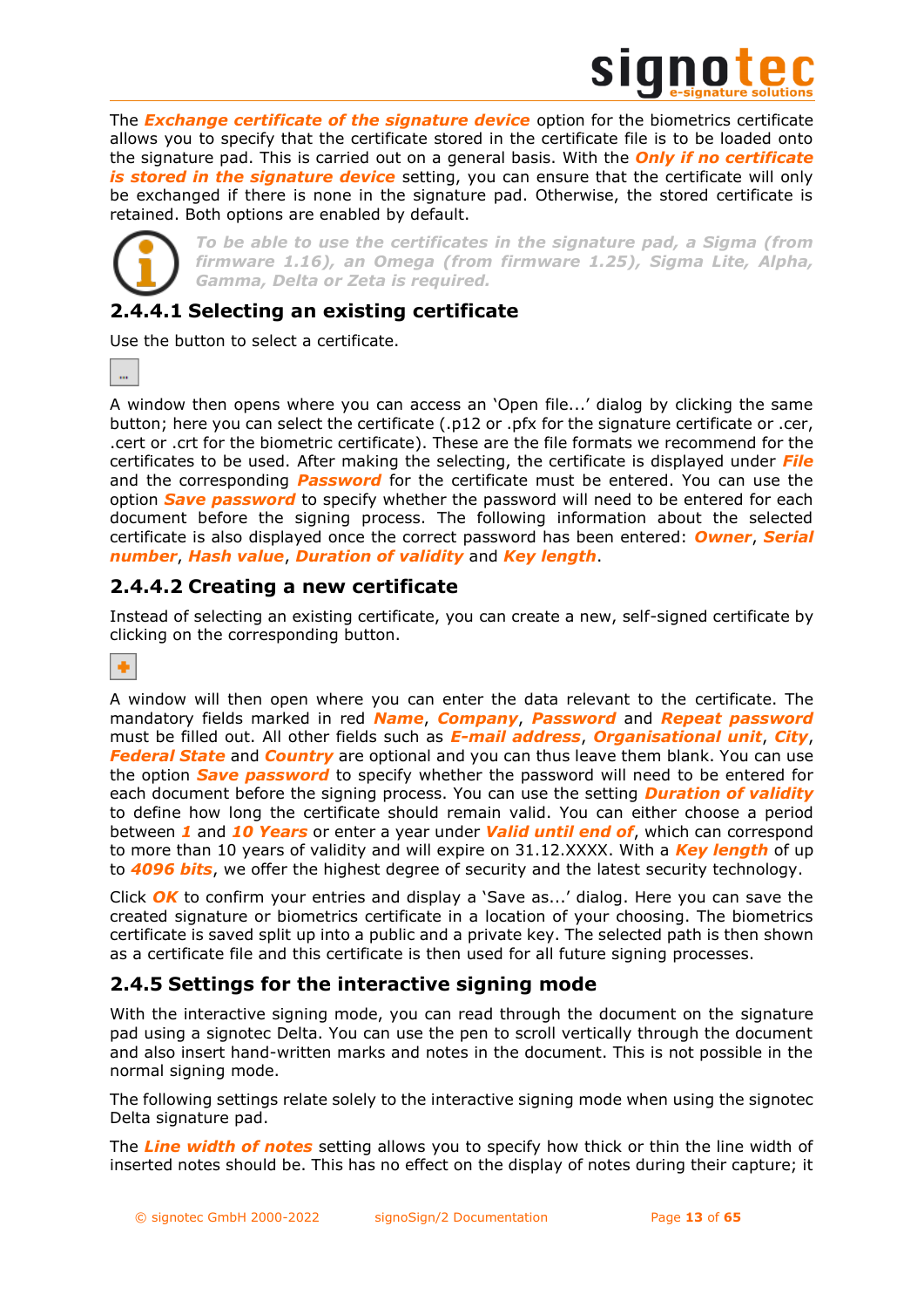The ***Exchange certificate of the signature device*** option for the biometrics certificate allows you to specify that the certificate stored in the certificate file is to be loaded onto the signature pad. This is carried out on a general basis. With the ***Only if no certificate is stored in the signature device*** setting, you can ensure that the certificate will only be exchanged if there is none in the signature pad. Otherwise, the stored certificate is retained. Both options are enabled by default.

***To be able to use the certificates in the signature pad, a Sigma (from firmware 1.16), an Omega (from firmware 1.25), Sigma Lite, Alpha, Gamma, Delta or Zeta is required.***

### 2.4.4.1 Selecting an existing certificate

Use the button to select a certificate.

A window then opens where you can access an 'Open file...' dialog by clicking the same button; here you can select the certificate (.p12 or .pfx for the signature certificate or .cer, .cert or .crt for the biometric certificate). These are the file formats we recommend for the certificates to be used. After making the selecting, the certificate is displayed under ***File*** and the corresponding ***Password*** for the certificate must be entered. You can use the option ***Save password*** to specify whether the password will need to be entered for each document before the signing process. The following information about the selected certificate is also displayed once the correct password has been entered: ***Owner***, ***Serial number***, ***Hash value***, ***Duration of validity*** and ***Key length***.

### 2.4.4.2 Creating a new certificate

Instead of selecting an existing certificate, you can create a new, self-signed certificate by clicking on the corresponding button.

A window will then open where you can enter the data relevant to the certificate. The mandatory fields marked in red ***Name***, ***Company***, ***Password*** and ***Repeat password*** must be filled out. All other fields such as ***E-mail address***, ***Organisational unit***, ***City***, ***Federal State*** and ***Country*** are optional and you can thus leave them blank. You can use the option ***Save password*** to specify whether the password will need to be entered for each document before the signing process. You can use the setting ***Duration of validity*** to define how long the certificate should remain valid. You can either choose a period between ***1*** and ***10 Years*** or enter a year under ***Valid until end of***, which can correspond to more than 10 years of validity and will expire on 31.12.XXXX. With a ***Key length*** of up to ***4096 bits***, we offer the highest degree of security and the latest security technology.

Click ***OK*** to confirm your entries and display a 'Save as...' dialog. Here you can save the created signature or biometrics certificate in a location of your choosing. The biometrics certificate is saved split up into a public and a private key. The selected path is then shown as a certificate file and this certificate is then used for all future signing processes.

## 2.4.5 Settings for the interactive signing mode

With the interactive signing mode, you can read through the document on the signature pad using a signotec Delta. You can use the pen to scroll vertically through the document and also insert hand-written marks and notes in the document. This is not possible in the normal signing mode.

The following settings relate solely to the interactive signing mode when using the signotec Delta signature pad.

The ***Line width of notes*** setting allows you to specify how thick or thin the line width of inserted notes should be. This has no effect on the display of notes during their capture; it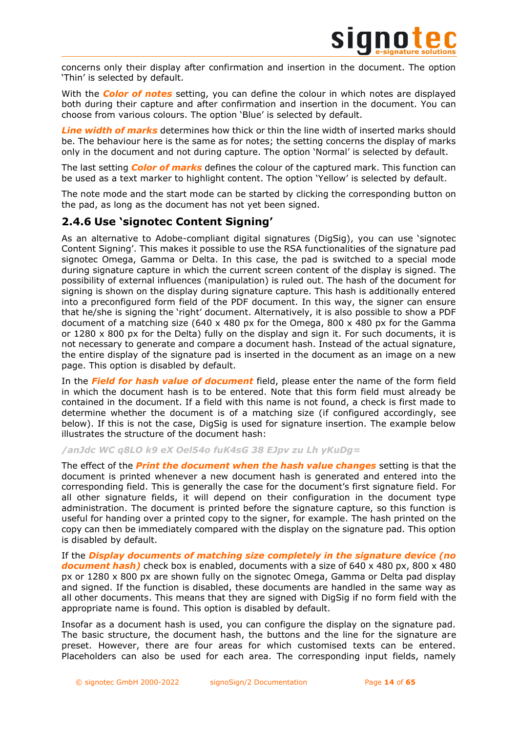concerns only their display after confirmation and insertion in the document. The option 'Thin' is selected by default.

With the ***Color of notes*** setting, you can define the colour in which notes are displayed both during their capture and after confirmation and insertion in the document. You can choose from various colours. The option 'Blue' is selected by default.

***Line width of marks*** determines how thick or thin the line width of inserted marks should be. The behaviour here is the same as for notes; the setting concerns the display of marks only in the document and not during capture. The option 'Normal' is selected by default.

The last setting ***Color of marks*** defines the colour of the captured mark. This function can be used as a text marker to highlight content. The option 'Yellow' is selected by default.

The note mode and the start mode can be started by clicking the corresponding button on the pad, as long as the document has not yet been signed.

## 2.4.6 Use 'signotec Content Signing'

As an alternative to Adobe-compliant digital signatures (DigSig), you can use 'signotec Content Signing'. This makes it possible to use the RSA functionalities of the signature pad signotec Omega, Gamma or Delta. In this case, the pad is switched to a special mode during signature capture in which the current screen content of the display is signed. The possibility of external influences (manipulation) is ruled out. The hash of the document for signing is shown on the display during signature capture. This hash is additionally entered into a preconfigured form field of the PDF document. In this way, the signer can ensure that he/she is signing the 'right' document. Alternatively, it is also possible to show a PDF document of a matching size (640 x 480 px for the Omega, 800 x 480 px for the Gamma or 1280 x 800 px for the Delta) fully on the display and sign it. For such documents, it is not necessary to generate and compare a document hash. Instead of the actual signature, the entire display of the signature pad is inserted in the document as an image on a new page. This option is disabled by default.

In the ***Field for hash value of document*** field, please enter the name of the form field in which the document hash is to be entered. Note that this form field must already be contained in the document. If a field with this name is not found, a check is first made to determine whether the document is of a matching size (if configured accordingly, see below). If this is not the case, DigSig is used for signature insertion. The example below illustrates the structure of the document hash:

***/anJdc WC q8LO k9 eX Oel54o fuK4sG 38 EJpv zu Lh yKuDg=***

The effect of the ***Print the document when the hash value changes*** setting is that the document is printed whenever a new document hash is generated and entered into the corresponding field. This is generally the case for the document's first signature field. For all other signature fields, it will depend on their configuration in the document type administration. The document is printed before the signature capture, so this function is useful for handing over a printed copy to the signer, for example. The hash printed on the copy can then be immediately compared with the display on the signature pad. This option is disabled by default.

If the ***Display documents of matching size completely in the signature device (no document hash)*** check box is enabled, documents with a size of 640 x 480 px, 800 x 480 px or 1280 x 800 px are shown fully on the signotec Omega, Gamma or Delta pad display and signed. If the function is disabled, these documents are handled in the same way as all other documents. This means that they are signed with DigSig if no form field with the appropriate name is found. This option is disabled by default.

Insofar as a document hash is used, you can configure the display on the signature pad. The basic structure, the document hash, the buttons and the line for the signature are preset. However, there are four areas for which customised texts can be entered. Placeholders can also be used for each area. The corresponding input fields, namely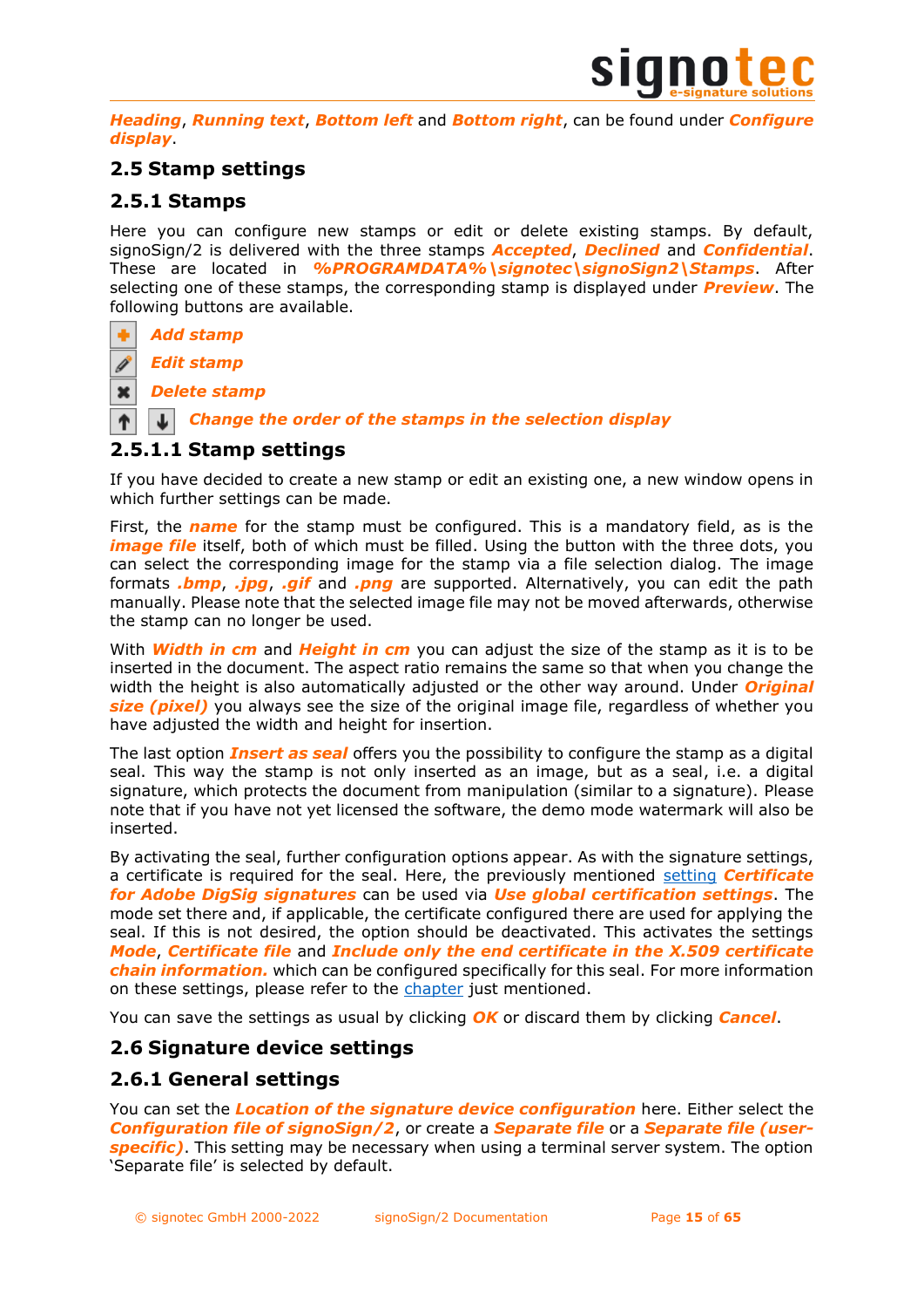***Heading***, ***Running text***, ***Bottom left*** and ***Bottom right***, can be found under ***Configure display***.

## 2.5 Stamp settings

### 2.5.1 Stamps

Here you can configure new stamps or edit or delete existing stamps. By default, signoSign/2 is delivered with the three stamps ***Accepted***, ***Declined*** and ***Confidential***. These are located in ***%PROGRAMDATA%\signotec\signoSign2\Stamps***. After selecting one of these stamps, the corresponding stamp is displayed under ***Preview***. The following buttons are available.

- ***Add stamp***
- ***Edit stamp***
- ***Delete stamp***
- ***Change the order of the stamps in the selection display***

#### 2.5.1.1 Stamp settings

If you have decided to create a new stamp or edit an existing one, a new window opens in which further settings can be made.

First, the ***name*** for the stamp must be configured. This is a mandatory field, as is the ***image file*** itself, both of which must be filled. Using the button with the three dots, you can select the corresponding image for the stamp via a file selection dialog. The image formats ***.bmp***, ***.jpg***, ***.gif*** and ***.png*** are supported. Alternatively, you can edit the path manually. Please note that the selected image file may not be moved afterwards, otherwise the stamp can no longer be used.

With ***Width in cm*** and ***Height in cm*** you can adjust the size of the stamp as it is to be inserted in the document. The aspect ratio remains the same so that when you change the width the height is also automatically adjusted or the other way around. Under ***Original size (pixel)*** you always see the size of the original image file, regardless of whether you have adjusted the width and height for insertion.

The last option ***Insert as seal*** offers you the possibility to configure the stamp as a digital seal. This way the stamp is not only inserted as an image, but as a seal, i.e. a digital signature, which protects the document from manipulation (similar to a signature). Please note that if you have not yet licensed the software, the demo mode watermark will also be inserted.

By activating the seal, further configuration options appear. As with the signature settings, a certificate is required for the seal. Here, the previously mentioned setting ***Certificate for Adobe DigSig signatures*** can be used via ***Use global certification settings***. The mode set there and, if applicable, the certificate configured there are used for applying the seal. If this is not desired, the option should be deactivated. This activates the settings ***Mode***, ***Certificate file*** and ***Include only the end certificate in the X.509 certificate chain information.*** which can be configured specifically for this seal. For more information on these settings, please refer to the chapter just mentioned.

You can save the settings as usual by clicking ***OK*** or discard them by clicking ***Cancel***.

## 2.6 Signature device settings

### 2.6.1 General settings

You can set the ***Location of the signature device configuration*** here. Either select the ***Configuration file of signoSign/2***, or create a ***Separate file*** or a ***Separate file (user-specific)***. This setting may be necessary when using a terminal server system. The option 'Separate file' is selected by default.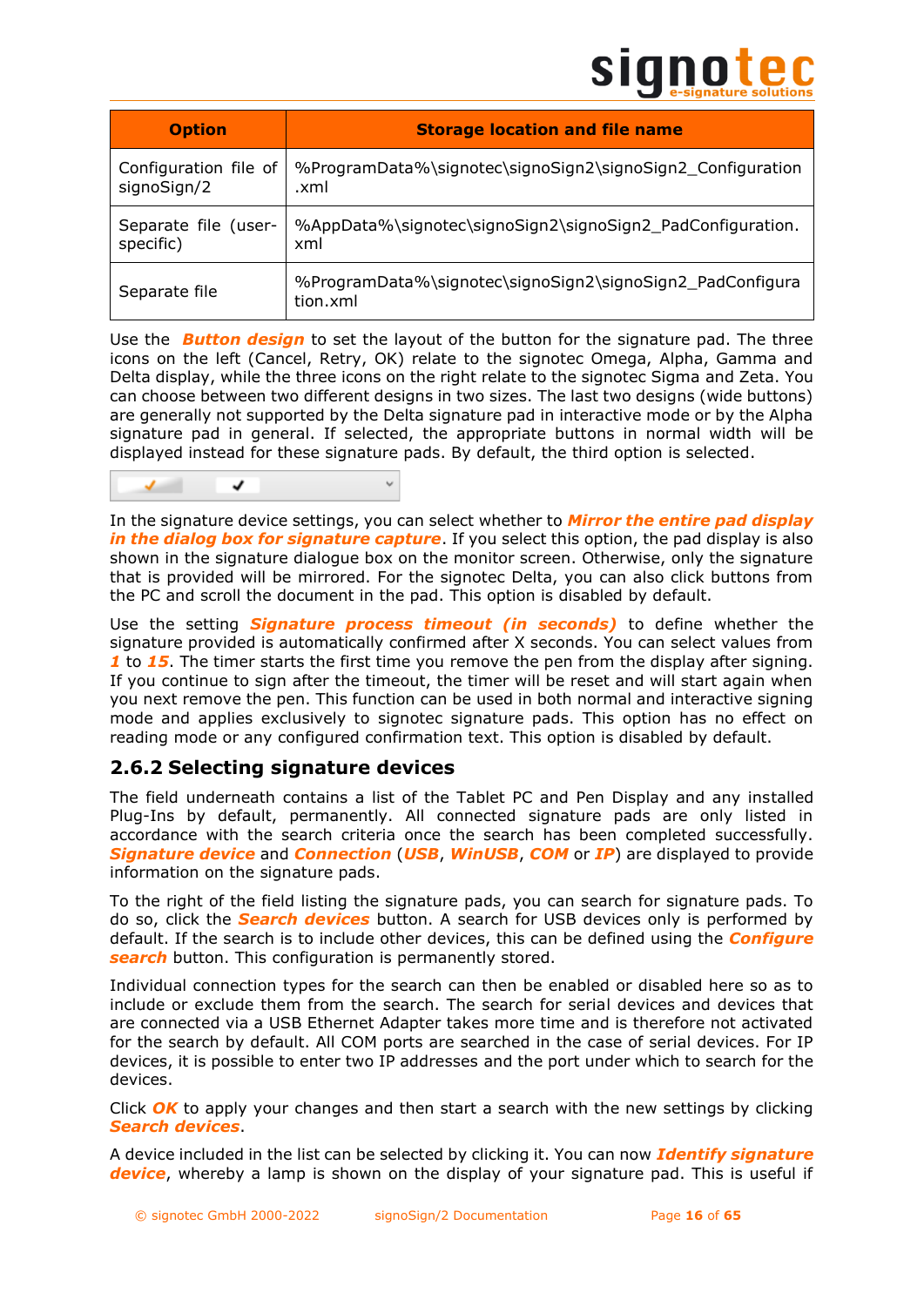| Option | Storage location and file name |
|---|---|
| Configuration file of signoSign/2 | %ProgramData%\signotec\signoSign2\signoSign2_Configuration.xml |
| Separate file (user-specific) | %AppData%\signotec\signoSign2\signoSign2_PadConfiguration.xml |
| Separate file | %ProgramData%\signotec\signoSign2\signoSign2_PadConfiguration.xml |

Use the ***Button design*** to set the layout of the button for the signature pad. The three icons on the left (Cancel, Retry, OK) relate to the signotec Omega, Alpha, Gamma and Delta display, while the three icons on the right relate to the signotec Sigma and Zeta. You can choose between two different designs in two sizes. The last two designs (wide buttons) are generally not supported by the Delta signature pad in interactive mode or by the Alpha signature pad in general. If selected, the appropriate buttons in normal width will be displayed instead for these signature pads. By default, the third option is selected.

In the signature device settings, you can select whether to ***Mirror the entire pad display in the dialog box for signature capture***. If you select this option, the pad display is also shown in the signature dialogue box on the monitor screen. Otherwise, only the signature that is provided will be mirrored. For the signotec Delta, you can also click buttons from the PC and scroll the document in the pad. This option is disabled by default.

Use the setting ***Signature process timeout (in seconds)*** to define whether the signature provided is automatically confirmed after X seconds. You can select values from ***1*** to ***15***. The timer starts the first time you remove the pen from the display after signing. If you continue to sign after the timeout, the timer will be reset and will start again when you next remove the pen. This function can be used in both normal and interactive signing mode and applies exclusively to signotec signature pads. This option has no effect on reading mode or any configured confirmation text. This option is disabled by default.

### 2.6.2 Selecting signature devices

The field underneath contains a list of the Tablet PC and Pen Display and any installed Plug-Ins by default, permanently. All connected signature pads are only listed in accordance with the search criteria once the search has been completed successfully. ***Signature device*** and ***Connection*** (***USB***, ***WinUSB***, ***COM*** or ***IP***) are displayed to provide information on the signature pads.

To the right of the field listing the signature pads, you can search for signature pads. To do so, click the ***Search devices*** button. A search for USB devices only is performed by default. If the search is to include other devices, this can be defined using the ***Configure search*** button. This configuration is permanently stored.

Individual connection types for the search can then be enabled or disabled here so as to include or exclude them from the search. The search for serial devices and devices that are connected via a USB Ethernet Adapter takes more time and is therefore not activated for the search by default. All COM ports are searched in the case of serial devices. For IP devices, it is possible to enter two IP addresses and the port under which to search for the devices.

Click ***OK*** to apply your changes and then start a search with the new settings by clicking ***Search devices***.

A device included in the list can be selected by clicking it. You can now ***Identify signature device***, whereby a lamp is shown on the display of your signature pad. This is useful if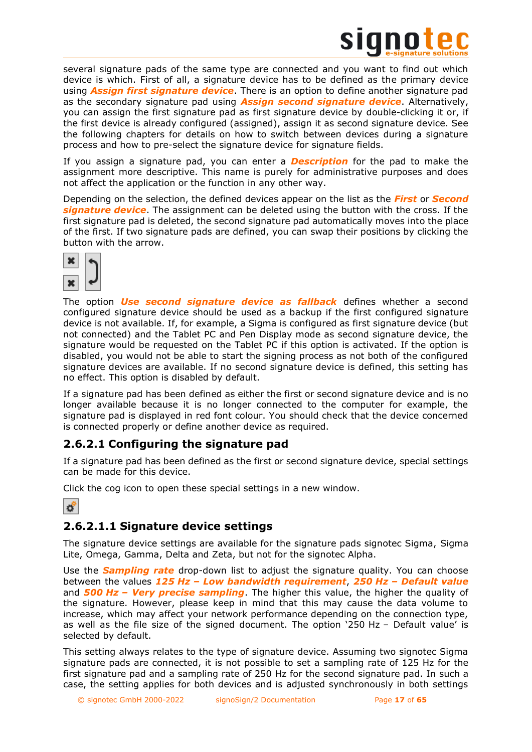several signature pads of the same type are connected and you want to find out which device is which. First of all, a signature device has to be defined as the primary device using **Assign first signature device**. There is an option to define another signature pad as the secondary signature pad using **Assign second signature device**. Alternatively, you can assign the first signature pad as first signature device by double-clicking it or, if the first device is already configured (assigned), assign it as second signature device. See the following chapters for details on how to switch between devices during a signature process and how to pre-select the signature device for signature fields.

If you assign a signature pad, you can enter a **Description** for the pad to make the assignment more descriptive. This name is purely for administrative purposes and does not affect the application or the function in any other way.

Depending on the selection, the defined devices appear on the list as the **First** or **Second signature device**. The assignment can be deleted using the button with the cross. If the first signature pad is deleted, the second signature pad automatically moves into the place of the first. If two signature pads are defined, you can swap their positions by clicking the button with the arrow.

The option **Use second signature device as fallback** defines whether a second configured signature device should be used as a backup if the first configured signature device is not available. If, for example, a Sigma is configured as first signature device (but not connected) and the Tablet PC and Pen Display mode as second signature device, the signature would be requested on the Tablet PC if this option is activated. If the option is disabled, you would not be able to start the signing process as not both of the configured signature devices are available. If no second signature device is defined, this setting has no effect. This option is disabled by default.

If a signature pad has been defined as either the first or second signature device and is no longer available because it is no longer connected to the computer for example, the signature pad is displayed in red font colour. You should check that the device concerned is connected properly or define another device as required.

### 2.6.2.1 Configuring the signature pad

If a signature pad has been defined as the first or second signature device, special settings can be made for this device.

Click the cog icon to open these special settings in a new window.

#### 2.6.2.1.1 Signature device settings

The signature device settings are available for the signature pads signotec Sigma, Sigma Lite, Omega, Gamma, Delta and Zeta, but not for the signotec Alpha.

Use the **Sampling rate** drop-down list to adjust the signature quality. You can choose between the values **125 Hz – Low bandwidth requirement**, **250 Hz – Default value** and **500 Hz – Very precise sampling**. The higher this value, the higher the quality of the signature. However, please keep in mind that this may cause the data volume to increase, which may affect your network performance depending on the connection type, as well as the file size of the signed document. The option '250 Hz – Default value' is selected by default.

This setting always relates to the type of signature device. Assuming two signotec Sigma signature pads are connected, it is not possible to set a sampling rate of 125 Hz for the first signature pad and a sampling rate of 250 Hz for the second signature pad. In such a case, the setting applies for both devices and is adjusted synchronously in both settings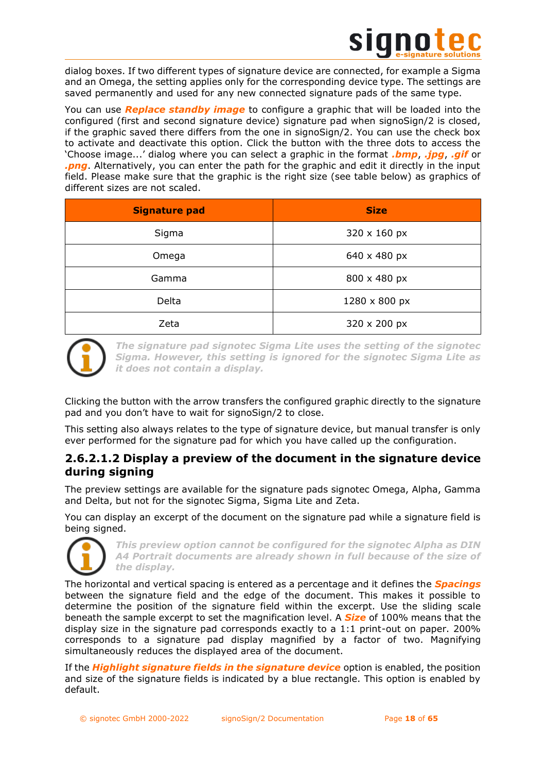dialog boxes. If two different types of signature device are connected, for example a Sigma and an Omega, the setting applies only for the corresponding device type. The settings are saved permanently and used for any new connected signature pads of the same type.

You can use ***Replace standby image*** to configure a graphic that will be loaded into the configured (first and second signature device) signature pad when signoSign/2 is closed, if the graphic saved there differs from the one in signoSign/2. You can use the check box to activate and deactivate this option. Click the button with the three dots to access the 'Choose image...' dialog where you can select a graphic in the format ***.bmp***, ***.jpg***, ***.gif*** or ***.png***. Alternatively, you can enter the path for the graphic and edit it directly in the input field. Please make sure that the graphic is the right size (see table below) as graphics of different sizes are not scaled.

| Signature pad | Size |
| --- | --- |
| Sigma | 320 x 160 px |
| Omega | 640 x 480 px |
| Gamma | 800 x 480 px |
| Delta | 1280 x 800 px |
| Zeta | 320 x 200 px |

***The signature pad signotec Sigma Lite uses the setting of the signotec Sigma. However, this setting is ignored for the signotec Sigma Lite as it does not contain a display.***

Clicking the button with the arrow transfers the configured graphic directly to the signature pad and you don't have to wait for signoSign/2 to close.

This setting also always relates to the type of signature device, but manual transfer is only ever performed for the signature pad for which you have called up the configuration.

### 2.6.2.1.2 Display a preview of the document in the signature device during signing

The preview settings are available for the signature pads signotec Omega, Alpha, Gamma and Delta, but not for the signotec Sigma, Sigma Lite and Zeta.

You can display an excerpt of the document on the signature pad while a signature field is being signed.

***This preview option cannot be configured for the signotec Alpha as DIN A4 Portrait documents are already shown in full because of the size of the display.***

The horizontal and vertical spacing is entered as a percentage and it defines the ***Spacings*** between the signature field and the edge of the document. This makes it possible to determine the position of the signature field within the excerpt. Use the sliding scale beneath the sample excerpt to set the magnification level. A ***Size*** of 100% means that the display size in the signature pad corresponds exactly to a 1:1 print-out on paper. 200% corresponds to a signature pad display magnified by a factor of two. Magnifying simultaneously reduces the displayed area of the document.

If the ***Highlight signature fields in the signature device*** option is enabled, the position and size of the signature fields is indicated by a blue rectangle. This option is enabled by default.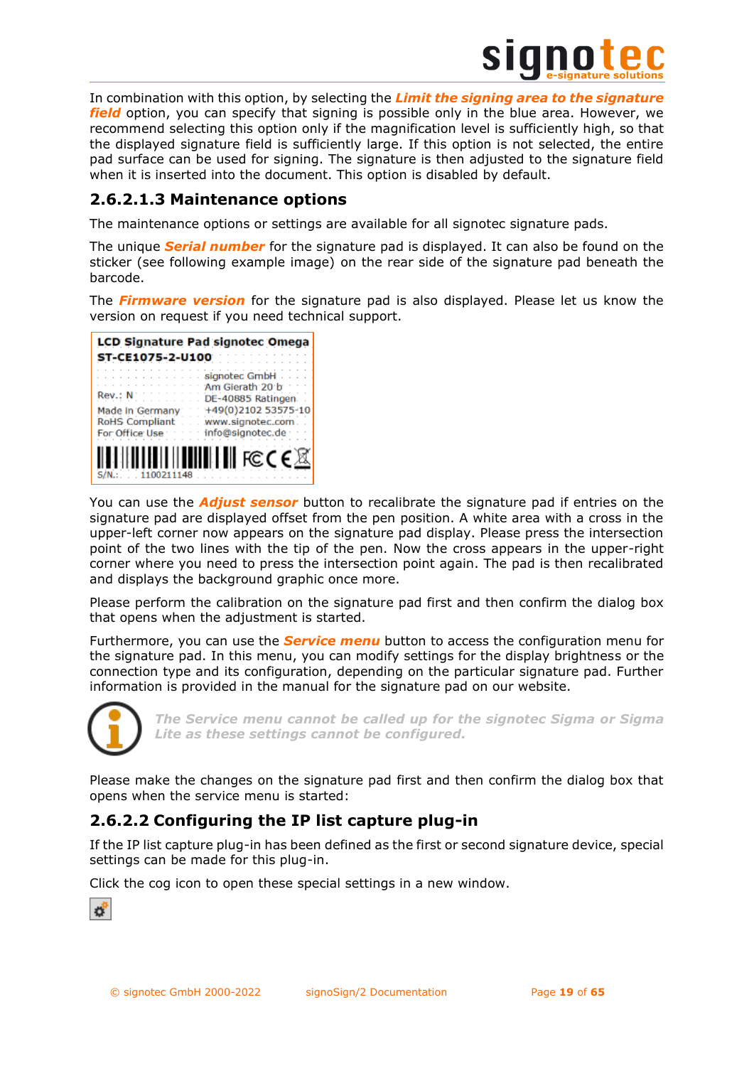In combination with this option, by selecting the ***Limit the signing area to the signature field*** option, you can specify that signing is possible only in the blue area. However, we recommend selecting this option only if the magnification level is sufficiently high, so that the displayed signature field is sufficiently large. If this option is not selected, the entire pad surface can be used for signing. The signature is then adjusted to the signature field when it is inserted into the document. This option is disabled by default.

### 2.6.2.1.3 Maintenance options

The maintenance options or settings are available for all signotec signature pads.

The unique ***Serial number*** for the signature pad is displayed. It can also be found on the sticker (see following example image) on the rear side of the signature pad beneath the barcode.

The ***Firmware version*** for the signature pad is also displayed. Please let us know the version on request if you need technical support.

**LCD Signature Pad signotec Omega**
**ST-CE1075-2-U100**

Rev.: N
Made in Germany
RoHS Compliant
For Office Use

signotec GmbH
Am Gierath 20 b
DE-40885 Ratingen
+49(0)2102 53575-10
www.signotec.com
info@signotec.de

S/N.: 1100211148

You can use the ***Adjust sensor*** button to recalibrate the signature pad if entries on the signature pad are displayed offset from the pen position. A white area with a cross in the upper-left corner now appears on the signature pad display. Please press the intersection point of the two lines with the tip of the pen. Now the cross appears in the upper-right corner where you need to press the intersection point again. The pad is then recalibrated and displays the background graphic once more.

Please perform the calibration on the signature pad first and then confirm the dialog box that opens when the adjustment is started.

Furthermore, you can use the ***Service menu*** button to access the configuration menu for the signature pad. In this menu, you can modify settings for the display brightness or the connection type and its configuration, depending on the particular signature pad. Further information is provided in the manual for the signature pad on our website.

***The Service menu cannot be called up for the signotec Sigma or Sigma Lite as these settings cannot be configured.***

Please make the changes on the signature pad first and then confirm the dialog box that opens when the service menu is started:

## 2.6.2.2 Configuring the IP list capture plug-in

If the IP list capture plug-in has been defined as the first or second signature device, special settings can be made for this plug-in.

Click the cog icon to open these special settings in a new window.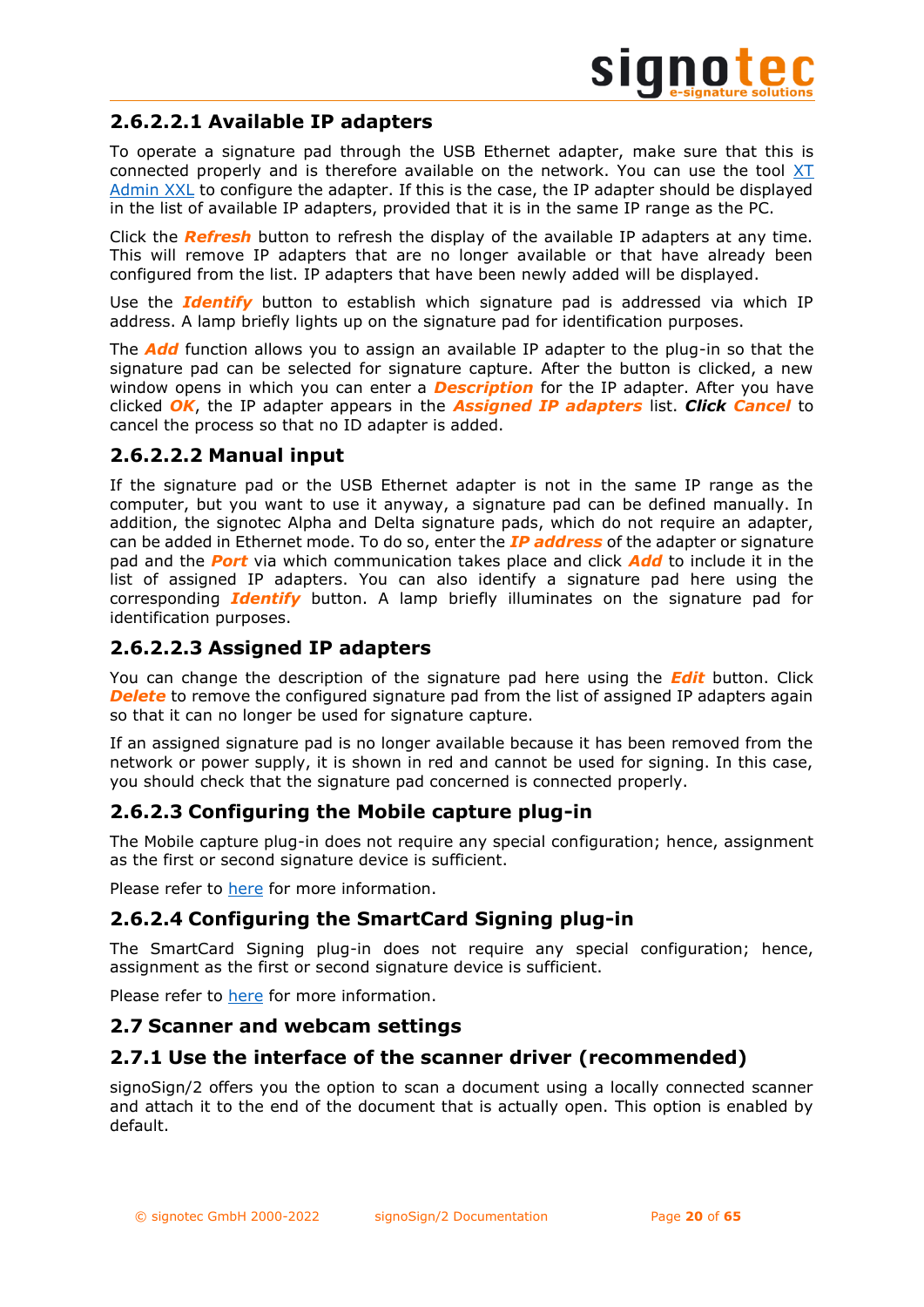#### 2.6.2.2.1 Available IP adapters

To operate a signature pad through the USB Ethernet adapter, make sure that this is connected properly and is therefore available on the network. You can use the tool [XT Admin XXL](#) to configure the adapter. If this is the case, the IP adapter should be displayed in the list of available IP adapters, provided that it is in the same IP range as the PC.

Click the ***Refresh*** button to refresh the display of the available IP adapters at any time. This will remove IP adapters that are no longer available or that have already been configured from the list. IP adapters that have been newly added will be displayed.

Use the ***Identify*** button to establish which signature pad is addressed via which IP address. A lamp briefly lights up on the signature pad for identification purposes.

The ***Add*** function allows you to assign an available IP adapter to the plug-in so that the signature pad can be selected for signature capture. After the button is clicked, a new window opens in which you can enter a ***Description*** for the IP adapter. After you have clicked ***OK***, the IP adapter appears in the ***Assigned IP adapters*** list. ***Click Cancel*** to cancel the process so that no ID adapter is added.

#### 2.6.2.2.2 Manual input

If the signature pad or the USB Ethernet adapter is not in the same IP range as the computer, but you want to use it anyway, a signature pad can be defined manually. In addition, the signotec Alpha and Delta signature pads, which do not require an adapter, can be added in Ethernet mode. To do so, enter the ***IP address*** of the adapter or signature pad and the ***Port*** via which communication takes place and click ***Add*** to include it in the list of assigned IP adapters. You can also identify a signature pad here using the corresponding ***Identify*** button. A lamp briefly illuminates on the signature pad for identification purposes.

#### 2.6.2.2.3 Assigned IP adapters

You can change the description of the signature pad here using the ***Edit*** button. Click ***Delete*** to remove the configured signature pad from the list of assigned IP adapters again so that it can no longer be used for signature capture.

If an assigned signature pad is no longer available because it has been removed from the network or power supply, it is shown in red and cannot be used for signing. In this case, you should check that the signature pad concerned is connected properly.

### 2.6.2.3 Configuring the Mobile capture plug-in

The Mobile capture plug-in does not require any special configuration; hence, assignment as the first or second signature device is sufficient.

Please refer to [here](#) for more information.

### 2.6.2.4 Configuring the SmartCard Signing plug-in

The SmartCard Signing plug-in does not require any special configuration; hence, assignment as the first or second signature device is sufficient.

Please refer to [here](#) for more information.

## 2.7 Scanner and webcam settings

### 2.7.1 Use the interface of the scanner driver (recommended)

signoSign/2 offers you the option to scan a document using a locally connected scanner and attach it to the end of the document that is actually open. This option is enabled by default.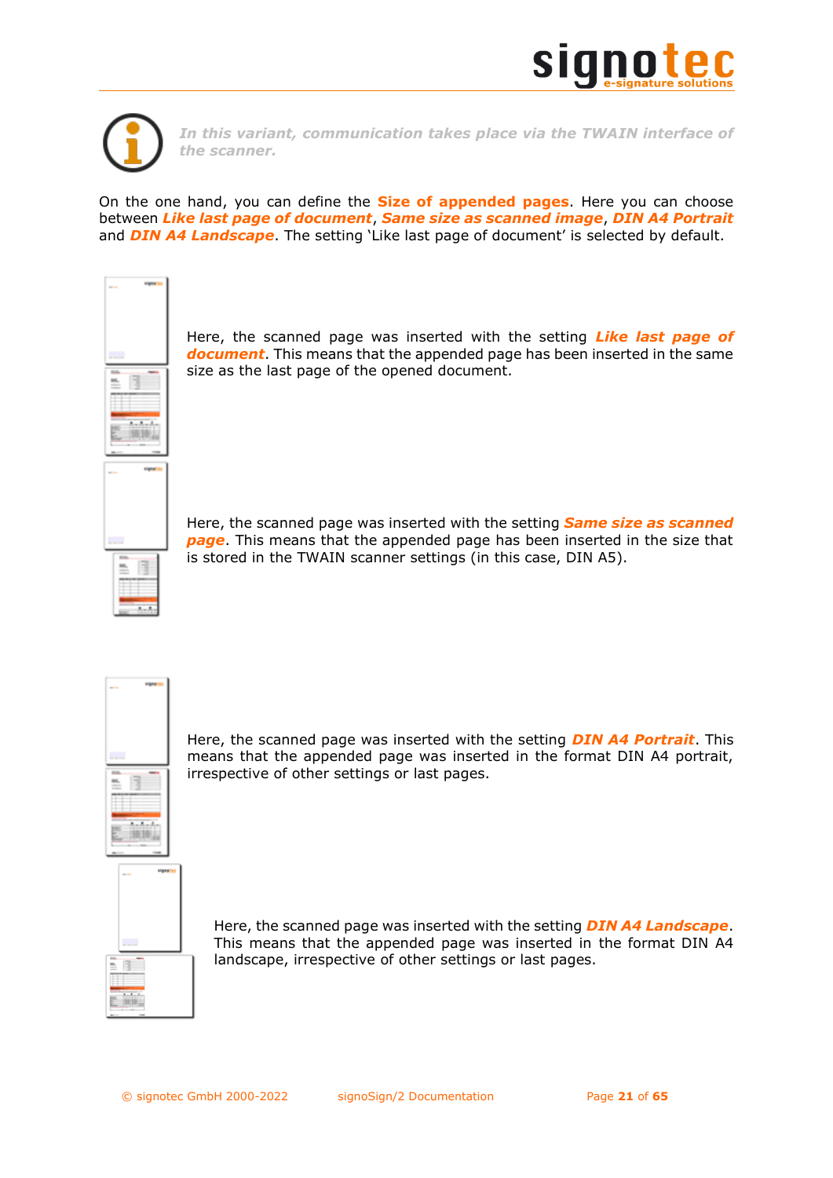*In this variant, communication takes place via the TWAIN interface of the scanner.*

On the one hand, you can define the **Size of appended pages**. Here you can choose between ***Like last page of document***, ***Same size as scanned image***, ***DIN A4 Portrait*** and ***DIN A4 Landscape***. The setting 'Like last page of document' is selected by default.

Here, the scanned page was inserted with the setting ***Like last page of document***. This means that the appended page has been inserted in the same size as the last page of the opened document.

Here, the scanned page was inserted with the setting ***Same size as scanned page***. This means that the appended page has been inserted in the size that is stored in the TWAIN scanner settings (in this case, DIN A5).

Here, the scanned page was inserted with the setting ***DIN A4 Portrait***. This means that the appended page was inserted in the format DIN A4 portrait, irrespective of other settings or last pages.

Here, the scanned page was inserted with the setting ***DIN A4 Landscape***. This means that the appended page was inserted in the format DIN A4 landscape, irrespective of other settings or last pages.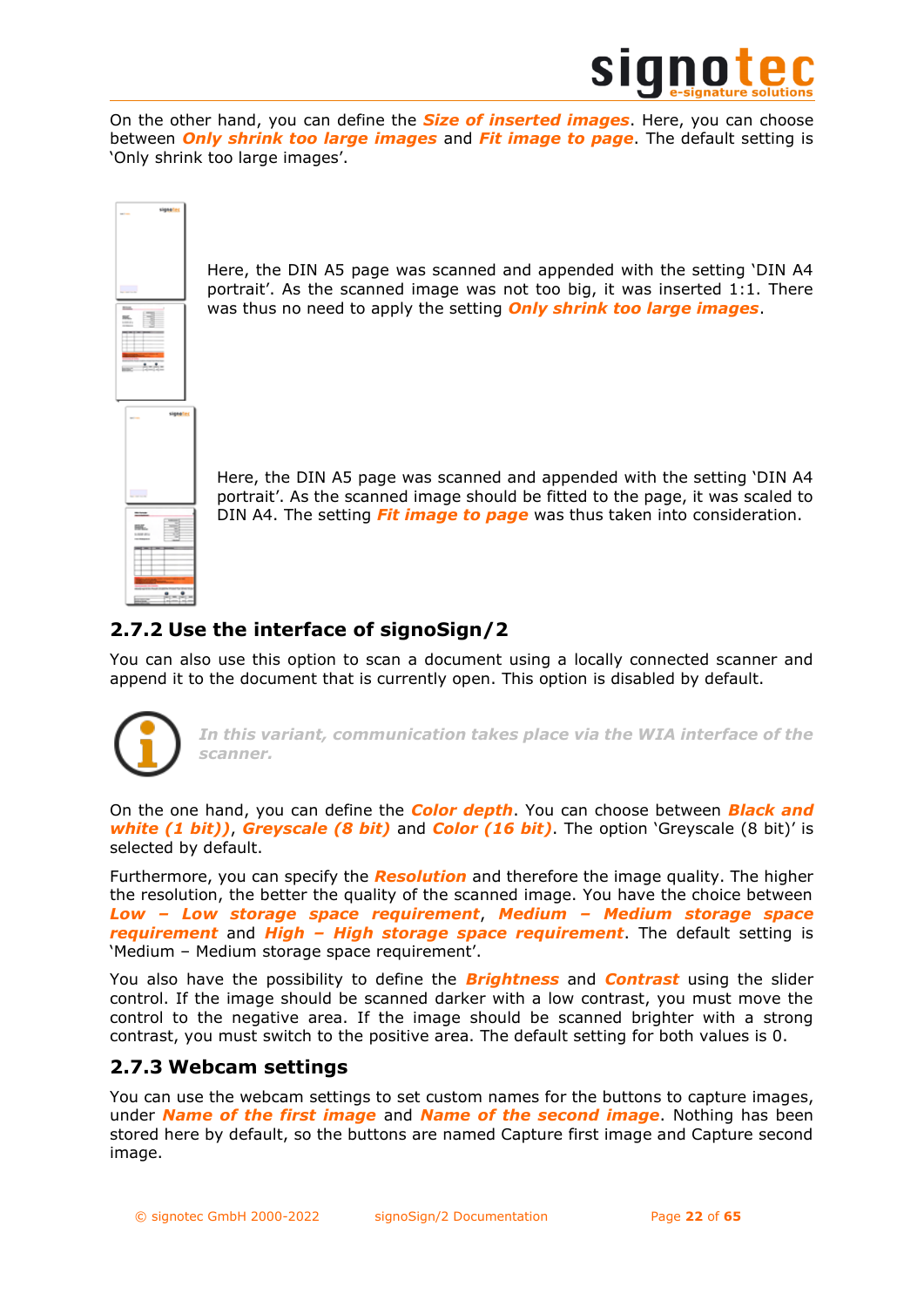On the other hand, you can define the ***Size of inserted images***. Here, you can choose between ***Only shrink too large images*** and ***Fit image to page***. The default setting is 'Only shrink too large images'.

Here, the DIN A5 page was scanned and appended with the setting 'DIN A4 portrait'. As the scanned image was not too big, it was inserted 1:1. There was thus no need to apply the setting ***Only shrink too large images***.

Here, the DIN A5 page was scanned and appended with the setting 'DIN A4 portrait'. As the scanned image should be fitted to the page, it was scaled to DIN A4. The setting ***Fit image to page*** was thus taken into consideration.

### 2.7.2 Use the interface of signoSign/2

You can also use this option to scan a document using a locally connected scanner and append it to the document that is currently open. This option is disabled by default.

***In this variant, communication takes place via the WIA interface of the scanner.***

On the one hand, you can define the ***Color depth***. You can choose between ***Black and white (1 bit))***, ***Greyscale (8 bit)*** and ***Color (16 bit)***. The option 'Greyscale (8 bit)' is selected by default.

Furthermore, you can specify the ***Resolution*** and therefore the image quality. The higher the resolution, the better the quality of the scanned image. You have the choice between ***Low – Low storage space requirement***, ***Medium – Medium storage space requirement*** and ***High – High storage space requirement***. The default setting is 'Medium – Medium storage space requirement'.

You also have the possibility to define the ***Brightness*** and ***Contrast*** using the slider control. If the image should be scanned darker with a low contrast, you must move the control to the negative area. If the image should be scanned brighter with a strong contrast, you must switch to the positive area. The default setting for both values is 0.

### 2.7.3 Webcam settings

You can use the webcam settings to set custom names for the buttons to capture images, under ***Name of the first image*** and ***Name of the second image***. Nothing has been stored here by default, so the buttons are named Capture first image and Capture second image.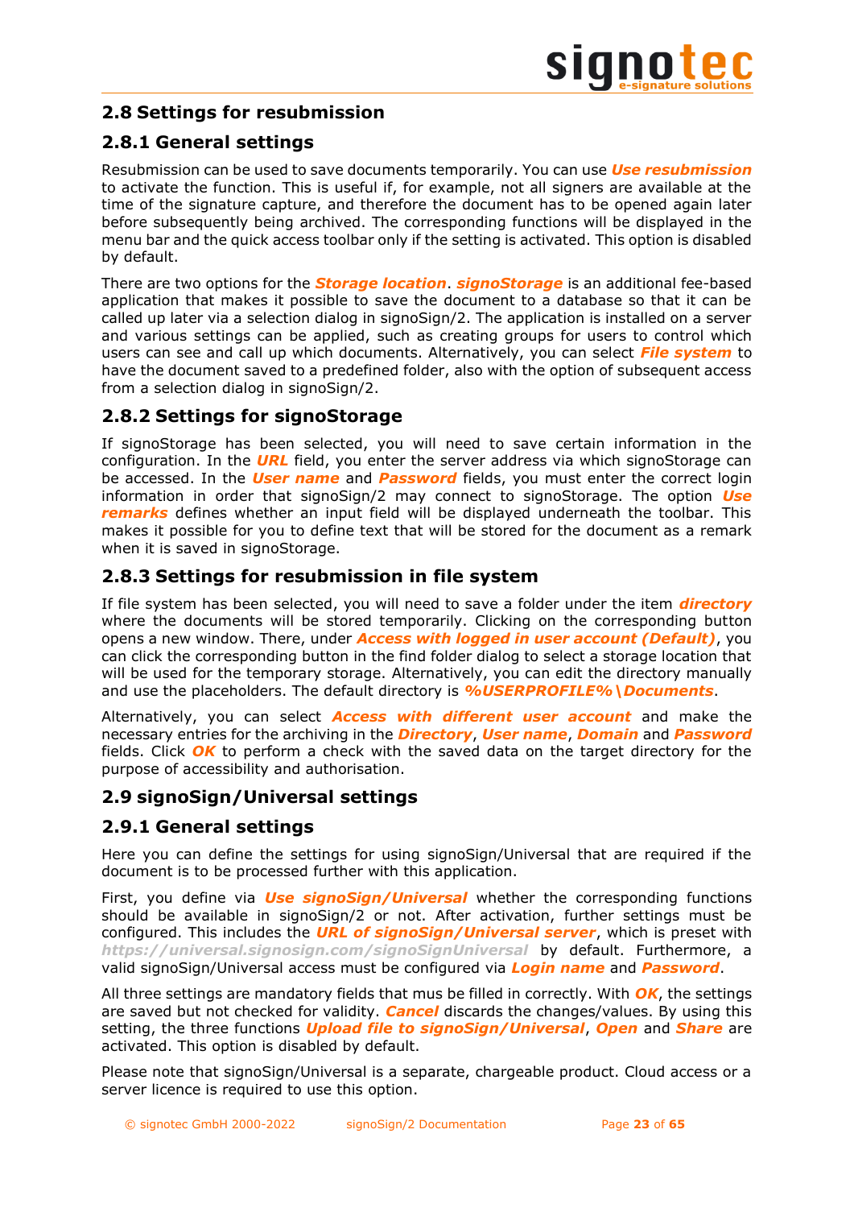## 2.8 Settings for resubmission

### 2.8.1 General settings

Resubmission can be used to save documents temporarily. You can use ***Use resubmission*** to activate the function. This is useful if, for example, not all signers are available at the time of the signature capture, and therefore the document has to be opened again later before subsequently being archived. The corresponding functions will be displayed in the menu bar and the quick access toolbar only if the setting is activated. This option is disabled by default.

There are two options for the ***Storage location***. ***signoStorage*** is an additional fee-based application that makes it possible to save the document to a database so that it can be called up later via a selection dialog in signoSign/2. The application is installed on a server and various settings can be applied, such as creating groups for users to control which users can see and call up which documents. Alternatively, you can select ***File system*** to have the document saved to a predefined folder, also with the option of subsequent access from a selection dialog in signoSign/2.

### 2.8.2 Settings for signoStorage

If signoStorage has been selected, you will need to save certain information in the configuration. In the ***URL*** field, you enter the server address via which signoStorage can be accessed. In the ***User name*** and ***Password*** fields, you must enter the correct login information in order that signoSign/2 may connect to signoStorage. The option ***Use remarks*** defines whether an input field will be displayed underneath the toolbar. This makes it possible for you to define text that will be stored for the document as a remark when it is saved in signoStorage.

### 2.8.3 Settings for resubmission in file system

If file system has been selected, you will need to save a folder under the item ***directory*** where the documents will be stored temporarily. Clicking on the corresponding button opens a new window. There, under ***Access with logged in user account (Default)***, you can click the corresponding button in the find folder dialog to select a storage location that will be used for the temporary storage. Alternatively, you can edit the directory manually and use the placeholders. The default directory is ***%USERPROFILE%\Documents***.

Alternatively, you can select ***Access with different user account*** and make the necessary entries for the archiving in the ***Directory***, ***User name***, ***Domain*** and ***Password*** fields. Click ***OK*** to perform a check with the saved data on the target directory for the purpose of accessibility and authorisation.

## 2.9 signoSign/Universal settings

### 2.9.1 General settings

Here you can define the settings for using signoSign/Universal that are required if the document is to be processed further with this application.

First, you define via ***Use signoSign/Universal*** whether the corresponding functions should be available in signoSign/2 or not. After activation, further settings must be configured. This includes the ***URL of signoSign/Universal server***, which is preset with ***https://universal.signosign.com/signoSignUniversal*** by default. Furthermore, a valid signoSign/Universal access must be configured via ***Login name*** and ***Password***.

All three settings are mandatory fields that mus be filled in correctly. With ***OK***, the settings are saved but not checked for validity. ***Cancel*** discards the changes/values. By using this setting, the three functions ***Upload file to signoSign/Universal***, ***Open*** and ***Share*** are activated. This option is disabled by default.

Please note that signoSign/Universal is a separate, chargeable product. Cloud access or a server licence is required to use this option.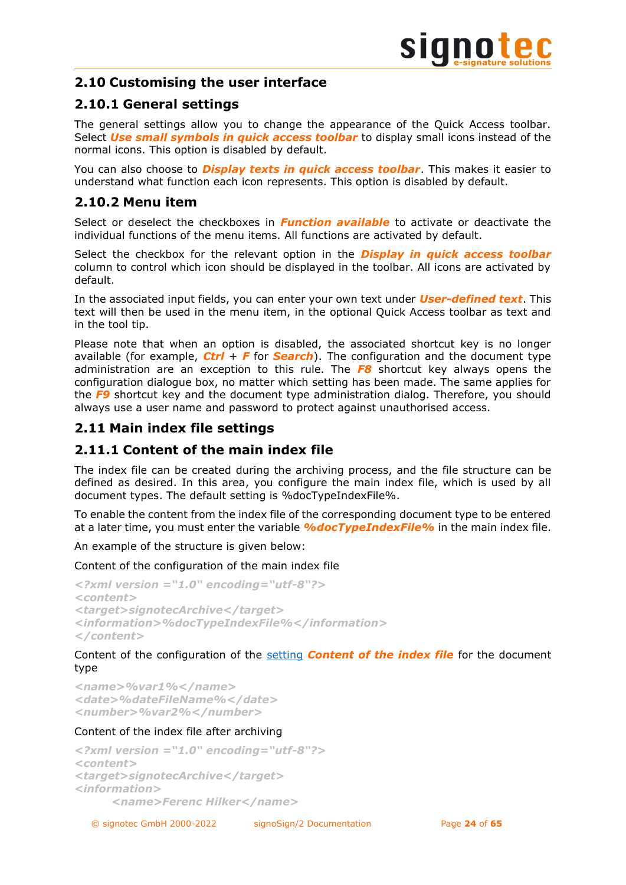## 2.10 Customising the user interface

### 2.10.1 General settings

The general settings allow you to change the appearance of the Quick Access toolbar. Select ***Use small symbols in quick access toolbar*** to display small icons instead of the normal icons. This option is disabled by default.

You can also choose to ***Display texts in quick access toolbar***. This makes it easier to understand what function each icon represents. This option is disabled by default.

### 2.10.2 Menu item

Select or deselect the checkboxes in ***Function available*** to activate or deactivate the individual functions of the menu items. All functions are activated by default.

Select the checkbox for the relevant option in the ***Display in quick access toolbar*** column to control which icon should be displayed in the toolbar. All icons are activated by default.

In the associated input fields, you can enter your own text under ***User-defined text***. This text will then be used in the menu item, in the optional Quick Access toolbar as text and in the tool tip.

Please note that when an option is disabled, the associated shortcut key is no longer available (for example, ***Ctrl*** + ***F*** for ***Search***). The configuration and the document type administration are an exception to this rule. The ***F8*** shortcut key always opens the configuration dialogue box, no matter which setting has been made. The same applies for the ***F9*** shortcut key and the document type administration dialog. Therefore, you should always use a user name and password to protect against unauthorised access.

## 2.11 Main index file settings

### 2.11.1 Content of the main index file

The index file can be created during the archiving process, and the file structure can be defined as desired. In this area, you configure the main index file, which is used by all document types. The default setting is %docTypeIndexFile%.

To enable the content from the index file of the corresponding document type to be entered at a later time, you must enter the variable ***%docTypeIndexFile%*** in the main index file.

An example of the structure is given below:

Content of the configuration of the main index file

```
<?xml version ="1.0" encoding="utf-8"?>
<content>
<target>signotecArchive</target>
<information>%docTypeIndexFile%</information>
</content>
```

Content of the configuration of the setting ***Content of the index file*** for the document type

```
<name>%var1%</name>
<date>%dateFileName%</date>
<number>%var2%</number>
```

Content of the index file after archiving

```
<?xml version ="1.0" encoding="utf-8"?>
<content>
<target>signotecArchive</target>
<information>
        <name>Ferenc Hilker</name>
```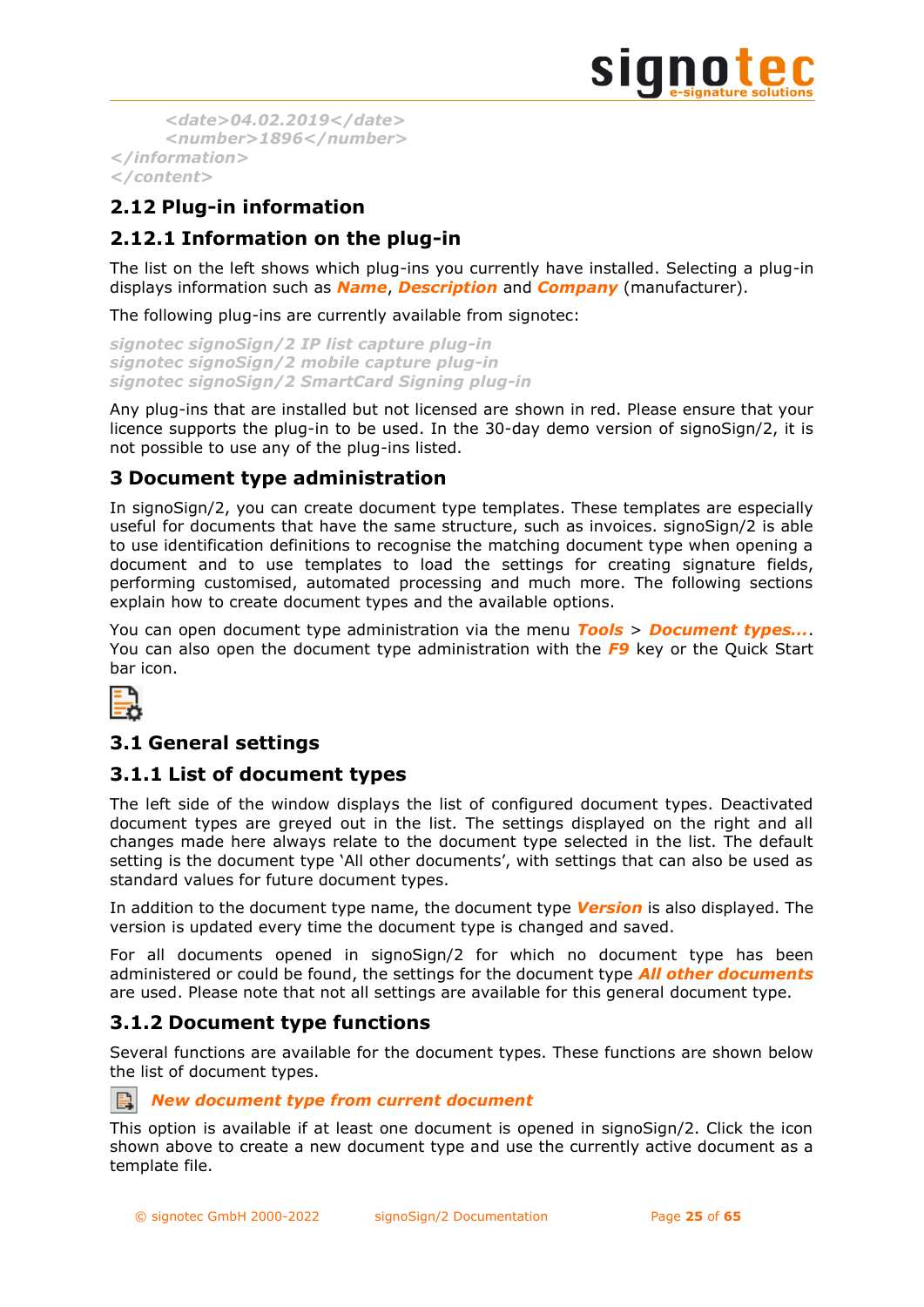```
    <date>04.02.2019</date>
    <number>1896</number>
</information>
</content>
```

## 2.12 Plug-in information

### 2.12.1 Information on the plug-in

The list on the left shows which plug-ins you currently have installed. Selecting a plug-in displays information such as ***Name***, ***Description*** and ***Company*** (manufacturer).

The following plug-ins are currently available from signotec:

*signotec signoSign/2 IP list capture plug-in*
*signotec signoSign/2 mobile capture plug-in*
*signotec signoSign/2 SmartCard Signing plug-in*

Any plug-ins that are installed but not licensed are shown in red. Please ensure that your licence supports the plug-in to be used. In the 30-day demo version of signoSign/2, it is not possible to use any of the plug-ins listed.

# 3 Document type administration

In signoSign/2, you can create document type templates. These templates are especially useful for documents that have the same structure, such as invoices. signoSign/2 is able to use identification definitions to recognise the matching document type when opening a document and to use templates to load the settings for creating signature fields, performing customised, automated processing and much more. The following sections explain how to create document types and the available options.

You can open document type administration via the menu ***Tools*** > ***Document types...***. You can also open the document type administration with the ***F9*** key or the Quick Start bar icon.

## 3.1 General settings

### 3.1.1 List of document types

The left side of the window displays the list of configured document types. Deactivated document types are greyed out in the list. The settings displayed on the right and all changes made here always relate to the document type selected in the list. The default setting is the document type 'All other documents', with settings that can also be used as standard values for future document types.

In addition to the document type name, the document type ***Version*** is also displayed. The version is updated every time the document type is changed and saved.

For all documents opened in signoSign/2 for which no document type has been administered or could be found, the settings for the document type ***All other documents*** are used. Please note that not all settings are available for this general document type.

### 3.1.2 Document type functions

Several functions are available for the document types. These functions are shown below the list of document types.

***New document type from current document***

This option is available if at least one document is opened in signoSign/2. Click the icon shown above to create a new document type and use the currently active document as a template file.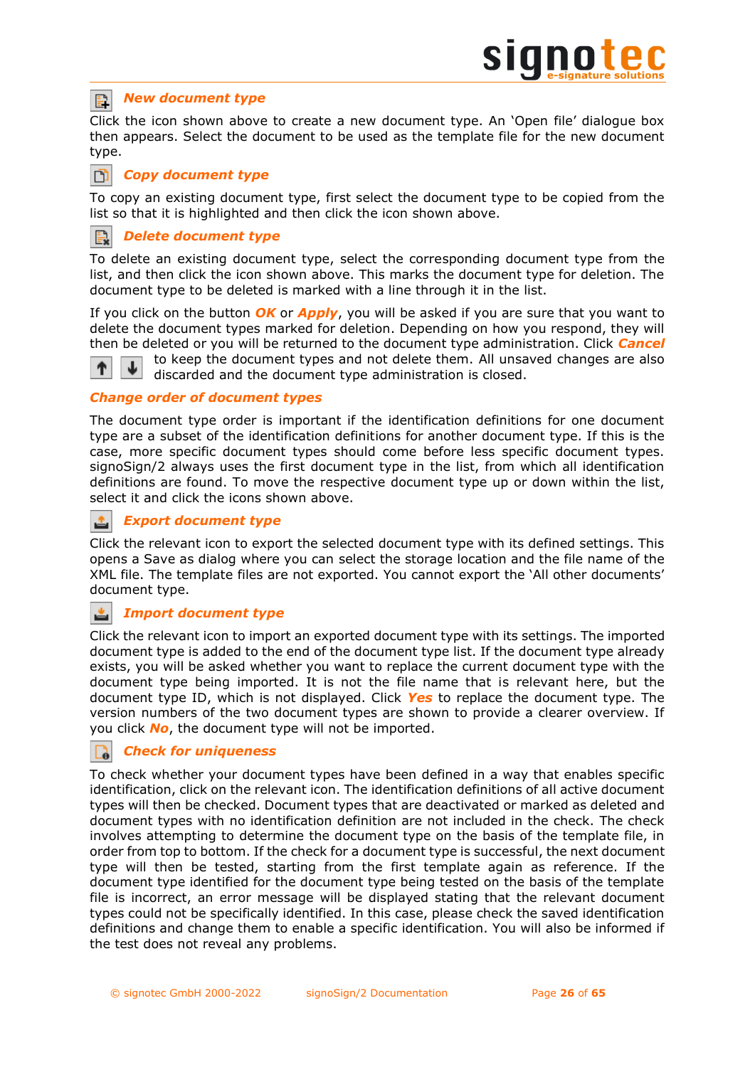### *New document type*

Click the icon shown above to create a new document type. An 'Open file' dialogue box then appears. Select the document to be used as the template file for the new document type.

### *Copy document type*

To copy an existing document type, first select the document type to be copied from the list so that it is highlighted and then click the icon shown above.

### *Delete document type*

To delete an existing document type, select the corresponding document type from the list, and then click the icon shown above. This marks the document type for deletion. The document type to be deleted is marked with a line through it in the list.

If you click on the button ***OK*** or ***Apply***, you will be asked if you are sure that you want to delete the document types marked for deletion. Depending on how you respond, they will then be deleted or you will be returned to the document type administration. Click ***Cancel*** to keep the document types and not delete them. All unsaved changes are also discarded and the document type administration is closed.

### *Change order of document types*

The document type order is important if the identification definitions for one document type are a subset of the identification definitions for another document type. If this is the case, more specific document types should come before less specific document types. signoSign/2 always uses the first document type in the list, from which all identification definitions are found. To move the respective document type up or down within the list, select it and click the icons shown above.

### *Export document type*

Click the relevant icon to export the selected document type with its defined settings. This opens a Save as dialog where you can select the storage location and the file name of the XML file. The template files are not exported. You cannot export the 'All other documents' document type.

### *Import document type*

Click the relevant icon to import an exported document type with its settings. The imported document type is added to the end of the document type list. If the document type already exists, you will be asked whether you want to replace the current document type with the document type being imported. It is not the file name that is relevant here, but the document type ID, which is not displayed. Click ***Yes*** to replace the document type. The version numbers of the two document types are shown to provide a clearer overview. If you click ***No***, the document type will not be imported.

### *Check for uniqueness*

To check whether your document types have been defined in a way that enables specific identification, click on the relevant icon. The identification definitions of all active document types will then be checked. Document types that are deactivated or marked as deleted and document types with no identification definition are not included in the check. The check involves attempting to determine the document type on the basis of the template file, in order from top to bottom. If the check for a document type is successful, the next document type will then be tested, starting from the first template again as reference. If the document type identified for the document type being tested on the basis of the template file is incorrect, an error message will be displayed stating that the relevant document types could not be specifically identified. In this case, please check the saved identification definitions and change them to enable a specific identification. You will also be informed if the test does not reveal any problems.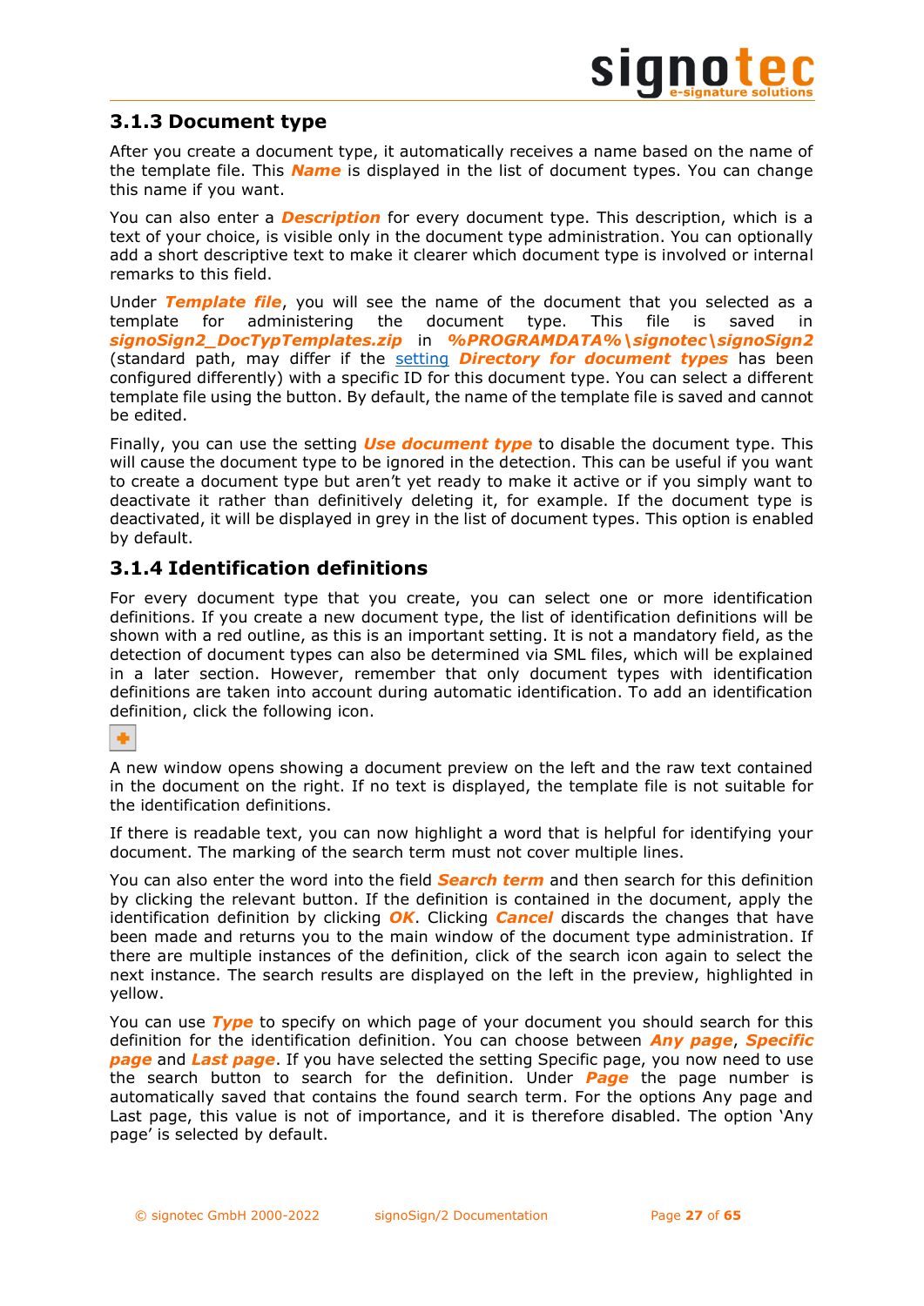### 3.1.3 Document type

After you create a document type, it automatically receives a name based on the name of the template file. This ***Name*** is displayed in the list of document types. You can change this name if you want.

You can also enter a ***Description*** for every document type. This description, which is a text of your choice, is visible only in the document type administration. You can optionally add a short descriptive text to make it clearer which document type is involved or internal remarks to this field.

Under ***Template file***, you will see the name of the document that you selected as a template for administering the document type. This file is saved in ***signoSign2_DocTypTemplates.zip*** in ***%PROGRAMDATA%\signotec\signoSign2*** (standard path, may differ if the setting ***Directory for document types*** has been configured differently) with a specific ID for this document type. You can select a different template file using the button. By default, the name of the template file is saved and cannot be edited.

Finally, you can use the setting ***Use document type*** to disable the document type. This will cause the document type to be ignored in the detection. This can be useful if you want to create a document type but aren't yet ready to make it active or if you simply want to deactivate it rather than definitively deleting it, for example. If the document type is deactivated, it will be displayed in grey in the list of document types. This option is enabled by default.

### 3.1.4 Identification definitions

For every document type that you create, you can select one or more identification definitions. If you create a new document type, the list of identification definitions will be shown with a red outline, as this is an important setting. It is not a mandatory field, as the detection of document types can also be determined via SML files, which will be explained in a later section. However, remember that only document types with identification definitions are taken into account during automatic identification. To add an identification definition, click the following icon.

A new window opens showing a document preview on the left and the raw text contained in the document on the right. If no text is displayed, the template file is not suitable for the identification definitions.

If there is readable text, you can now highlight a word that is helpful for identifying your document. The marking of the search term must not cover multiple lines.

You can also enter the word into the field ***Search term*** and then search for this definition by clicking the relevant button. If the definition is contained in the document, apply the identification definition by clicking ***OK***. Clicking ***Cancel*** discards the changes that have been made and returns you to the main window of the document type administration. If there are multiple instances of the definition, click of the search icon again to select the next instance. The search results are displayed on the left in the preview, highlighted in yellow.

You can use ***Type*** to specify on which page of your document you should search for this definition for the identification definition. You can choose between ***Any page***, ***Specific page*** and ***Last page***. If you have selected the setting Specific page, you now need to use the search button to search for the definition. Under ***Page*** the page number is automatically saved that contains the found search term. For the options Any page and Last page, this value is not of importance, and it is therefore disabled. The option 'Any page' is selected by default.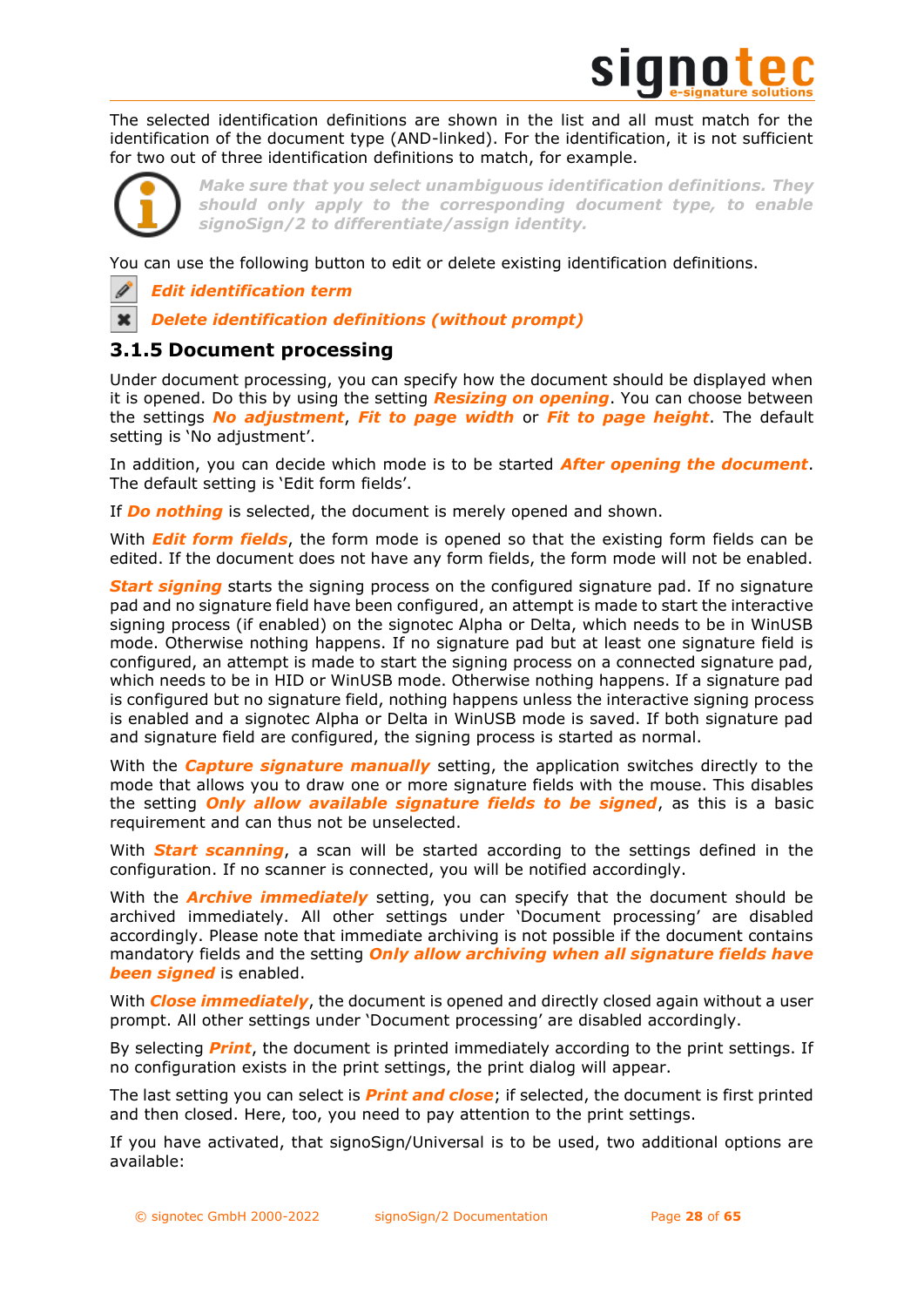The selected identification definitions are shown in the list and all must match for the identification of the document type (AND-linked). For the identification, it is not sufficient for two out of three identification definitions to match, for example.

***Make sure that you select unambiguous identification definitions. They should only apply to the corresponding document type, to enable signoSign/2 to differentiate/assign identity.***

You can use the following button to edit or delete existing identification definitions.

***Edit identification term***

***Delete identification definitions (without prompt)***

### 3.1.5 Document processing

Under document processing, you can specify how the document should be displayed when it is opened. Do this by using the setting ***Resizing on opening***. You can choose between the settings ***No adjustment***, ***Fit to page width*** or ***Fit to page height***. The default setting is 'No adjustment'.

In addition, you can decide which mode is to be started ***After opening the document***. The default setting is 'Edit form fields'.

If ***Do nothing*** is selected, the document is merely opened and shown.

With ***Edit form fields***, the form mode is opened so that the existing form fields can be edited. If the document does not have any form fields, the form mode will not be enabled.

***Start signing*** starts the signing process on the configured signature pad. If no signature pad and no signature field have been configured, an attempt is made to start the interactive signing process (if enabled) on the signotec Alpha or Delta, which needs to be in WinUSB mode. Otherwise nothing happens. If no signature pad but at least one signature field is configured, an attempt is made to start the signing process on a connected signature pad, which needs to be in HID or WinUSB mode. Otherwise nothing happens. If a signature pad is configured but no signature field, nothing happens unless the interactive signing process is enabled and a signotec Alpha or Delta in WinUSB mode is saved. If both signature pad and signature field are configured, the signing process is started as normal.

With the ***Capture signature manually*** setting, the application switches directly to the mode that allows you to draw one or more signature fields with the mouse. This disables the setting ***Only allow available signature fields to be signed***, as this is a basic requirement and can thus not be unselected.

With ***Start scanning***, a scan will be started according to the settings defined in the configuration. If no scanner is connected, you will be notified accordingly.

With the ***Archive immediately*** setting, you can specify that the document should be archived immediately. All other settings under 'Document processing' are disabled accordingly. Please note that immediate archiving is not possible if the document contains mandatory fields and the setting ***Only allow archiving when all signature fields have been signed*** is enabled.

With ***Close immediately***, the document is opened and directly closed again without a user prompt. All other settings under 'Document processing' are disabled accordingly.

By selecting ***Print***, the document is printed immediately according to the print settings. If no configuration exists in the print settings, the print dialog will appear.

The last setting you can select is ***Print and close***; if selected, the document is first printed and then closed. Here, too, you need to pay attention to the print settings.

If you have activated, that signoSign/Universal is to be used, two additional options are available: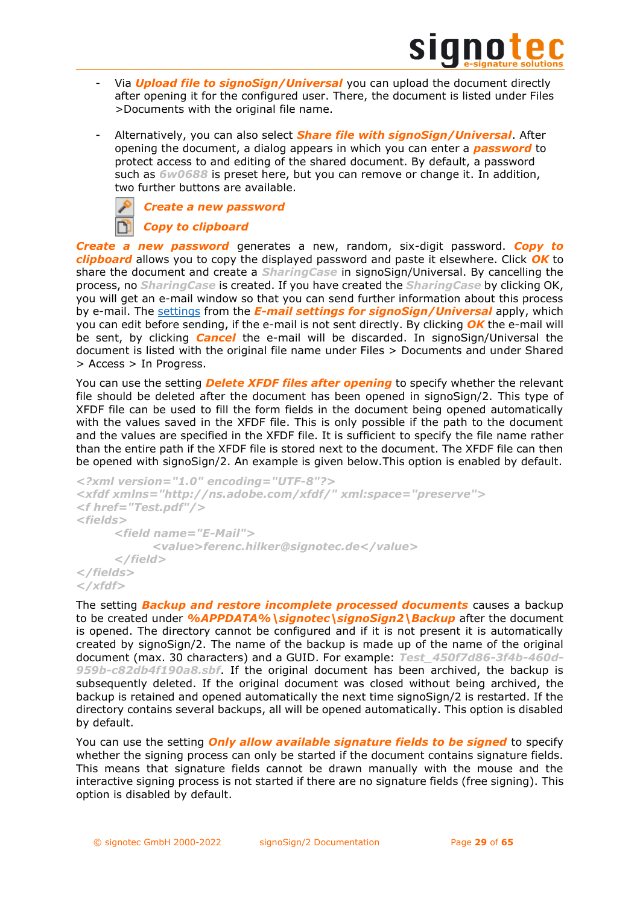- Via ***Upload file to signoSign/Universal*** you can upload the document directly after opening it for the configured user. There, the document is listed under Files >Documents with the original file name.

- Alternatively, you can also select ***Share file with signoSign/Universal***. After opening the document, a dialog appears in which you can enter a ***password*** to protect access to and editing of the shared document. By default, a password such as *6w0688* is preset here, but you can remove or change it. In addition, two further buttons are available.

  ***Create a new password***

  ***Copy to clipboard***

***Create a new password*** generates a new, random, six-digit password. ***Copy to clipboard*** allows you to copy the displayed password and paste it elsewhere. Click ***OK*** to share the document and create a *SharingCase* in signoSign/Universal. By cancelling the process, no *SharingCase* is created. If you have created the *SharingCase* by clicking OK, you will get an e-mail window so that you can send further information about this process by e-mail. The settings from the ***E-mail settings for signoSign/Universal*** apply, which you can edit before sending, if the e-mail is not sent directly. By clicking ***OK*** the e-mail will be sent, by clicking ***Cancel*** the e-mail will be discarded. In signoSign/Universal the document is listed with the original file name under Files > Documents and under Shared > Access > In Progress.

You can use the setting ***Delete XFDF files after opening*** to specify whether the relevant file should be deleted after the document has been opened in signoSign/2. This type of XFDF file can be used to fill the form fields in the document being opened automatically with the values saved in the XFDF file. This is only possible if the path to the document and the values are specified in the XFDF file. It is sufficient to specify the file name rather than the entire path if the XFDF file is stored next to the document. The XFDF file can then be opened with signoSign/2. An example is given below.This option is enabled by default.

```
<?xml version="1.0" encoding="UTF-8"?>
<xfdf xmlns="http://ns.adobe.com/xfdf/" xml:space="preserve">
<f href="Test.pdf"/>
<fields>
	<field name="E-Mail">
		<value>ferenc.hilker@signotec.de</value>
	</field>
</fields>
</xfdf>
```

The setting ***Backup and restore incomplete processed documents*** causes a backup to be created under ***%APPDATA%\signotec\signoSign2\Backup*** after the document is opened. The directory cannot be configured and if it is not present it is automatically created by signoSign/2. The name of the backup is made up of the name of the original document (max. 30 characters) and a GUID. For example: *Test_450f7d86-3f4b-460d-959b-c82db4f190a8.sbf*. If the original document has been archived, the backup is subsequently deleted. If the original document was closed without being archived, the backup is retained and opened automatically the next time signoSign/2 is restarted. If the directory contains several backups, all will be opened automatically. This option is disabled by default.

You can use the setting ***Only allow available signature fields to be signed*** to specify whether the signing process can only be started if the document contains signature fields. This means that signature fields cannot be drawn manually with the mouse and the interactive signing process is not started if there are no signature fields (free signing). This option is disabled by default.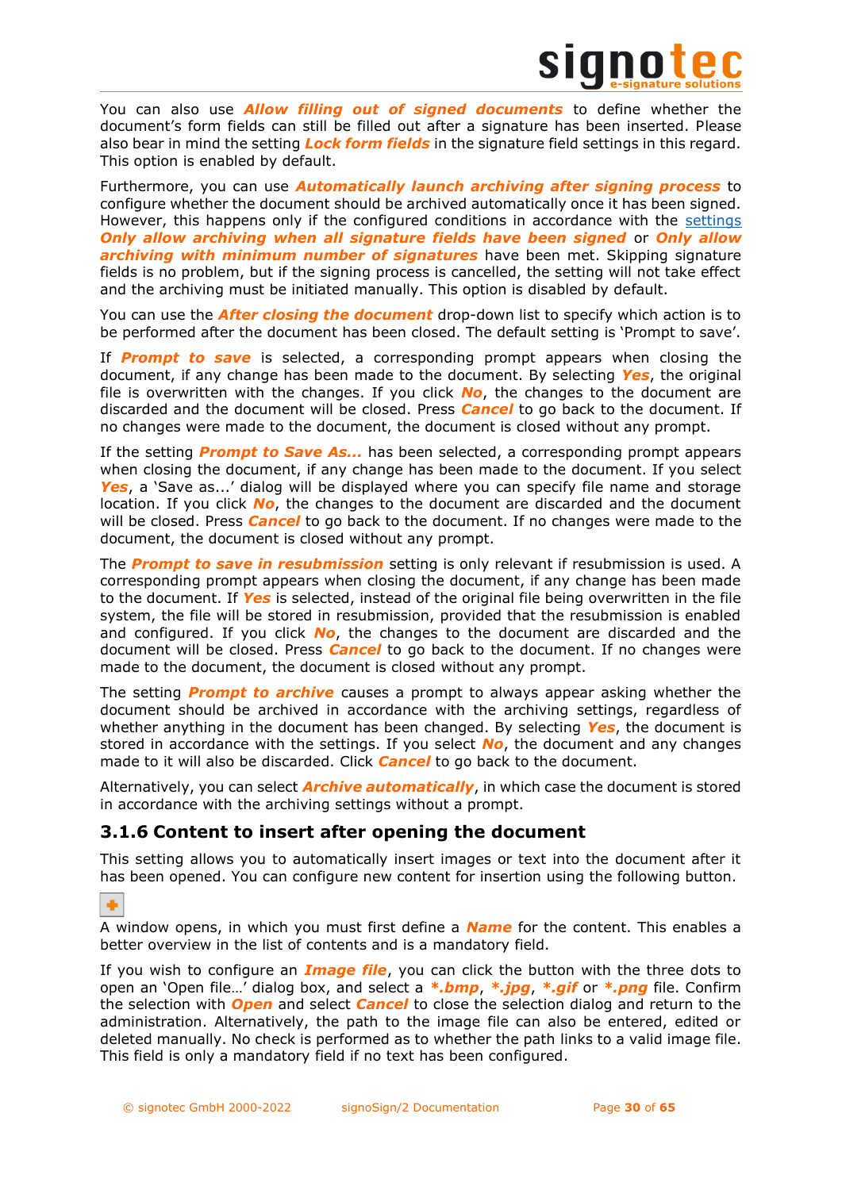You can also use ***Allow filling out of signed documents*** to define whether the document's form fields can still be filled out after a signature has been inserted. Please also bear in mind the setting ***Lock form fields*** in the signature field settings in this regard. This option is enabled by default.

Furthermore, you can use ***Automatically launch archiving after signing process*** to configure whether the document should be archived automatically once it has been signed. However, this happens only if the configured conditions in accordance with the settings ***Only allow archiving when all signature fields have been signed*** or ***Only allow archiving with minimum number of signatures*** have been met. Skipping signature fields is no problem, but if the signing process is cancelled, the setting will not take effect and the archiving must be initiated manually. This option is disabled by default.

You can use the ***After closing the document*** drop-down list to specify which action is to be performed after the document has been closed. The default setting is 'Prompt to save'.

If ***Prompt to save*** is selected, a corresponding prompt appears when closing the document, if any change has been made to the document. By selecting ***Yes***, the original file is overwritten with the changes. If you click ***No***, the changes to the document are discarded and the document will be closed. Press ***Cancel*** to go back to the document. If no changes were made to the document, the document is closed without any prompt.

If the setting ***Prompt to Save As...*** has been selected, a corresponding prompt appears when closing the document, if any change has been made to the document. If you select ***Yes***, a 'Save as...' dialog will be displayed where you can specify file name and storage location. If you click ***No***, the changes to the document are discarded and the document will be closed. Press ***Cancel*** to go back to the document. If no changes were made to the document, the document is closed without any prompt.

The ***Prompt to save in resubmission*** setting is only relevant if resubmission is used. A corresponding prompt appears when closing the document, if any change has been made to the document. If ***Yes*** is selected, instead of the original file being overwritten in the file system, the file will be stored in resubmission, provided that the resubmission is enabled and configured. If you click ***No***, the changes to the document are discarded and the document will be closed. Press ***Cancel*** to go back to the document. If no changes were made to the document, the document is closed without any prompt.

The setting ***Prompt to archive*** causes a prompt to always appear asking whether the document should be archived in accordance with the archiving settings, regardless of whether anything in the document has been changed. By selecting ***Yes***, the document is stored in accordance with the settings. If you select ***No***, the document and any changes made to it will also be discarded. Click ***Cancel*** to go back to the document.

Alternatively, you can select ***Archive automatically***, in which case the document is stored in accordance with the archiving settings without a prompt.

### 3.1.6 Content to insert after opening the document

This setting allows you to automatically insert images or text into the document after it has been opened. You can configure new content for insertion using the following button.

A window opens, in which you must first define a ***Name*** for the content. This enables a better overview in the list of contents and is a mandatory field.

If you wish to configure an ***Image file***, you can click the button with the three dots to open an 'Open file…' dialog box, and select a ***\*.bmp***, ***\*.jpg***, ***\*.gif*** or ***\*.png*** file. Confirm the selection with ***Open*** and select ***Cancel*** to close the selection dialog and return to the administration. Alternatively, the path to the image file can also be entered, edited or deleted manually. No check is performed as to whether the path links to a valid image file. This field is only a mandatory field if no text has been configured.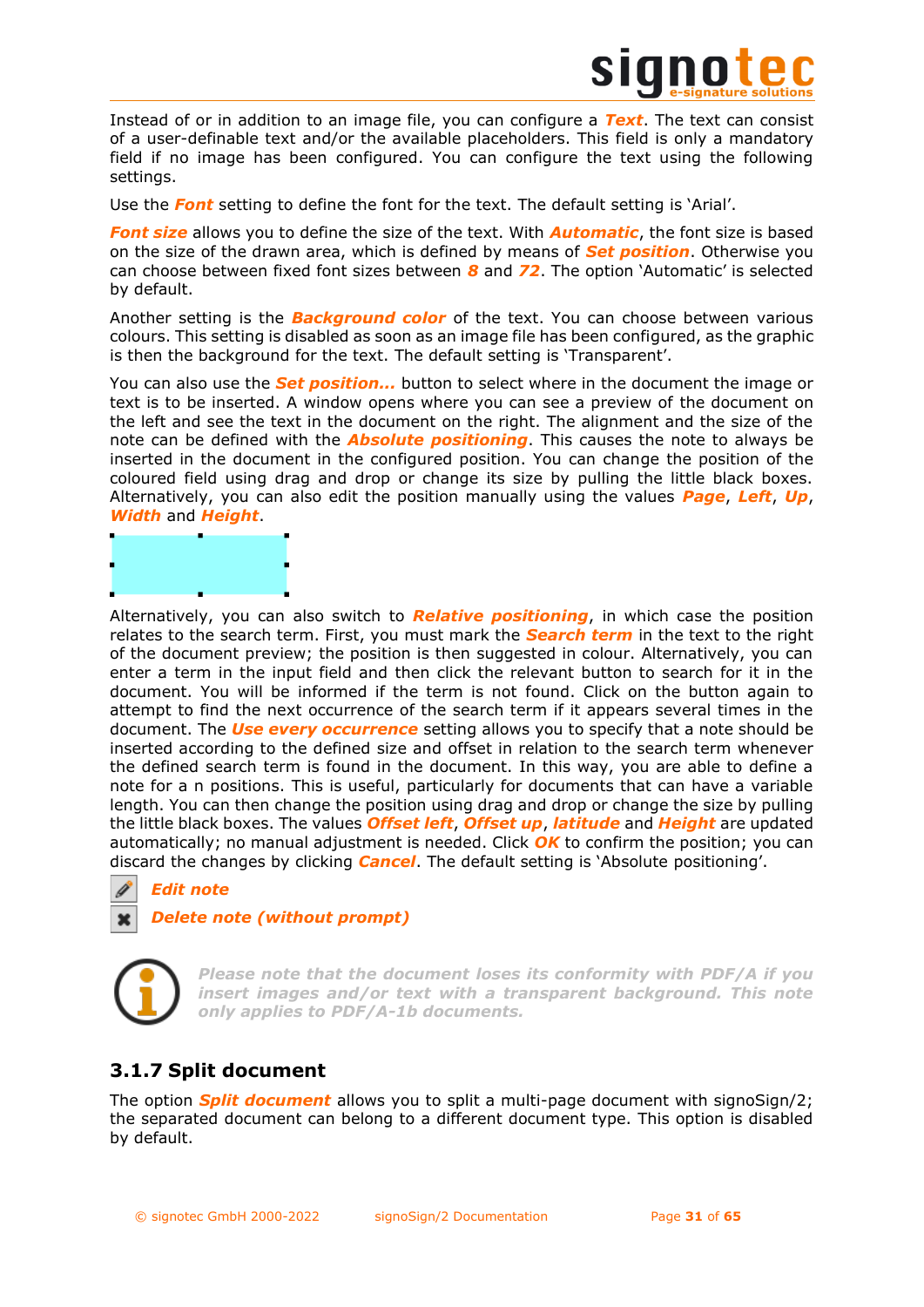Instead of or in addition to an image file, you can configure a ***Text***. The text can consist of a user-definable text and/or the available placeholders. This field is only a mandatory field if no image has been configured. You can configure the text using the following settings.

Use the ***Font*** setting to define the font for the text. The default setting is 'Arial'.

***Font size*** allows you to define the size of the text. With ***Automatic***, the font size is based on the size of the drawn area, which is defined by means of ***Set position***. Otherwise you can choose between fixed font sizes between ***8*** and ***72***. The option 'Automatic' is selected by default.

Another setting is the ***Background color*** of the text. You can choose between various colours. This setting is disabled as soon as an image file has been configured, as the graphic is then the background for the text. The default setting is 'Transparent'.

You can also use the ***Set position...*** button to select where in the document the image or text is to be inserted. A window opens where you can see a preview of the document on the left and see the text in the document on the right. The alignment and the size of the note can be defined with the ***Absolute positioning***. This causes the note to always be inserted in the document in the configured position. You can change the position of the coloured field using drag and drop or change its size by pulling the little black boxes. Alternatively, you can also edit the position manually using the values ***Page***, ***Left***, ***Up***, ***Width*** and ***Height***.

Alternatively, you can also switch to ***Relative positioning***, in which case the position relates to the search term. First, you must mark the ***Search term*** in the text to the right of the document preview; the position is then suggested in colour. Alternatively, you can enter a term in the input field and then click the relevant button to search for it in the document. You will be informed if the term is not found. Click on the button again to attempt to find the next occurrence of the search term if it appears several times in the document. The ***Use every occurrence*** setting allows you to specify that a note should be inserted according to the defined size and offset in relation to the search term whenever the defined search term is found in the document. In this way, you are able to define a note for a n positions. This is useful, particularly for documents that can have a variable length. You can then change the position using drag and drop or change the size by pulling the little black boxes. The values ***Offset left***, ***Offset up***, ***latitude*** and ***Height*** are updated automatically; no manual adjustment is needed. Click ***OK*** to confirm the position; you can discard the changes by clicking ***Cancel***. The default setting is 'Absolute positioning'.

***Edit note***

***Delete note (without prompt)***

***Please note that the document loses its conformity with PDF/A if you insert images and/or text with a transparent background. This note only applies to PDF/A-1b documents.***

### 3.1.7 Split document

The option ***Split document*** allows you to split a multi-page document with signoSign/2; the separated document can belong to a different document type. This option is disabled by default.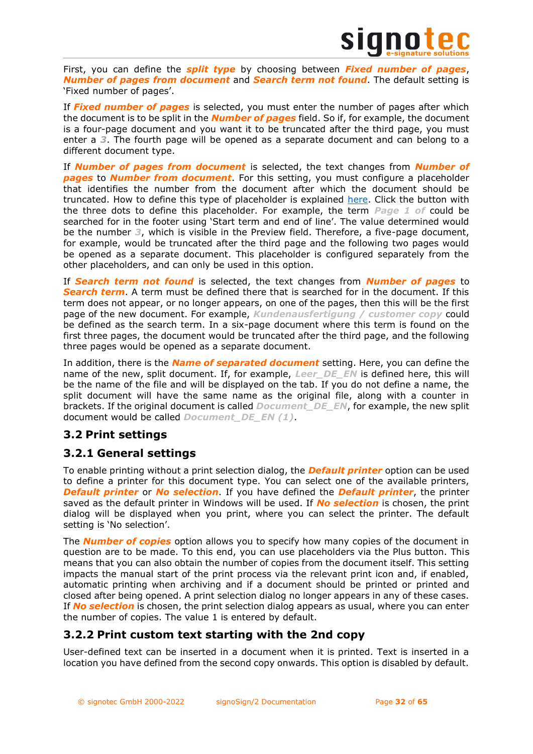First, you can define the ***split type*** by choosing between ***Fixed number of pages***, ***Number of pages from document*** and ***Search term not found***. The default setting is 'Fixed number of pages'.

If ***Fixed number of pages*** is selected, you must enter the number of pages after which the document is to be split in the ***Number of pages*** field. So if, for example, the document is a four-page document and you want it to be truncated after the third page, you must enter a ***3***. The fourth page will be opened as a separate document and can belong to a different document type.

If ***Number of pages from document*** is selected, the text changes from ***Number of pages*** to ***Number from document***. For this setting, you must configure a placeholder that identifies the number from the document after which the document should be truncated. How to define this type of placeholder is explained [here](). Click the button with the three dots to define this placeholder. For example, the term ***Page 1 of*** could be searched for in the footer using 'Start term and end of line'. The value determined would be the number ***3***, which is visible in the Preview field. Therefore, a five-page document, for example, would be truncated after the third page and the following two pages would be opened as a separate document. This placeholder is configured separately from the other placeholders, and can only be used in this option.

If ***Search term not found*** is selected, the text changes from ***Number of pages*** to ***Search term***. A term must be defined there that is searched for in the document. If this term does not appear, or no longer appears, on one of the pages, then this will be the first page of the new document. For example, ***Kundenausfertigung / customer copy*** could be defined as the search term. In a six-page document where this term is found on the first three pages, the document would be truncated after the third page, and the following three pages would be opened as a separate document.

In addition, there is the ***Name of separated document*** setting. Here, you can define the name of the new, split document. If, for example, ***Leer_DE_EN*** is defined here, this will be the name of the file and will be displayed on the tab. If you do not define a name, the split document will have the same name as the original file, along with a counter in brackets. If the original document is called ***Document_DE_EN***, for example, the new split document would be called ***Document_DE_EN (1)***.

## 3.2 Print settings

### 3.2.1 General settings

To enable printing without a print selection dialog, the ***Default printer*** option can be used to define a printer for this document type. You can select one of the available printers, ***Default printer*** or ***No selection***. If you have defined the ***Default printer***, the printer saved as the default printer in Windows will be used. If ***No selection*** is chosen, the print dialog will be displayed when you print, where you can select the printer. The default setting is 'No selection'.

The ***Number of copies*** option allows you to specify how many copies of the document in question are to be made. To this end, you can use placeholders via the Plus button. This means that you can also obtain the number of copies from the document itself. This setting impacts the manual start of the print process via the relevant print icon and, if enabled, automatic printing when archiving and if a document should be printed or printed and closed after being opened. A print selection dialog no longer appears in any of these cases. If ***No selection*** is chosen, the print selection dialog appears as usual, where you can enter the number of copies. The value 1 is entered by default.

### 3.2.2 Print custom text starting with the 2nd copy

User-defined text can be inserted in a document when it is printed. Text is inserted in a location you have defined from the second copy onwards. This option is disabled by default.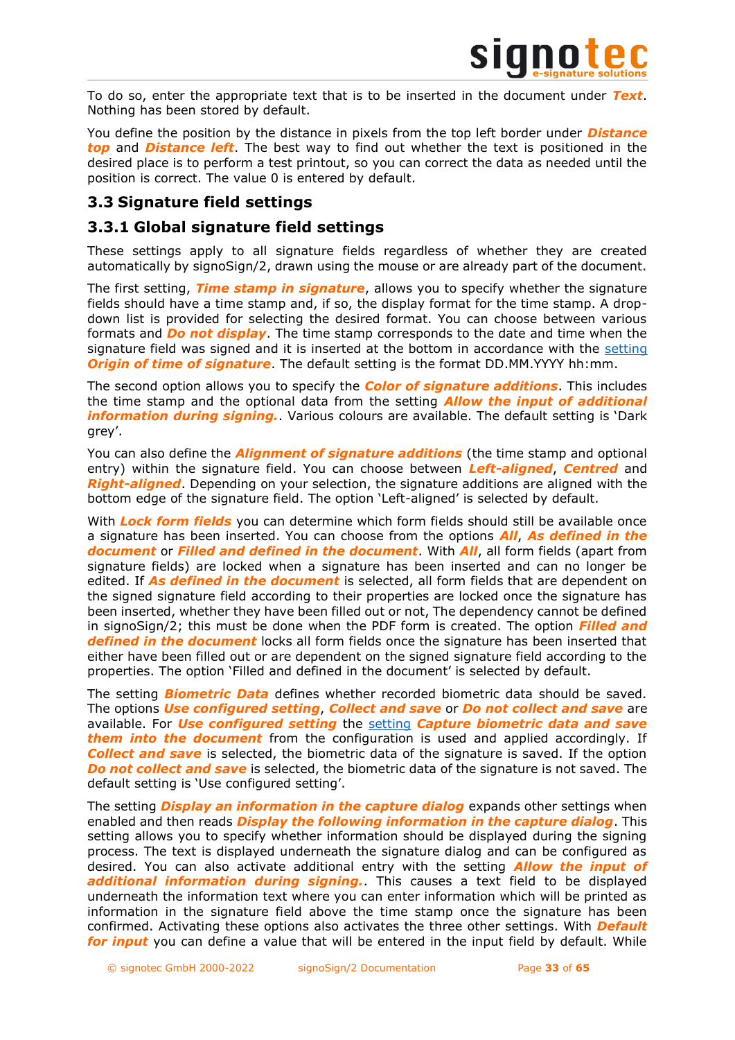To do so, enter the appropriate text that is to be inserted in the document under ***Text***. Nothing has been stored by default.

You define the position by the distance in pixels from the top left border under ***Distance top*** and ***Distance left***. The best way to find out whether the text is positioned in the desired place is to perform a test printout, so you can correct the data as needed until the position is correct. The value 0 is entered by default.

## 3.3 Signature field settings

### 3.3.1 Global signature field settings

These settings apply to all signature fields regardless of whether they are created automatically by signoSign/2, drawn using the mouse or are already part of the document.

The first setting, ***Time stamp in signature***, allows you to specify whether the signature fields should have a time stamp and, if so, the display format for the time stamp. A drop-down list is provided for selecting the desired format. You can choose between various formats and ***Do not display***. The time stamp corresponds to the date and time when the signature field was signed and it is inserted at the bottom in accordance with the setting ***Origin of time of signature***. The default setting is the format DD.MM.YYYY hh:mm.

The second option allows you to specify the ***Color of signature additions***. This includes the time stamp and the optional data from the setting ***Allow the input of additional information during signing.***. Various colours are available. The default setting is 'Dark grey'.

You can also define the ***Alignment of signature additions*** (the time stamp and optional entry) within the signature field. You can choose between ***Left-aligned***, ***Centred*** and ***Right-aligned***. Depending on your selection, the signature additions are aligned with the bottom edge of the signature field. The option 'Left-aligned' is selected by default.

With ***Lock form fields*** you can determine which form fields should still be available once a signature has been inserted. You can choose from the options ***All***, ***As defined in the document*** or ***Filled and defined in the document***. With ***All***, all form fields (apart from signature fields) are locked when a signature has been inserted and can no longer be edited. If ***As defined in the document*** is selected, all form fields that are dependent on the signed signature field according to their properties are locked once the signature has been inserted, whether they have been filled out or not, The dependency cannot be defined in signoSign/2; this must be done when the PDF form is created. The option ***Filled and defined in the document*** locks all form fields once the signature has been inserted that either have been filled out or are dependent on the signed signature field according to the properties. The option 'Filled and defined in the document' is selected by default.

The setting ***Biometric Data*** defines whether recorded biometric data should be saved. The options ***Use configured setting***, ***Collect and save*** or ***Do not collect and save*** are available. For ***Use configured setting*** the setting ***Capture biometric data and save them into the document*** from the configuration is used and applied accordingly. If ***Collect and save*** is selected, the biometric data of the signature is saved. If the option ***Do not collect and save*** is selected, the biometric data of the signature is not saved. The default setting is 'Use configured setting'.

The setting ***Display an information in the capture dialog*** expands other settings when enabled and then reads ***Display the following information in the capture dialog***. This setting allows you to specify whether information should be displayed during the signing process. The text is displayed underneath the signature dialog and can be configured as desired. You can also activate additional entry with the setting ***Allow the input of additional information during signing.***. This causes a text field to be displayed underneath the information text where you can enter information which will be printed as information in the signature field above the time stamp once the signature has been confirmed. Activating these options also activates the three other settings. With ***Default for input*** you can define a value that will be entered in the input field by default. While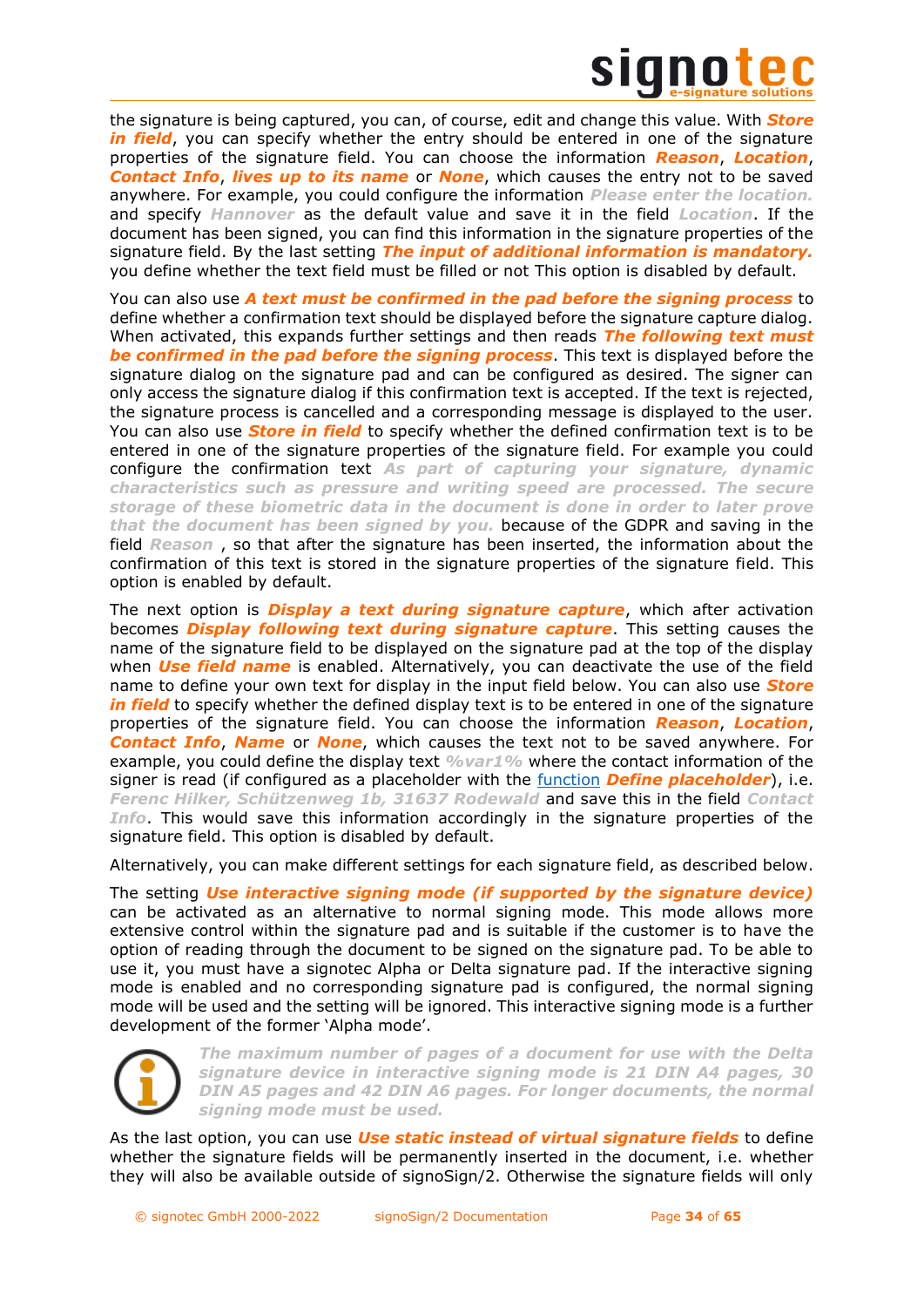the signature is being captured, you can, of course, edit and change this value. With ***Store in field***, you can specify whether the entry should be entered in one of the signature properties of the signature field. You can choose the information ***Reason***, ***Location***, ***Contact Info***, ***lives up to its name*** or ***None***, which causes the entry not to be saved anywhere. For example, you could configure the information ***Please enter the location.*** and specify ***Hannover*** as the default value and save it in the field ***Location***. If the document has been signed, you can find this information in the signature properties of the signature field. By the last setting ***The input of additional information is mandatory.*** you define whether the text field must be filled or not This option is disabled by default.

You can also use ***A text must be confirmed in the pad before the signing process*** to define whether a confirmation text should be displayed before the signature capture dialog. When activated, this expands further settings and then reads ***The following text must be confirmed in the pad before the signing process***. This text is displayed before the signature dialog on the signature pad and can be configured as desired. The signer can only access the signature dialog if this confirmation text is accepted. If the text is rejected, the signature process is cancelled and a corresponding message is displayed to the user. You can also use ***Store in field*** to specify whether the defined confirmation text is to be entered in one of the signature properties of the signature field. For example you could configure the confirmation text ***As part of capturing your signature, dynamic characteristics such as pressure and writing speed are processed. The secure storage of these biometric data in the document is done in order to later prove that the document has been signed by you.*** because of the GDPR and saving in the field ***Reason*** , so that after the signature has been inserted, the information about the confirmation of this text is stored in the signature properties of the signature field. This option is enabled by default.

The next option is ***Display a text during signature capture***, which after activation becomes ***Display following text during signature capture***. This setting causes the name of the signature field to be displayed on the signature pad at the top of the display when ***Use field name*** is enabled. Alternatively, you can deactivate the use of the field name to define your own text for display in the input field below. You can also use ***Store in field*** to specify whether the defined display text is to be entered in one of the signature properties of the signature field. You can choose the information ***Reason***, ***Location***, ***Contact Info***, ***Name*** or ***None***, which causes the text not to be saved anywhere. For example, you could define the display text ***%var1%*** where the contact information of the signer is read (if configured as a placeholder with the function ***Define placeholder***), i.e. ***Ferenc Hilker, Schützenweg 1b, 31637 Rodewald*** and save this in the field ***Contact Info***. This would save this information accordingly in the signature properties of the signature field. This option is disabled by default.

Alternatively, you can make different settings for each signature field, as described below.

The setting ***Use interactive signing mode (if supported by the signature device)*** can be activated as an alternative to normal signing mode. This mode allows more extensive control within the signature pad and is suitable if the customer is to have the option of reading through the document to be signed on the signature pad. To be able to use it, you must have a signotec Alpha or Delta signature pad. If the interactive signing mode is enabled and no corresponding signature pad is configured, the normal signing mode will be used and the setting will be ignored. This interactive signing mode is a further development of the former 'Alpha mode'.

***The maximum number of pages of a document for use with the Delta signature device in interactive signing mode is 21 DIN A4 pages, 30 DIN A5 pages and 42 DIN A6 pages. For longer documents, the normal signing mode must be used.***

As the last option, you can use ***Use static instead of virtual signature fields*** to define whether the signature fields will be permanently inserted in the document, i.e. whether they will also be available outside of signoSign/2. Otherwise the signature fields will only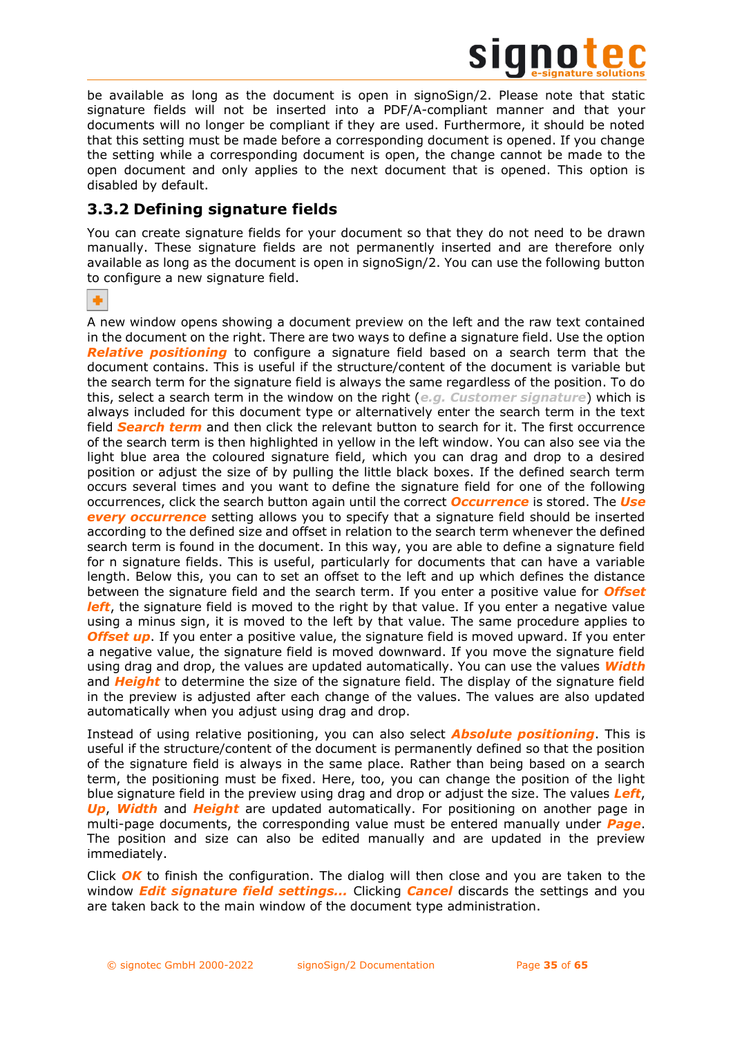be available as long as the document is open in signoSign/2. Please note that static signature fields will not be inserted into a PDF/A-compliant manner and that your documents will no longer be compliant if they are used. Furthermore, it should be noted that this setting must be made before a corresponding document is opened. If you change the setting while a corresponding document is open, the change cannot be made to the open document and only applies to the next document that is opened. This option is disabled by default.

### 3.3.2 Defining signature fields

You can create signature fields for your document so that they do not need to be drawn manually. These signature fields are not permanently inserted and are therefore only available as long as the document is open in signoSign/2. You can use the following button to configure a new signature field.

A new window opens showing a document preview on the left and the raw text contained in the document on the right. There are two ways to define a signature field. Use the option ***Relative positioning*** to configure a signature field based on a search term that the document contains. This is useful if the structure/content of the document is variable but the search term for the signature field is always the same regardless of the position. To do this, select a search term in the window on the right (***e.g. Customer signature***) which is always included for this document type or alternatively enter the search term in the text field ***Search term*** and then click the relevant button to search for it. The first occurrence of the search term is then highlighted in yellow in the left window. You can also see via the light blue area the coloured signature field, which you can drag and drop to a desired position or adjust the size of by pulling the little black boxes. If the defined search term occurs several times and you want to define the signature field for one of the following occurrences, click the search button again until the correct ***Occurrence*** is stored. The ***Use every occurrence*** setting allows you to specify that a signature field should be inserted according to the defined size and offset in relation to the search term whenever the defined search term is found in the document. In this way, you are able to define a signature field for n signature fields. This is useful, particularly for documents that can have a variable length. Below this, you can to set an offset to the left and up which defines the distance between the signature field and the search term. If you enter a positive value for ***Offset left***, the signature field is moved to the right by that value. If you enter a negative value using a minus sign, it is moved to the left by that value. The same procedure applies to ***Offset up***. If you enter a positive value, the signature field is moved upward. If you enter a negative value, the signature field is moved downward. If you move the signature field using drag and drop, the values are updated automatically. You can use the values ***Width*** and ***Height*** to determine the size of the signature field. The display of the signature field in the preview is adjusted after each change of the values. The values are also updated automatically when you adjust using drag and drop.

Instead of using relative positioning, you can also select ***Absolute positioning***. This is useful if the structure/content of the document is permanently defined so that the position of the signature field is always in the same place. Rather than being based on a search term, the positioning must be fixed. Here, too, you can change the position of the light blue signature field in the preview using drag and drop or adjust the size. The values ***Left***, ***Up***, ***Width*** and ***Height*** are updated automatically. For positioning on another page in multi-page documents, the corresponding value must be entered manually under ***Page***. The position and size can also be edited manually and are updated in the preview immediately.

Click ***OK*** to finish the configuration. The dialog will then close and you are taken to the window ***Edit signature field settings...*** Clicking ***Cancel*** discards the settings and you are taken back to the main window of the document type administration.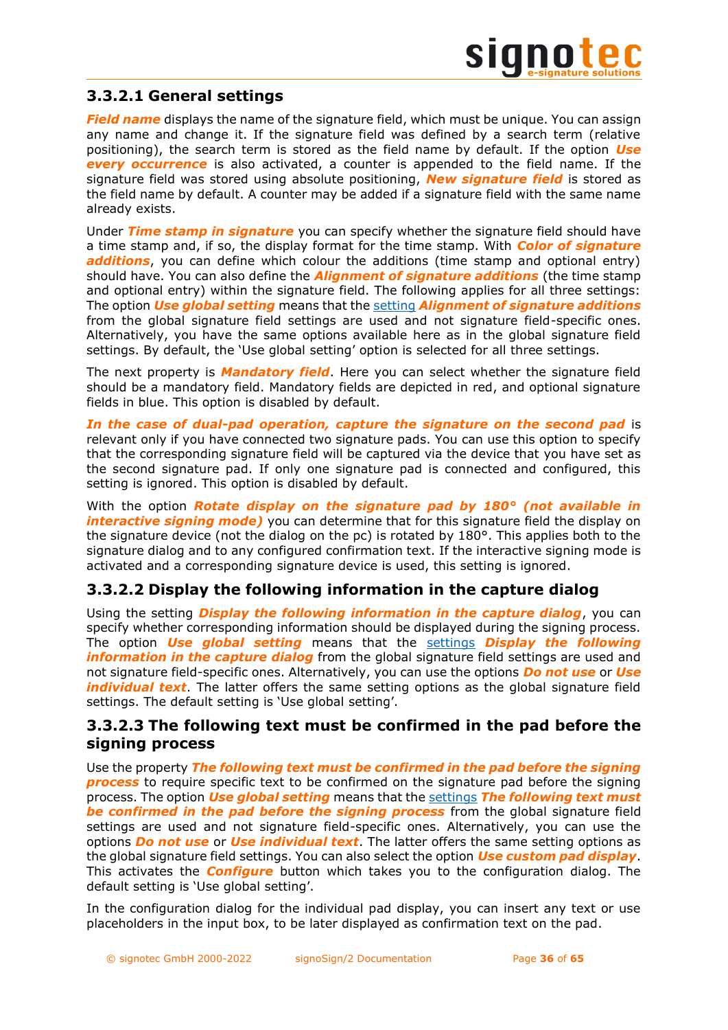### 3.3.2.1 General settings

***Field name*** displays the name of the signature field, which must be unique. You can assign any name and change it. If the signature field was defined by a search term (relative positioning), the search term is stored as the field name by default. If the option ***Use every occurrence*** is also activated, a counter is appended to the field name. If the signature field was stored using absolute positioning, ***New signature field*** is stored as the field name by default. A counter may be added if a signature field with the same name already exists.

Under ***Time stamp in signature*** you can specify whether the signature field should have a time stamp and, if so, the display format for the time stamp. With ***Color of signature additions***, you can define which colour the additions (time stamp and optional entry) should have. You can also define the ***Alignment of signature additions*** (the time stamp and optional entry) within the signature field. The following applies for all three settings: The option ***Use global setting*** means that the setting ***Alignment of signature additions*** from the global signature field settings are used and not signature field-specific ones. Alternatively, you have the same options available here as in the global signature field settings. By default, the 'Use global setting' option is selected for all three settings.

The next property is ***Mandatory field***. Here you can select whether the signature field should be a mandatory field. Mandatory fields are depicted in red, and optional signature fields in blue. This option is disabled by default.

***In the case of dual-pad operation, capture the signature on the second pad*** is relevant only if you have connected two signature pads. You can use this option to specify that the corresponding signature field will be captured via the device that you have set as the second signature pad. If only one signature pad is connected and configured, this setting is ignored. This option is disabled by default.

With the option ***Rotate display on the signature pad by 180° (not available in interactive signing mode)*** you can determine that for this signature field the display on the signature device (not the dialog on the pc) is rotated by 180°. This applies both to the signature dialog and to any configured confirmation text. If the interactive signing mode is activated and a corresponding signature device is used, this setting is ignored.

### 3.3.2.2 Display the following information in the capture dialog

Using the setting ***Display the following information in the capture dialog***, you can specify whether corresponding information should be displayed during the signing process. The option ***Use global setting*** means that the settings ***Display the following information in the capture dialog*** from the global signature field settings are used and not signature field-specific ones. Alternatively, you can use the options ***Do not use*** or ***Use individual text***. The latter offers the same setting options as the global signature field settings. The default setting is 'Use global setting'.

### 3.3.2.3 The following text must be confirmed in the pad before the signing process

Use the property ***The following text must be confirmed in the pad before the signing process*** to require specific text to be confirmed on the signature pad before the signing process. The option ***Use global setting*** means that the settings ***The following text must be confirmed in the pad before the signing process*** from the global signature field settings are used and not signature field-specific ones. Alternatively, you can use the options ***Do not use*** or ***Use individual text***. The latter offers the same setting options as the global signature field settings. You can also select the option ***Use custom pad display***. This activates the ***Configure*** button which takes you to the configuration dialog. The default setting is 'Use global setting'.

In the configuration dialog for the individual pad display, you can insert any text or use placeholders in the input box, to be later displayed as confirmation text on the pad.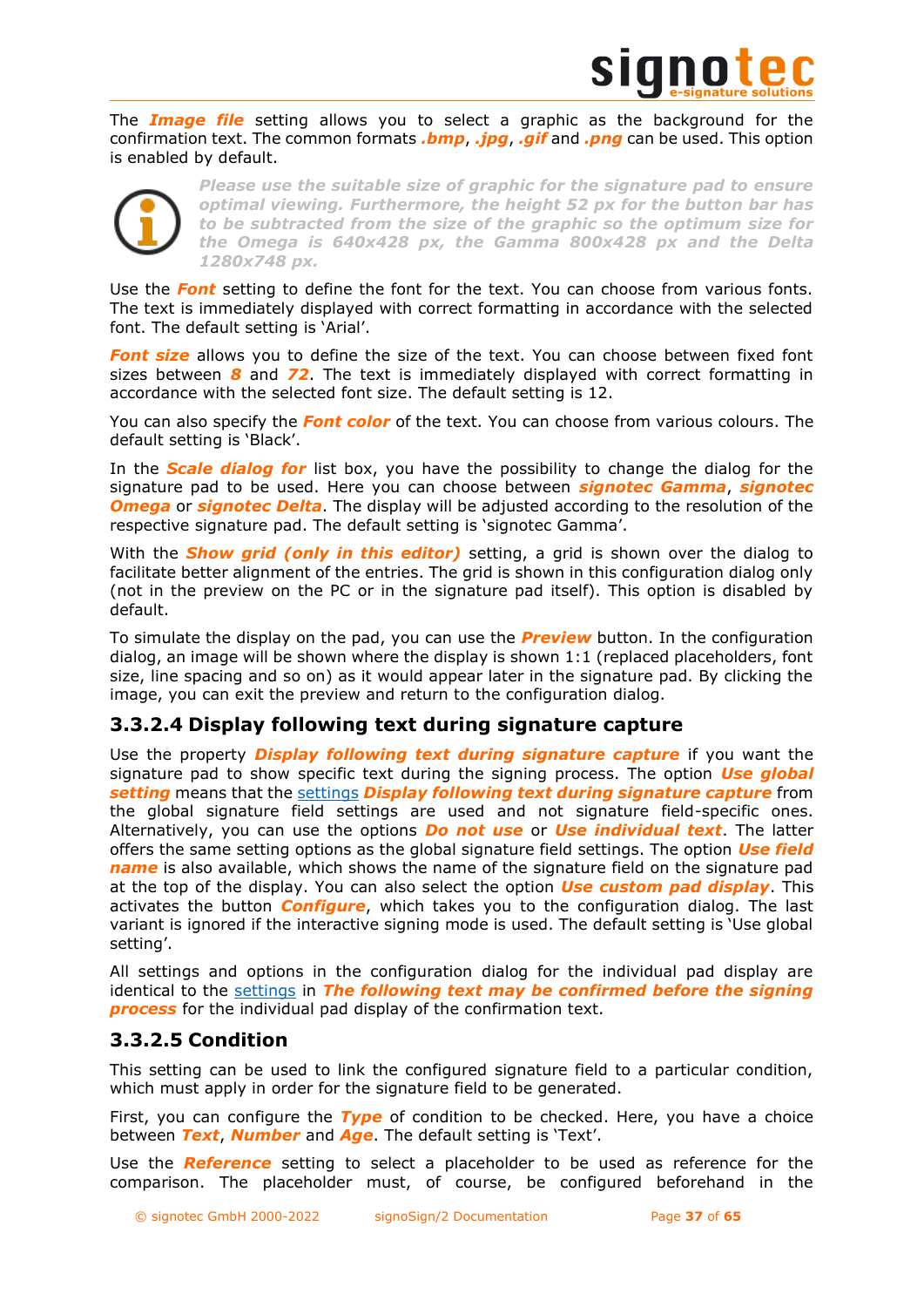The ***Image file*** setting allows you to select a graphic as the background for the confirmation text. The common formats ***.bmp***, ***.jpg***, ***.gif*** and ***.png*** can be used. This option is enabled by default.

> ***Please use the suitable size of graphic for the signature pad to ensure optimal viewing. Furthermore, the height 52 px for the button bar has to be subtracted from the size of the graphic so the optimum size for the Omega is 640x428 px, the Gamma 800x428 px and the Delta 1280x748 px.***

Use the ***Font*** setting to define the font for the text. You can choose from various fonts. The text is immediately displayed with correct formatting in accordance with the selected font. The default setting is 'Arial'.

***Font size*** allows you to define the size of the text. You can choose between fixed font sizes between ***8*** and ***72***. The text is immediately displayed with correct formatting in accordance with the selected font size. The default setting is 12.

You can also specify the ***Font color*** of the text. You can choose from various colours. The default setting is 'Black'.

In the ***Scale dialog for*** list box, you have the possibility to change the dialog for the signature pad to be used. Here you can choose between ***signotec Gamma***, ***signotec Omega*** or ***signotec Delta***. The display will be adjusted according to the resolution of the respective signature pad. The default setting is 'signotec Gamma'.

With the ***Show grid (only in this editor)*** setting, a grid is shown over the dialog to facilitate better alignment of the entries. The grid is shown in this configuration dialog only (not in the preview on the PC or in the signature pad itself). This option is disabled by default.

To simulate the display on the pad, you can use the ***Preview*** button. In the configuration dialog, an image will be shown where the display is shown 1:1 (replaced placeholders, font size, line spacing and so on) as it would appear later in the signature pad. By clicking the image, you can exit the preview and return to the configuration dialog.

### 3.3.2.4 Display following text during signature capture

Use the property ***Display following text during signature capture*** if you want the signature pad to show specific text during the signing process. The option ***Use global setting*** means that the settings ***Display following text during signature capture*** from the global signature field settings are used and not signature field-specific ones. Alternatively, you can use the options ***Do not use*** or ***Use individual text***. The latter offers the same setting options as the global signature field settings. The option ***Use field name*** is also available, which shows the name of the signature field on the signature pad at the top of the display. You can also select the option ***Use custom pad display***. This activates the button ***Configure***, which takes you to the configuration dialog. The last variant is ignored if the interactive signing mode is used. The default setting is 'Use global setting'.

All settings and options in the configuration dialog for the individual pad display are identical to the settings in ***The following text may be confirmed before the signing process*** for the individual pad display of the confirmation text.

### 3.3.2.5 Condition

This setting can be used to link the configured signature field to a particular condition, which must apply in order for the signature field to be generated.

First, you can configure the ***Type*** of condition to be checked. Here, you have a choice between ***Text***, ***Number*** and ***Age***. The default setting is 'Text'.

Use the ***Reference*** setting to select a placeholder to be used as reference for the comparison. The placeholder must, of course, be configured beforehand in the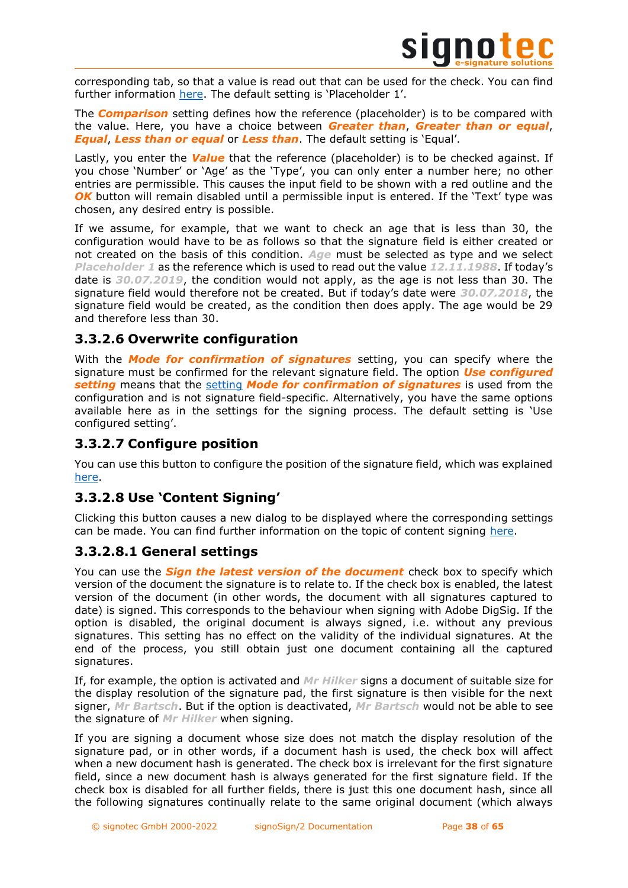corresponding tab, so that a value is read out that can be used for the check. You can find further information here. The default setting is 'Placeholder 1'.

The ***Comparison*** setting defines how the reference (placeholder) is to be compared with the value. Here, you have a choice between ***Greater than***, ***Greater than or equal***, ***Equal***, ***Less than or equal*** or ***Less than***. The default setting is 'Equal'.

Lastly, you enter the ***Value*** that the reference (placeholder) is to be checked against. If you chose 'Number' or 'Age' as the 'Type', you can only enter a number here; no other entries are permissible. This causes the input field to be shown with a red outline and the ***OK*** button will remain disabled until a permissible input is entered. If the 'Text' type was chosen, any desired entry is possible.

If we assume, for example, that we want to check an age that is less than 30, the configuration would have to be as follows so that the signature field is either created or not created on the basis of this condition. ***Age*** must be selected as type and we select ***Placeholder 1*** as the reference which is used to read out the value ***12.11.1988***. If today's date is ***30.07.2019***, the condition would not apply, as the age is not less than 30. The signature field would therefore not be created. But if today's date were ***30.07.2018***, the signature field would be created, as the condition then does apply. The age would be 29 and therefore less than 30.

### 3.3.2.6 Overwrite configuration

With the ***Mode for confirmation of signatures*** setting, you can specify where the signature must be confirmed for the relevant signature field. The option ***Use configured setting*** means that the setting ***Mode for confirmation of signatures*** is used from the configuration and is not signature field-specific. Alternatively, you have the same options available here as in the settings for the signing process. The default setting is 'Use configured setting'.

### 3.3.2.7 Configure position

You can use this button to configure the position of the signature field, which was explained here.

### 3.3.2.8 Use 'Content Signing'

Clicking this button causes a new dialog to be displayed where the corresponding settings can be made. You can find further information on the topic of content signing here.

### 3.3.2.8.1 General settings

You can use the ***Sign the latest version of the document*** check box to specify which version of the document the signature is to relate to. If the check box is enabled, the latest version of the document (in other words, the document with all signatures captured to date) is signed. This corresponds to the behaviour when signing with Adobe DigSig. If the option is disabled, the original document is always signed, i.e. without any previous signatures. This setting has no effect on the validity of the individual signatures. At the end of the process, you still obtain just one document containing all the captured signatures.

If, for example, the option is activated and ***Mr Hilker*** signs a document of suitable size for the display resolution of the signature pad, the first signature is then visible for the next signer, ***Mr Bartsch***. But if the option is deactivated, ***Mr Bartsch*** would not be able to see the signature of ***Mr Hilker*** when signing.

If you are signing a document whose size does not match the display resolution of the signature pad, or in other words, if a document hash is used, the check box will affect when a new document hash is generated. The check box is irrelevant for the first signature field, since a new document hash is always generated for the first signature field. If the check box is disabled for all further fields, there is just this one document hash, since all the following signatures continually relate to the same original document (which always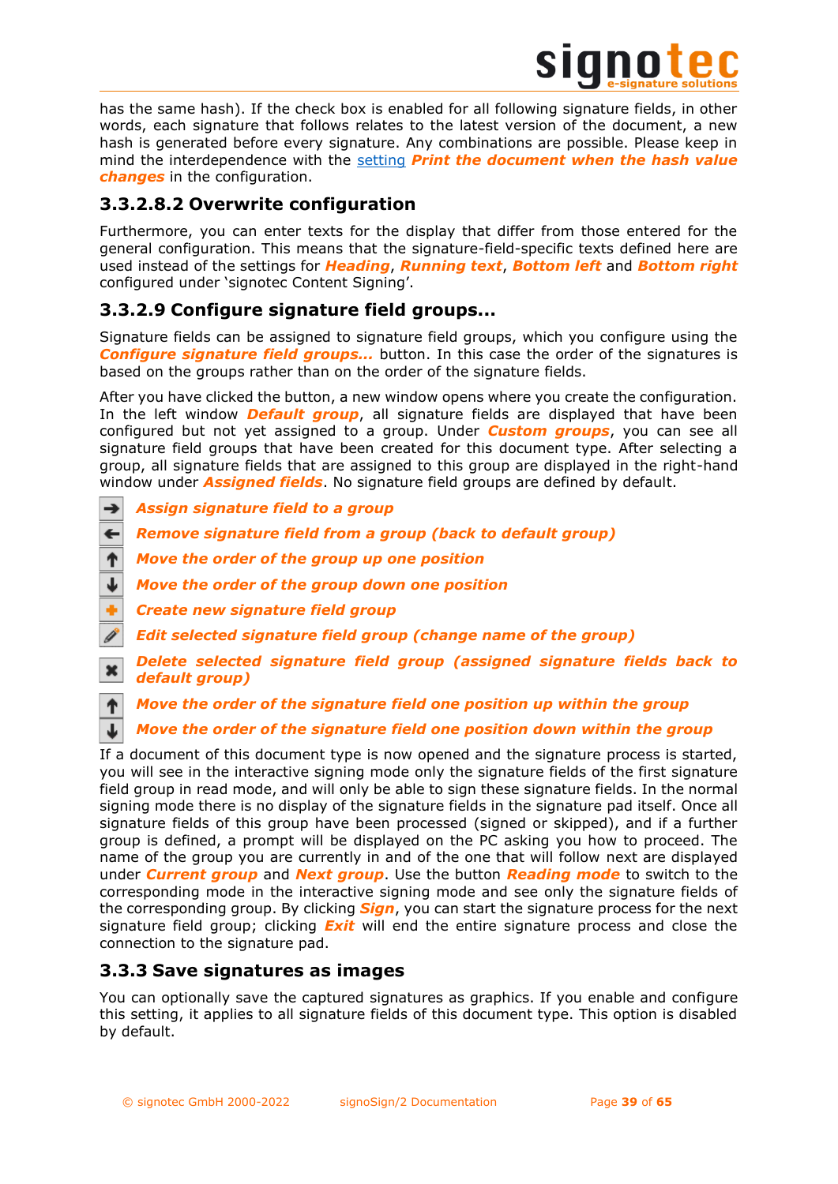has the same hash). If the check box is enabled for all following signature fields, in other words, each signature that follows relates to the latest version of the document, a new hash is generated before every signature. Any combinations are possible. Please keep in mind the interdependence with the setting ***Print the document when the hash value changes*** in the configuration.

### 3.3.2.8.2 Overwrite configuration

Furthermore, you can enter texts for the display that differ from those entered for the general configuration. This means that the signature-field-specific texts defined here are used instead of the settings for ***Heading***, ***Running text***, ***Bottom left*** and ***Bottom right*** configured under 'signotec Content Signing'.

### 3.3.2.9 Configure signature field groups...

Signature fields can be assigned to signature field groups, which you configure using the ***Configure signature field groups...*** button. In this case the order of the signatures is based on the groups rather than on the order of the signature fields.

After you have clicked the button, a new window opens where you create the configuration. In the left window ***Default group***, all signature fields are displayed that have been configured but not yet assigned to a group. Under ***Custom groups***, you can see all signature field groups that have been created for this document type. After selecting a group, all signature fields that are assigned to this group are displayed in the right-hand window under ***Assigned fields***. No signature field groups are defined by default.

- ***Assign signature field to a group***
- ***Remove signature field from a group (back to default group)***
- ***Move the order of the group up one position***
- ***Move the order of the group down one position***
- ***Create new signature field group***
- ***Edit selected signature field group (change name of the group)***
- ***Delete selected signature field group (assigned signature fields back to default group)***
- ***Move the order of the signature field one position up within the group***
- ***Move the order of the signature field one position down within the group***

If a document of this document type is now opened and the signature process is started, you will see in the interactive signing mode only the signature fields of the first signature field group in read mode, and will only be able to sign these signature fields. In the normal signing mode there is no display of the signature fields in the signature pad itself. Once all signature fields of this group have been processed (signed or skipped), and if a further group is defined, a prompt will be displayed on the PC asking you how to proceed. The name of the group you are currently in and of the one that will follow next are displayed under ***Current group*** and ***Next group***. Use the button ***Reading mode*** to switch to the corresponding mode in the interactive signing mode and see only the signature fields of the corresponding group. By clicking ***Sign***, you can start the signature process for the next signature field group; clicking ***Exit*** will end the entire signature process and close the connection to the signature pad.

## 3.3.3 Save signatures as images

You can optionally save the captured signatures as graphics. If you enable and configure this setting, it applies to all signature fields of this document type. This option is disabled by default.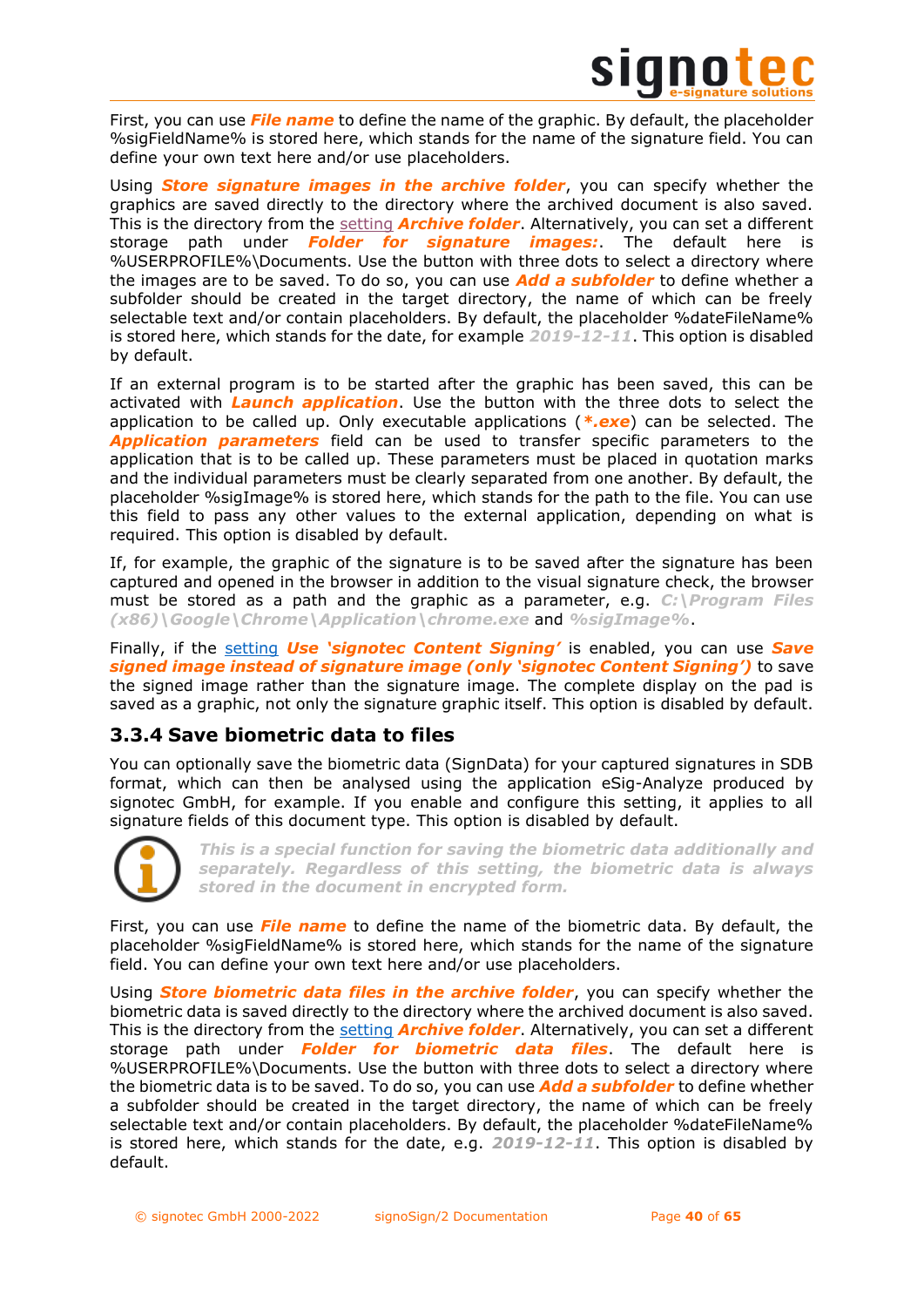First, you can use ***File name*** to define the name of the graphic. By default, the placeholder %sigFieldName% is stored here, which stands for the name of the signature field. You can define your own text here and/or use placeholders.

Using ***Store signature images in the archive folder***, you can specify whether the graphics are saved directly to the directory where the archived document is also saved. This is the directory from the setting ***Archive folder***. Alternatively, you can set a different storage path under ***Folder for signature images:***. The default here is %USERPROFILE%\Documents. Use the button with three dots to select a directory where the images are to be saved. To do so, you can use ***Add a subfolder*** to define whether a subfolder should be created in the target directory, the name of which can be freely selectable text and/or contain placeholders. By default, the placeholder %dateFileName% is stored here, which stands for the date, for example ***2019-12-11***. This option is disabled by default.

If an external program is to be started after the graphic has been saved, this can be activated with ***Launch application***. Use the button with the three dots to select the application to be called up. Only executable applications (***\*.exe***) can be selected. The ***Application parameters*** field can be used to transfer specific parameters to the application that is to be called up. These parameters must be placed in quotation marks and the individual parameters must be clearly separated from one another. By default, the placeholder %sigImage% is stored here, which stands for the path to the file. You can use this field to pass any other values to the external application, depending on what is required. This option is disabled by default.

If, for example, the graphic of the signature is to be saved after the signature has been captured and opened in the browser in addition to the visual signature check, the browser must be stored as a path and the graphic as a parameter, e.g. ***C:\Program Files (x86)\Google\Chrome\Application\chrome.exe*** and ***%sigImage%***.

Finally, if the setting ***Use 'signotec Content Signing'*** is enabled, you can use ***Save signed image instead of signature image (only 'signotec Content Signing')*** to save the signed image rather than the signature image. The complete display on the pad is saved as a graphic, not only the signature graphic itself. This option is disabled by default.

### 3.3.4 Save biometric data to files

You can optionally save the biometric data (SignData) for your captured signatures in SDB format, which can then be analysed using the application eSig-Analyze produced by signotec GmbH, for example. If you enable and configure this setting, it applies to all signature fields of this document type. This option is disabled by default.

***This is a special function for saving the biometric data additionally and separately. Regardless of this setting, the biometric data is always stored in the document in encrypted form.***

First, you can use ***File name*** to define the name of the biometric data. By default, the placeholder %sigFieldName% is stored here, which stands for the name of the signature field. You can define your own text here and/or use placeholders.

Using ***Store biometric data files in the archive folder***, you can specify whether the biometric data is saved directly to the directory where the archived document is also saved. This is the directory from the setting ***Archive folder***. Alternatively, you can set a different storage path under ***Folder for biometric data files***. The default here is %USERPROFILE%\Documents. Use the button with three dots to select a directory where the biometric data is to be saved. To do so, you can use ***Add a subfolder*** to define whether a subfolder should be created in the target directory, the name of which can be freely selectable text and/or contain placeholders. By default, the placeholder %dateFileName% is stored here, which stands for the date, e.g. ***2019-12-11***. This option is disabled by default.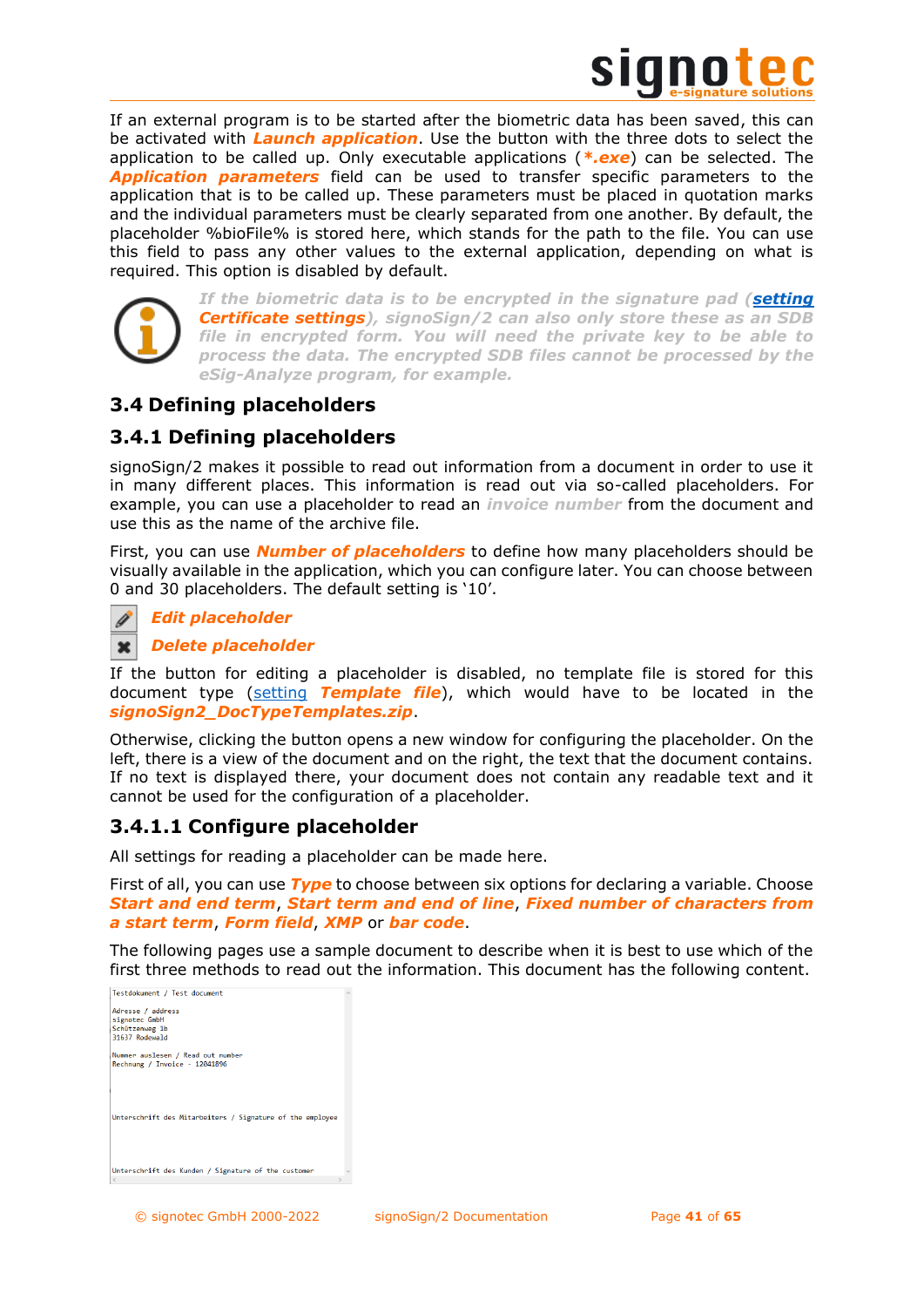If an external program is to be started after the biometric data has been saved, this can be activated with ***Launch application***. Use the button with the three dots to select the application to be called up. Only executable applications (***\*.exe***) can be selected. The ***Application parameters*** field can be used to transfer specific parameters to the application that is to be called up. These parameters must be placed in quotation marks and the individual parameters must be clearly separated from one another. By default, the placeholder %bioFile% is stored here, which stands for the path to the file. You can use this field to pass any other values to the external application, depending on what is required. This option is disabled by default.

> ***If the biometric data is to be encrypted in the signature pad (setting Certificate settings), signoSign/2 can also only store these as an SDB file in encrypted form. You will need the private key to be able to process the data. The encrypted SDB files cannot be processed by the eSig-Analyze program, for example.***

## 3.4 Defining placeholders

### 3.4.1 Defining placeholders

signoSign/2 makes it possible to read out information from a document in order to use it in many different places. This information is read out via so-called placeholders. For example, you can use a placeholder to read an ***invoice number*** from the document and use this as the name of the archive file.

First, you can use ***Number of placeholders*** to define how many placeholders should be visually available in the application, which you can configure later. You can choose between 0 and 30 placeholders. The default setting is '10'.

***Edit placeholder***

***Delete placeholder***

If the button for editing a placeholder is disabled, no template file is stored for this document type (setting ***Template file***), which would have to be located in the ***signoSign2_DocTypeTemplates.zip***.

Otherwise, clicking the button opens a new window for configuring the placeholder. On the left, there is a view of the document and on the right, the text that the document contains. If no text is displayed there, your document does not contain any readable text and it cannot be used for the configuration of a placeholder.

#### 3.4.1.1 Configure placeholder

All settings for reading a placeholder can be made here.

First of all, you can use ***Type*** to choose between six options for declaring a variable. Choose ***Start and end term***, ***Start term and end of line***, ***Fixed number of characters from a start term***, ***Form field***, ***XMP*** or ***bar code***.

The following pages use a sample document to describe when it is best to use which of the first three methods to read out the information. This document has the following content.

Testdokument / Test document

Adresse / address
signotec GmbH
Schützenweg 1b
31637 Rodewald

Nummer auslesen / Read out number
Rechnung / Invoice - 12041896

Unterschrift des Mitarbeiters / Signature of the employee

Unterschrift des Kunden / Signature of the customer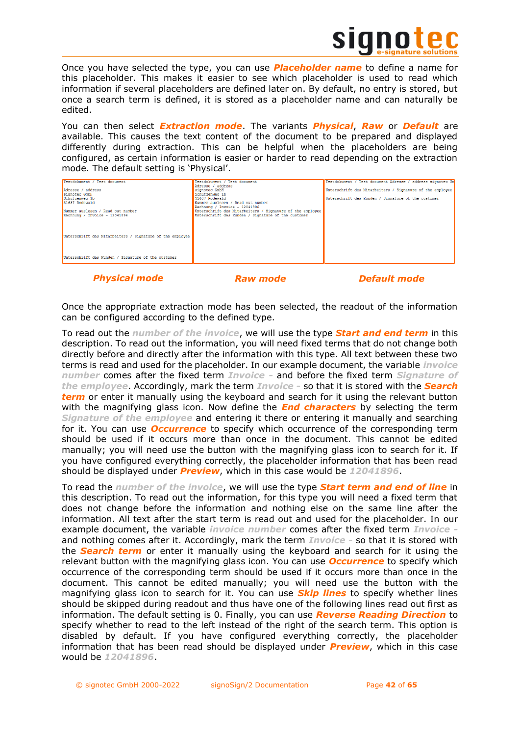Once you have selected the type, you can use ***Placeholder name*** to define a name for this placeholder. This makes it easier to see which placeholder is used to read which information if several placeholders are defined later on. By default, no entry is stored, but once a search term is defined, it is stored as a placeholder name and can naturally be edited.

You can then select ***Extraction mode***. The variants ***Physical***, ***Raw*** or ***Default*** are available. This causes the text content of the document to be prepared and displayed differently during extraction. This can be helpful when the placeholders are being configured, as certain information is easier or harder to read depending on the extraction mode. The default setting is 'Physical'.

***Physical mode*** ***Raw mode*** ***Default mode***

Once the appropriate extraction mode has been selected, the readout of the information can be configured according to the defined type.

To read out the ***number of the invoice***, we will use the type ***Start and end term*** in this description. To read out the information, you will need fixed terms that do not change both directly before and directly after the information with this type. All text between these two terms is read and used for the placeholder. In our example document, the variable ***invoice number*** comes after the fixed term ***Invoice -*** and before the fixed term ***Signature of the employee***. Accordingly, mark the term ***Invoice -*** so that it is stored with the ***Search term*** or enter it manually using the keyboard and search for it using the relevant button with the magnifying glass icon. Now define the ***End characters*** by selecting the term ***Signature of the employee*** and entering it there or entering it manually and searching for it. You can use ***Occurrence*** to specify which occurrence of the corresponding term should be used if it occurs more than once in the document. This cannot be edited manually; you will need use the button with the magnifying glass icon to search for it. If you have configured everything correctly, the placeholder information that has been read should be displayed under ***Preview***, which in this case would be ***12041896***.

To read the ***number of the invoice***, we will use the type ***Start term and end of line*** in this description. To read out the information, for this type you will need a fixed term that does not change before the information and nothing else on the same line after the information. All text after the start term is read out and used for the placeholder. In our example document, the variable ***invoice number*** comes after the fixed term ***Invoice -*** and nothing comes after it. Accordingly, mark the term ***Invoice -*** so that it is stored with the ***Search term*** or enter it manually using the keyboard and search for it using the relevant button with the magnifying glass icon. You can use ***Occurrence*** to specify which occurrence of the corresponding term should be used if it occurs more than once in the document. This cannot be edited manually; you will need use the button with the magnifying glass icon to search for it. You can use ***Skip lines*** to specify whether lines should be skipped during readout and thus have one of the following lines read out first as information. The default setting is 0. Finally, you can use ***Reverse Reading Direction*** to specify whether to read to the left instead of the right of the search term. This option is disabled by default. If you have configured everything correctly, the placeholder information that has been read should be displayed under ***Preview***, which in this case would be ***12041896***.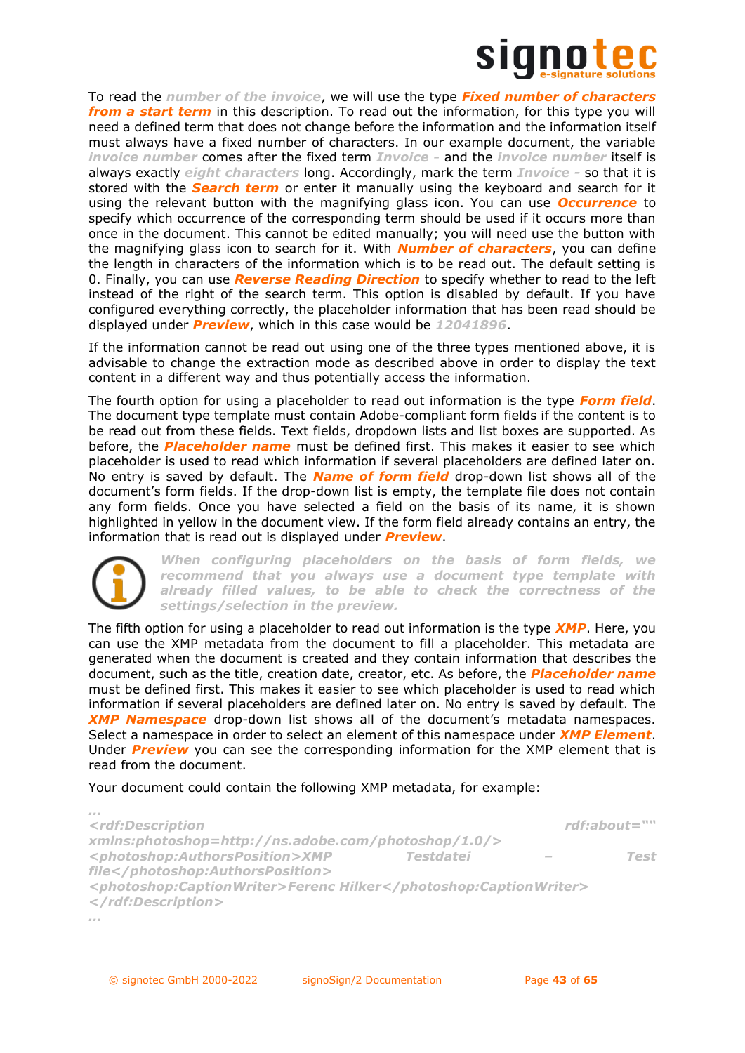To read the *number of the invoice*, we will use the type ***Fixed number of characters from a start term*** in this description. To read out the information, for this type you will need a defined term that does not change before the information and the information itself must always have a fixed number of characters. In our example document, the variable *invoice number* comes after the fixed term *Invoice -* and the *invoice number* itself is always exactly *eight characters* long. Accordingly, mark the term *Invoice -* so that it is stored with the ***Search term*** or enter it manually using the keyboard and search for it using the relevant button with the magnifying glass icon. You can use ***Occurrence*** to specify which occurrence of the corresponding term should be used if it occurs more than once in the document. This cannot be edited manually; you will need use the button with the magnifying glass icon to search for it. With ***Number of characters***, you can define the length in characters of the information which is to be read out. The default setting is 0. Finally, you can use ***Reverse Reading Direction*** to specify whether to read to the left instead of the right of the search term. This option is disabled by default. If you have configured everything correctly, the placeholder information that has been read should be displayed under ***Preview***, which in this case would be *12041896*.

If the information cannot be read out using one of the three types mentioned above, it is advisable to change the extraction mode as described above in order to display the text content in a different way and thus potentially access the information.

The fourth option for using a placeholder to read out information is the type ***Form field***. The document type template must contain Adobe-compliant form fields if the content is to be read out from these fields. Text fields, dropdown lists and list boxes are supported. As before, the ***Placeholder name*** must be defined first. This makes it easier to see which placeholder is used to read which information if several placeholders are defined later on. No entry is saved by default. The ***Name of form field*** drop-down list shows all of the document's form fields. If the drop-down list is empty, the template file does not contain any form fields. Once you have selected a field on the basis of its name, it is shown highlighted in yellow in the document view. If the form field already contains an entry, the information that is read out is displayed under ***Preview***.

***When configuring placeholders on the basis of form fields, we recommend that you always use a document type template with already filled values, to be able to check the correctness of the settings/selection in the preview.***

The fifth option for using a placeholder to read out information is the type ***XMP***. Here, you can use the XMP metadata from the document to fill a placeholder. This metadata are generated when the document is created and they contain information that describes the document, such as the title, creation date, creator, etc. As before, the ***Placeholder name*** must be defined first. This makes it easier to see which placeholder is used to read which information if several placeholders are defined later on. No entry is saved by default. The ***XMP Namespace*** drop-down list shows all of the document's metadata namespaces. Select a namespace in order to select an element of this namespace under ***XMP Element***. Under ***Preview*** you can see the corresponding information for the XMP element that is read from the document.

Your document could contain the following XMP metadata, for example:

```
...
<rdf:Description rdf:about=""
xmlns:photoshop=http://ns.adobe.com/photoshop/1.0/>
<photoshop:AuthorsPosition>XMP Testdatei – Test
file</photoshop:AuthorsPosition>
<photoshop:CaptionWriter>Ferenc Hilker</photoshop:CaptionWriter>
</rdf:Description>
...
```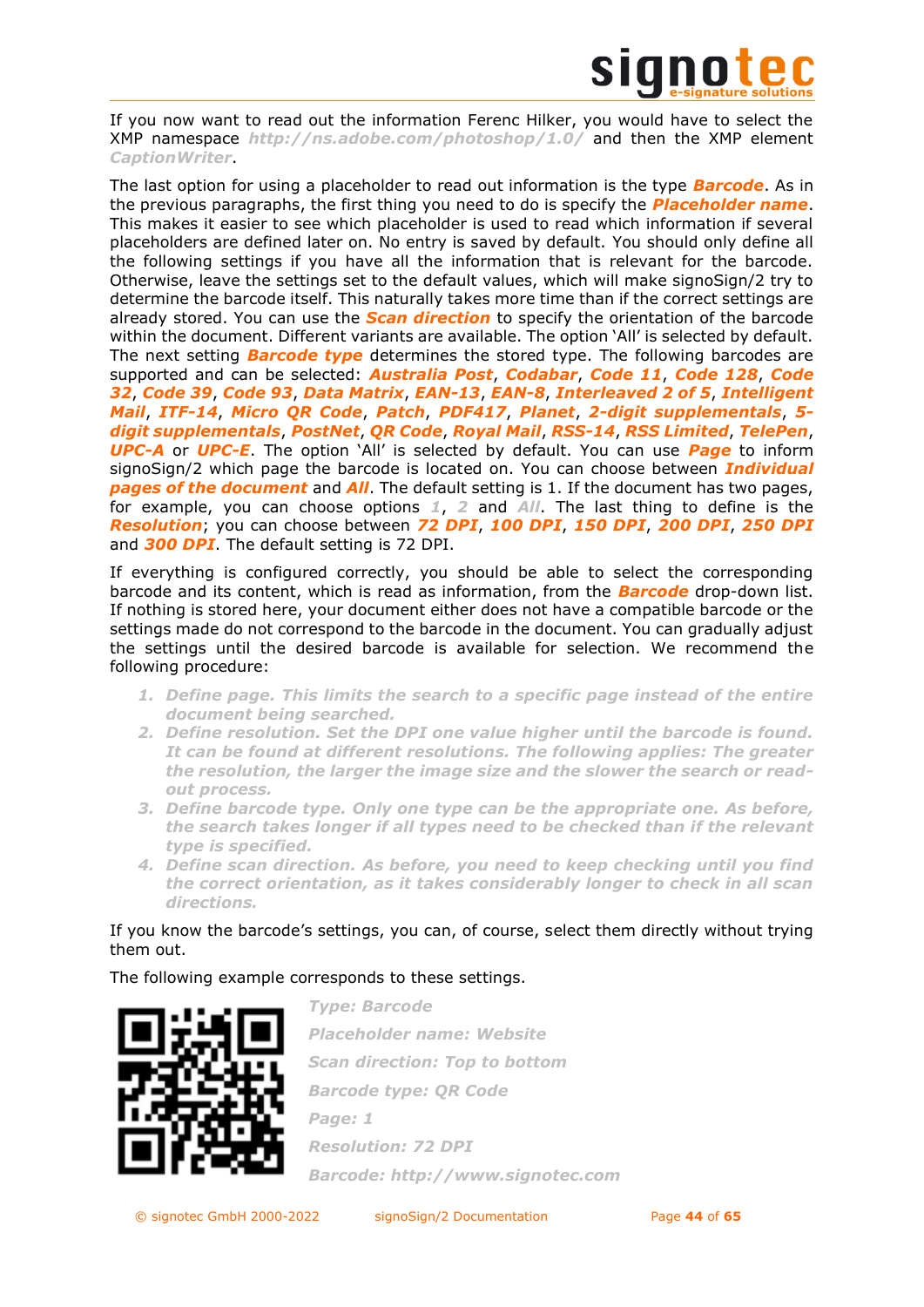If you now want to read out the information Ferenc Hilker, you would have to select the XMP namespace ***http://ns.adobe.com/photoshop/1.0/*** and then the XMP element ***CaptionWriter***.

The last option for using a placeholder to read out information is the type ***Barcode***. As in the previous paragraphs, the first thing you need to do is specify the ***Placeholder name***. This makes it easier to see which placeholder is used to read which information if several placeholders are defined later on. No entry is saved by default. You should only define all the following settings if you have all the information that is relevant for the barcode. Otherwise, leave the settings set to the default values, which will make signoSign/2 try to determine the barcode itself. This naturally takes more time than if the correct settings are already stored. You can use the ***Scan direction*** to specify the orientation of the barcode within the document. Different variants are available. The option 'All' is selected by default. The next setting ***Barcode type*** determines the stored type. The following barcodes are supported and can be selected: ***Australia Post***, ***Codabar***, ***Code 11***, ***Code 128***, ***Code 32***, ***Code 39***, ***Code 93***, ***Data Matrix***, ***EAN-13***, ***EAN-8***, ***Interleaved 2 of 5***, ***Intelligent Mail***, ***ITF-14***, ***Micro QR Code***, ***Patch***, ***PDF417***, ***Planet***, ***2-digit supplementals***, ***5-digit supplementals***, ***PostNet***, ***QR Code***, ***Royal Mail***, ***RSS-14***, ***RSS Limited***, ***TelePen***, ***UPC-A*** or ***UPC-E***. The option 'All' is selected by default. You can use ***Page*** to inform signoSign/2 which page the barcode is located on. You can choose between ***Individual pages of the document*** and ***All***. The default setting is 1. If the document has two pages, for example, you can choose options ***1***, ***2*** and ***All***. The last thing to define is the ***Resolution***; you can choose between ***72 DPI***, ***100 DPI***, ***150 DPI***, ***200 DPI***, ***250 DPI*** and ***300 DPI***. The default setting is 72 DPI.

If everything is configured correctly, you should be able to select the corresponding barcode and its content, which is read as information, from the ***Barcode*** drop-down list. If nothing is stored here, your document either does not have a compatible barcode or the settings made do not correspond to the barcode in the document. You can gradually adjust the settings until the desired barcode is available for selection. We recommend the following procedure:

1. ***Define page. This limits the search to a specific page instead of the entire document being searched.***
2. ***Define resolution. Set the DPI one value higher until the barcode is found. It can be found at different resolutions. The following applies: The greater the resolution, the larger the image size and the slower the search or read-out process.***
3. ***Define barcode type. Only one type can be the appropriate one. As before, the search takes longer if all types need to be checked than if the relevant type is specified.***
4. ***Define scan direction. As before, you need to keep checking until you find the correct orientation, as it takes considerably longer to check in all scan directions.***

If you know the barcode's settings, you can, of course, select them directly without trying them out.

The following example corresponds to these settings.

***Type: Barcode***

***Placeholder name: Website***

***Scan direction: Top to bottom***

***Barcode type: QR Code***

***Page: 1***

***Resolution: 72 DPI***

***Barcode: http://www.signotec.com***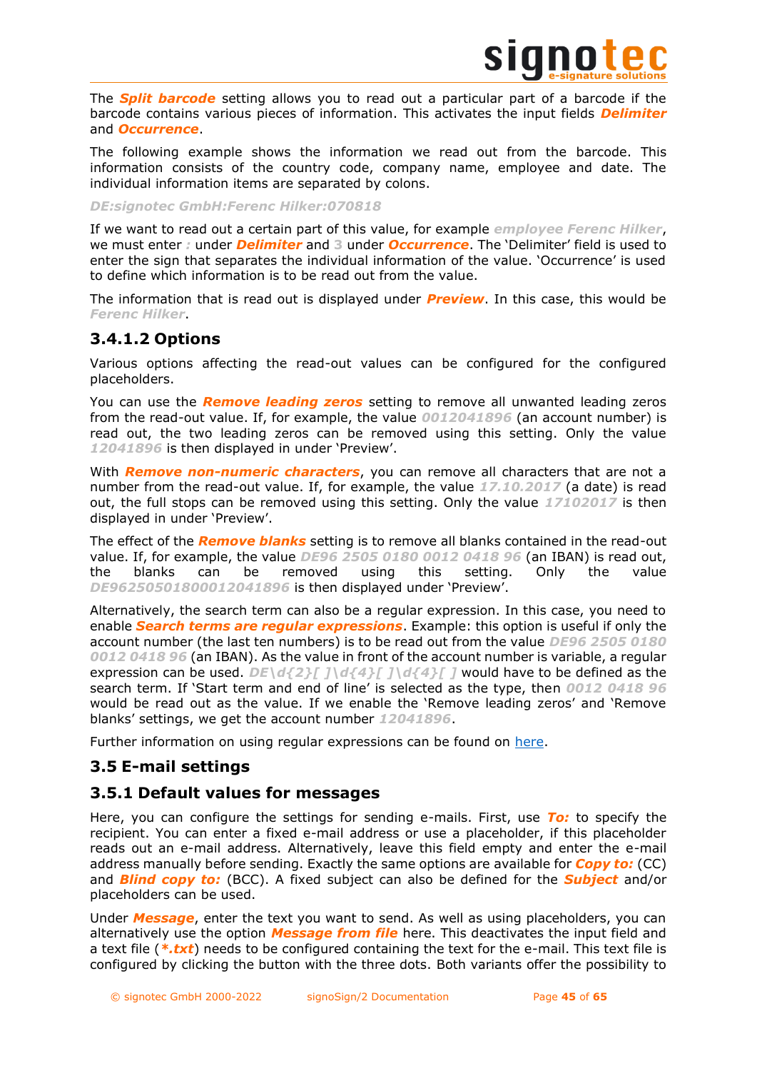The ***Split barcode*** setting allows you to read out a particular part of a barcode if the barcode contains various pieces of information. This activates the input fields ***Delimiter*** and ***Occurrence***.

The following example shows the information we read out from the barcode. This information consists of the country code, company name, employee and date. The individual information items are separated by colons.

***DE:signotec GmbH:Ferenc Hilker:070818***

If we want to read out a certain part of this value, for example ***employee Ferenc Hilker***, we must enter ***:*** under ***Delimiter*** and ***3*** under ***Occurrence***. The 'Delimiter' field is used to enter the sign that separates the individual information of the value. 'Occurrence' is used to define which information is to be read out from the value.

The information that is read out is displayed under ***Preview***. In this case, this would be ***Ferenc Hilker***.

### 3.4.1.2 Options

Various options affecting the read-out values can be configured for the configured placeholders.

You can use the ***Remove leading zeros*** setting to remove all unwanted leading zeros from the read-out value. If, for example, the value ***0012041896*** (an account number) is read out, the two leading zeros can be removed using this setting. Only the value ***12041896*** is then displayed in under 'Preview'.

With ***Remove non-numeric characters***, you can remove all characters that are not a number from the read-out value. If, for example, the value ***17.10.2017*** (a date) is read out, the full stops can be removed using this setting. Only the value ***17102017*** is then displayed in under 'Preview'.

The effect of the ***Remove blanks*** setting is to remove all blanks contained in the read-out value. If, for example, the value ***DE96 2505 0180 0012 0418 96*** (an IBAN) is read out, the blanks can be removed using this setting. Only the value ***DE96250501800012041896*** is then displayed under 'Preview'.

Alternatively, the search term can also be a regular expression. In this case, you need to enable ***Search terms are regular expressions***. Example: this option is useful if only the account number (the last ten numbers) is to be read out from the value ***DE96 2505 0180 0012 0418 96*** (an IBAN). As the value in front of the account number is variable, a regular expression can be used. ***DE\d{2}[ ]\d{4}[ ]\d{4}[ ]*** would have to be defined as the search term. If 'Start term and end of line' is selected as the type, then ***0012 0418 96*** would be read out as the value. If we enable the 'Remove leading zeros' and 'Remove blanks' settings, we get the account number ***12041896***.

Further information on using regular expressions can be found on here.

## 3.5 E-mail settings

### 3.5.1 Default values for messages

Here, you can configure the settings for sending e-mails. First, use ***To:*** to specify the recipient. You can enter a fixed e-mail address or use a placeholder, if this placeholder reads out an e-mail address. Alternatively, leave this field empty and enter the e-mail address manually before sending. Exactly the same options are available for ***Copy to:*** (CC) and ***Blind copy to:*** (BCC). A fixed subject can also be defined for the ***Subject*** and/or placeholders can be used.

Under ***Message***, enter the text you want to send. As well as using placeholders, you can alternatively use the option ***Message from file*** here. This deactivates the input field and a text file (***\*.txt***) needs to be configured containing the text for the e-mail. This text file is configured by clicking the button with the three dots. Both variants offer the possibility to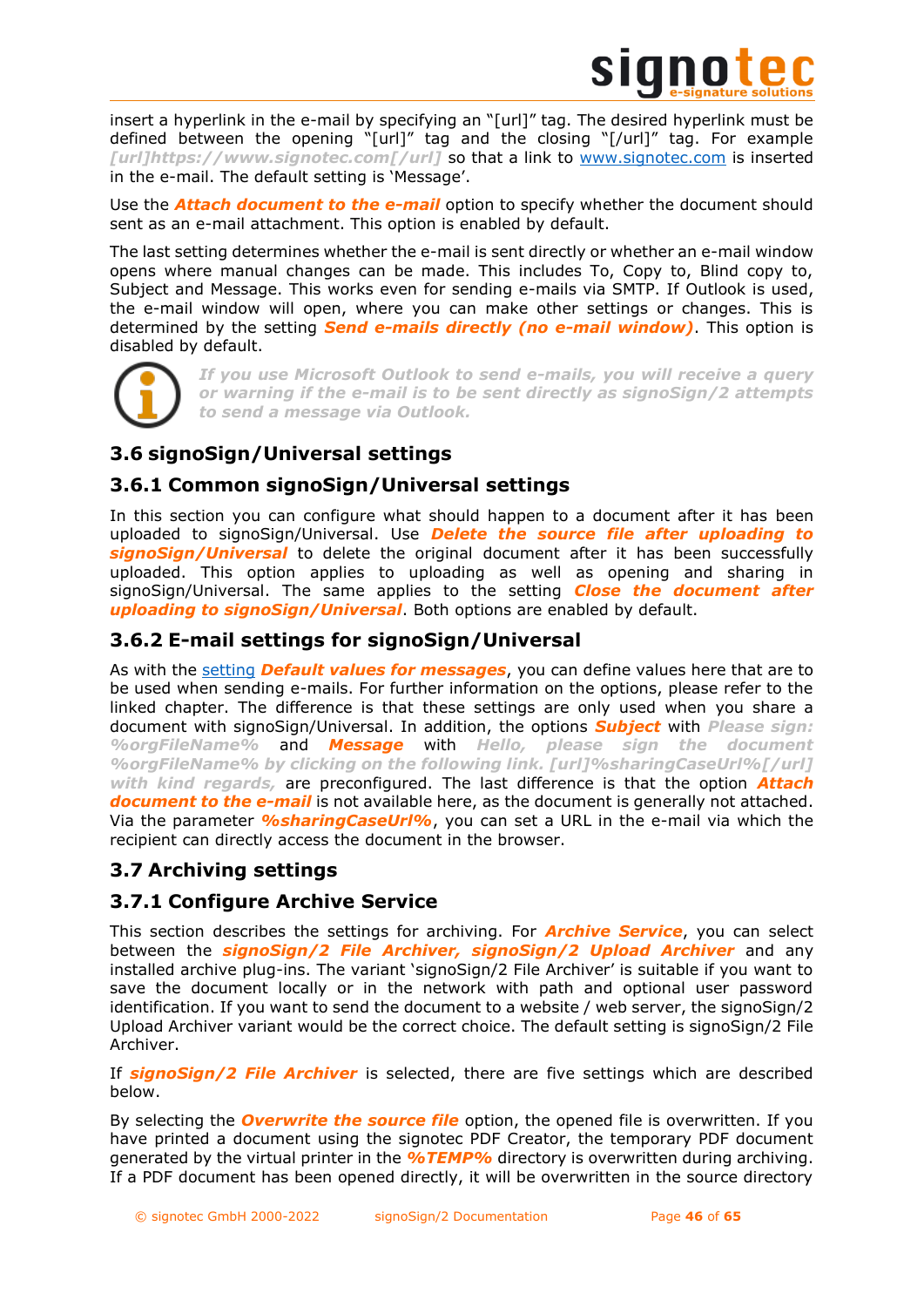insert a hyperlink in the e-mail by specifying an "[url]" tag. The desired hyperlink must be defined between the opening "[url]" tag and the closing "[/url]" tag. For example *[url]https://www.signotec.com[/url]* so that a link to www.signotec.com is inserted in the e-mail. The default setting is 'Message'.

Use the ***Attach document to the e-mail*** option to specify whether the document should sent as an e-mail attachment. This option is enabled by default.

The last setting determines whether the e-mail is sent directly or whether an e-mail window opens where manual changes can be made. This includes To, Copy to, Blind copy to, Subject and Message. This works even for sending e-mails via SMTP. If Outlook is used, the e-mail window will open, where you can make other settings or changes. This is determined by the setting ***Send e-mails directly (no e-mail window)***. This option is disabled by default.

> *If you use Microsoft Outlook to send e-mails, you will receive a query or warning if the e-mail is to be sent directly as signoSign/2 attempts to send a message via Outlook.*

## 3.6 signoSign/Universal settings

### 3.6.1 Common signoSign/Universal settings

In this section you can configure what should happen to a document after it has been uploaded to signoSign/Universal. Use ***Delete the source file after uploading to signoSign/Universal*** to delete the original document after it has been successfully uploaded. This option applies to uploading as well as opening and sharing in signoSign/Universal. The same applies to the setting ***Close the document after uploading to signoSign/Universal***. Both options are enabled by default.

### 3.6.2 E-mail settings for signoSign/Universal

As with the setting ***Default values for messages***, you can define values here that are to be used when sending e-mails. For further information on the options, please refer to the linked chapter. The difference is that these settings are only used when you share a document with signoSign/Universal. In addition, the options ***Subject*** with *Please sign: %orgFileName%* and ***Message*** with *Hello, please sign the document %orgFileName% by clicking on the following link. [url]%sharingCaseUrl%[/url] with kind regards,* are preconfigured. The last difference is that the option ***Attach document to the e-mail*** is not available here, as the document is generally not attached. Via the parameter ***%sharingCaseUrl%***, you can set a URL in the e-mail via which the recipient can directly access the document in the browser.

## 3.7 Archiving settings

### 3.7.1 Configure Archive Service

This section describes the settings for archiving. For ***Archive Service***, you can select between the ***signoSign/2 File Archiver, signoSign/2 Upload Archiver*** and any installed archive plug-ins. The variant 'signoSign/2 File Archiver' is suitable if you want to save the document locally or in the network with path and optional user password identification. If you want to send the document to a website / web server, the signoSign/2 Upload Archiver variant would be the correct choice. The default setting is signoSign/2 File Archiver.

If ***signoSign/2 File Archiver*** is selected, there are five settings which are described below.

By selecting the ***Overwrite the source file*** option, the opened file is overwritten. If you have printed a document using the signotec PDF Creator, the temporary PDF document generated by the virtual printer in the ***%TEMP%*** directory is overwritten during archiving. If a PDF document has been opened directly, it will be overwritten in the source directory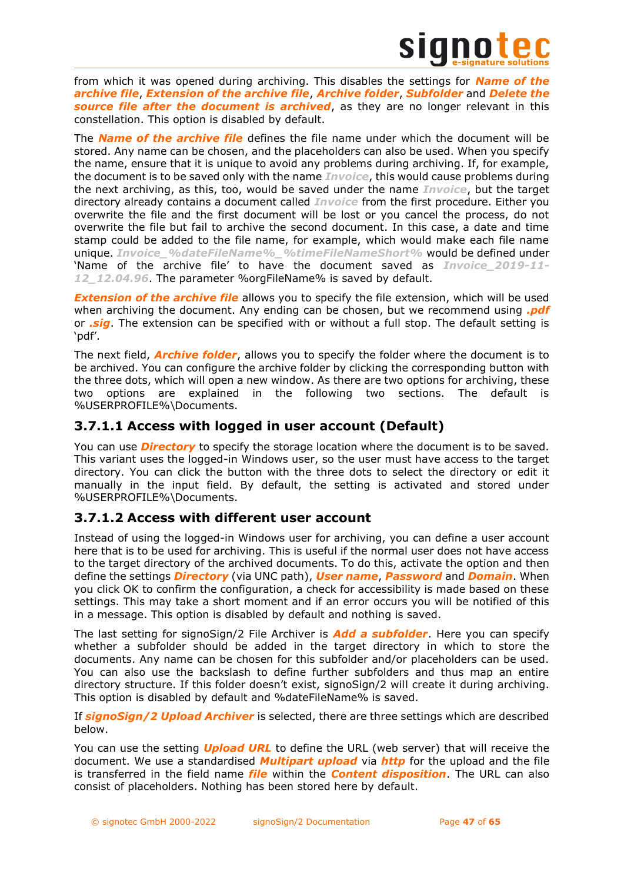from which it was opened during archiving. This disables the settings for ***Name of the archive file***, ***Extension of the archive file***, ***Archive folder***, ***Subfolder*** and ***Delete the source file after the document is archived***, as they are no longer relevant in this constellation. This option is disabled by default.

The ***Name of the archive file*** defines the file name under which the document will be stored. Any name can be chosen, and the placeholders can also be used. When you specify the name, ensure that it is unique to avoid any problems during archiving. If, for example, the document is to be saved only with the name ***Invoice***, this would cause problems during the next archiving, as this, too, would be saved under the name ***Invoice***, but the target directory already contains a document called ***Invoice*** from the first procedure. Either you overwrite the file and the first document will be lost or you cancel the process, do not overwrite the file but fail to archive the second document. In this case, a date and time stamp could be added to the file name, for example, which would make each file name unique. ***Invoice_%dateFileName%_%timeFileNameShort%*** would be defined under 'Name of the archive file' to have the document saved as ***Invoice_2019-11-12_12.04.96***. The parameter %orgFileName% is saved by default.

***Extension of the archive file*** allows you to specify the file extension, which will be used when archiving the document. Any ending can be chosen, but we recommend using ***.pdf*** or ***.sig***. The extension can be specified with or without a full stop. The default setting is 'pdf'.

The next field, ***Archive folder***, allows you to specify the folder where the document is to be archived. You can configure the archive folder by clicking the corresponding button with the three dots, which will open a new window. As there are two options for archiving, these two options are explained in the following two sections. The default is %USERPROFILE%\Documents.

### 3.7.1.1 Access with logged in user account (Default)

You can use ***Directory*** to specify the storage location where the document is to be saved. This variant uses the logged-in Windows user, so the user must have access to the target directory. You can click the button with the three dots to select the directory or edit it manually in the input field. By default, the setting is activated and stored under %USERPROFILE%\Documents.

### 3.7.1.2 Access with different user account

Instead of using the logged-in Windows user for archiving, you can define a user account here that is to be used for archiving. This is useful if the normal user does not have access to the target directory of the archived documents. To do this, activate the option and then define the settings ***Directory*** (via UNC path), ***User name***, ***Password*** and ***Domain***. When you click OK to confirm the configuration, a check for accessibility is made based on these settings. This may take a short moment and if an error occurs you will be notified of this in a message. This option is disabled by default and nothing is saved.

The last setting for signoSign/2 File Archiver is ***Add a subfolder***. Here you can specify whether a subfolder should be added in the target directory in which to store the documents. Any name can be chosen for this subfolder and/or placeholders can be used. You can also use the backslash to define further subfolders and thus map an entire directory structure. If this folder doesn't exist, signoSign/2 will create it during archiving. This option is disabled by default and %dateFileName% is saved.

If ***signoSign/2 Upload Archiver*** is selected, there are three settings which are described below.

You can use the setting ***Upload URL*** to define the URL (web server) that will receive the document. We use a standardised ***Multipart upload*** via ***http*** for the upload and the file is transferred in the field name ***file*** within the ***Content disposition***. The URL can also consist of placeholders. Nothing has been stored here by default.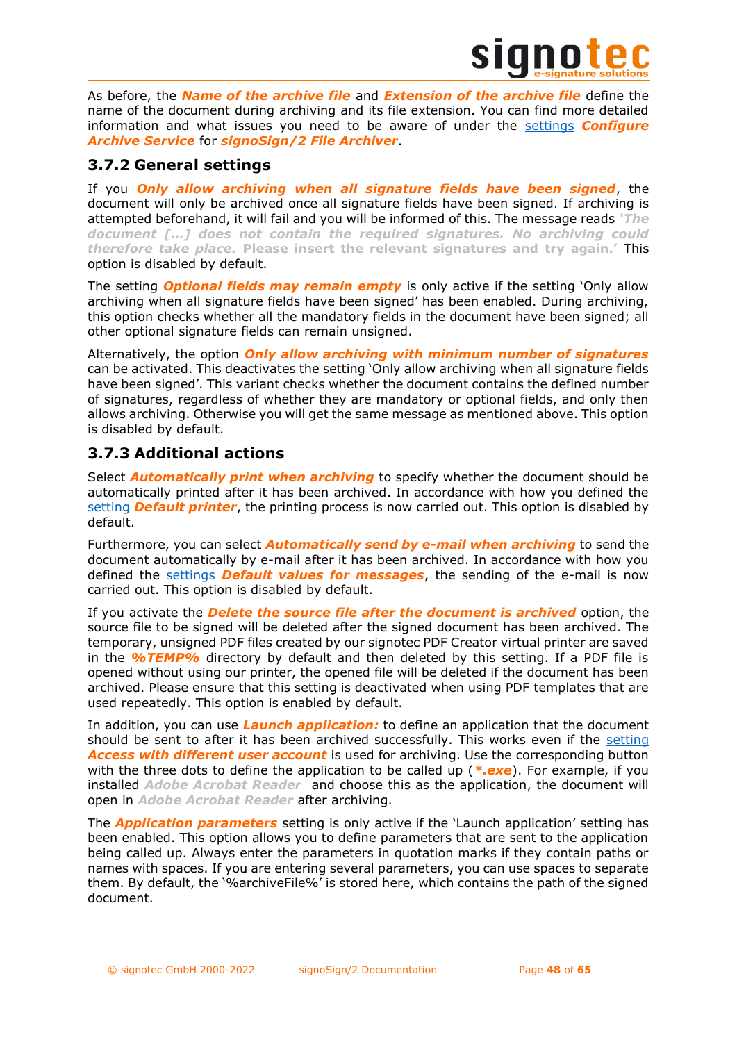As before, the ***Name of the archive file*** and ***Extension of the archive file*** define the name of the document during archiving and its file extension. You can find more detailed information and what issues you need to be aware of under the settings ***Configure Archive Service*** for ***signoSign/2 File Archiver***.

### 3.7.2 General settings

If you ***Only allow archiving when all signature fields have been signed***, the document will only be archived once all signature fields have been signed. If archiving is attempted beforehand, it will fail and you will be informed of this. The message reads ***'The document […] does not contain the required signatures. No archiving could therefore take place.*** **Please insert the relevant signatures and try again.'** This option is disabled by default.

The setting ***Optional fields may remain empty*** is only active if the setting 'Only allow archiving when all signature fields have been signed' has been enabled. During archiving, this option checks whether all the mandatory fields in the document have been signed; all other optional signature fields can remain unsigned.

Alternatively, the option ***Only allow archiving with minimum number of signatures*** can be activated. This deactivates the setting 'Only allow archiving when all signature fields have been signed'. This variant checks whether the document contains the defined number of signatures, regardless of whether they are mandatory or optional fields, and only then allows archiving. Otherwise you will get the same message as mentioned above. This option is disabled by default.

### 3.7.3 Additional actions

Select ***Automatically print when archiving*** to specify whether the document should be automatically printed after it has been archived. In accordance with how you defined the setting ***Default printer***, the printing process is now carried out. This option is disabled by default.

Furthermore, you can select ***Automatically send by e-mail when archiving*** to send the document automatically by e-mail after it has been archived. In accordance with how you defined the settings ***Default values for messages***, the sending of the e-mail is now carried out. This option is disabled by default.

If you activate the ***Delete the source file after the document is archived*** option, the source file to be signed will be deleted after the signed document has been archived. The temporary, unsigned PDF files created by our signotec PDF Creator virtual printer are saved in the ***%TEMP%*** directory by default and then deleted by this setting. If a PDF file is opened without using our printer, the opened file will be deleted if the document has been archived. Please ensure that this setting is deactivated when using PDF templates that are used repeatedly. This option is enabled by default.

In addition, you can use ***Launch application:*** to define an application that the document should be sent to after it has been archived successfully. This works even if the setting ***Access with different user account*** is used for archiving. Use the corresponding button with the three dots to define the application to be called up (***\*.exe***). For example, if you installed *Adobe Acrobat Reader* and choose this as the application, the document will open in *Adobe Acrobat Reader* after archiving.

The ***Application parameters*** setting is only active if the 'Launch application' setting has been enabled. This option allows you to define parameters that are sent to the application being called up. Always enter the parameters in quotation marks if they contain paths or names with spaces. If you are entering several parameters, you can use spaces to separate them. By default, the '%archiveFile%' is stored here, which contains the path of the signed document.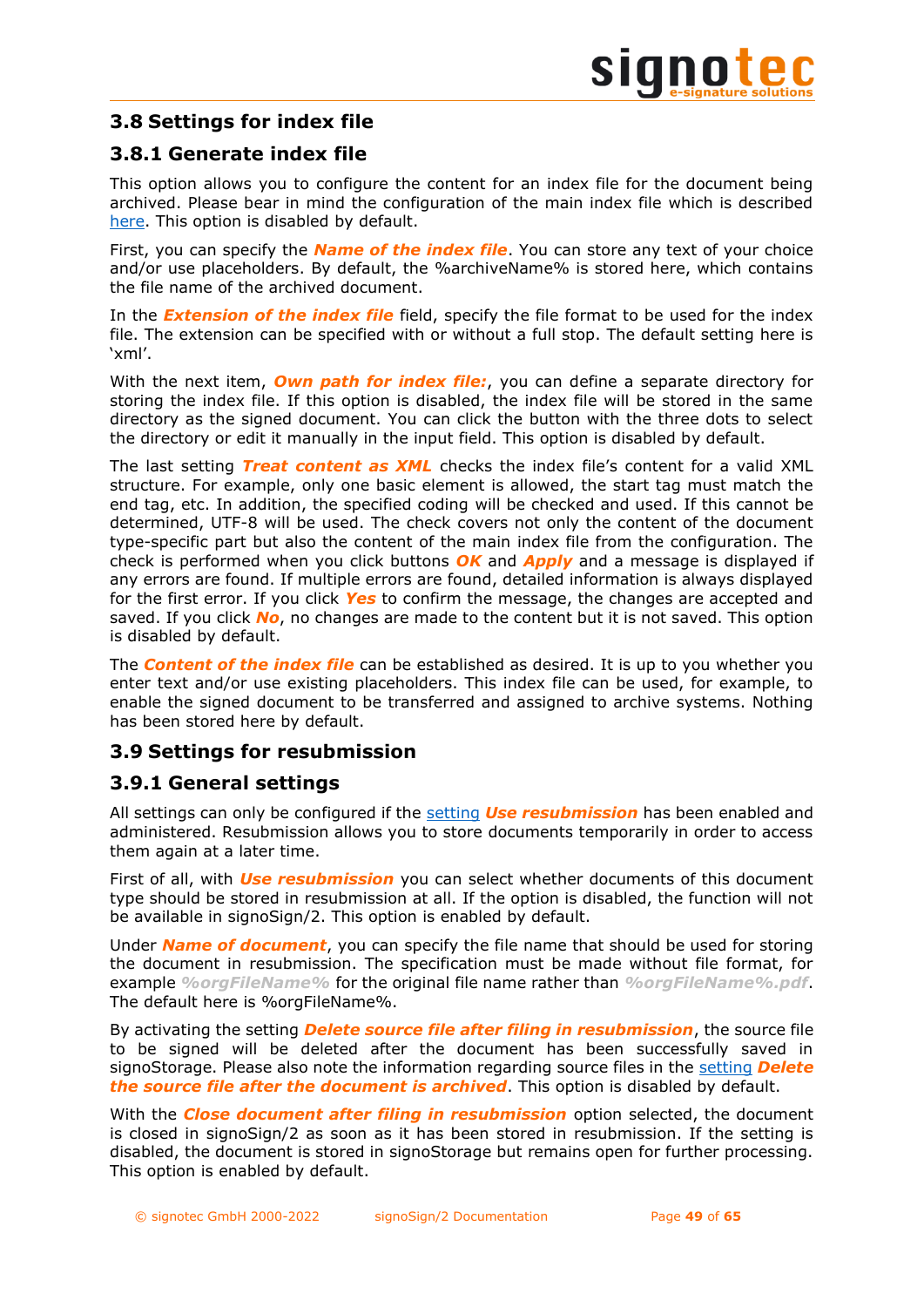## 3.8 Settings for index file

### 3.8.1 Generate index file

This option allows you to configure the content for an index file for the document being archived. Please bear in mind the configuration of the main index file which is described here. This option is disabled by default.

First, you can specify the ***Name of the index file***. You can store any text of your choice and/or use placeholders. By default, the %archiveName% is stored here, which contains the file name of the archived document.

In the ***Extension of the index file*** field, specify the file format to be used for the index file. The extension can be specified with or without a full stop. The default setting here is 'xml'.

With the next item, ***Own path for index file:***, you can define a separate directory for storing the index file. If this option is disabled, the index file will be stored in the same directory as the signed document. You can click the button with the three dots to select the directory or edit it manually in the input field. This option is disabled by default.

The last setting ***Treat content as XML*** checks the index file's content for a valid XML structure. For example, only one basic element is allowed, the start tag must match the end tag, etc. In addition, the specified coding will be checked and used. If this cannot be determined, UTF-8 will be used. The check covers not only the content of the document type-specific part but also the content of the main index file from the configuration. The check is performed when you click buttons ***OK*** and ***Apply*** and a message is displayed if any errors are found. If multiple errors are found, detailed information is always displayed for the first error. If you click ***Yes*** to confirm the message, the changes are accepted and saved. If you click ***No***, no changes are made to the content but it is not saved. This option is disabled by default.

The ***Content of the index file*** can be established as desired. It is up to you whether you enter text and/or use existing placeholders. This index file can be used, for example, to enable the signed document to be transferred and assigned to archive systems. Nothing has been stored here by default.

## 3.9 Settings for resubmission

### 3.9.1 General settings

All settings can only be configured if the setting ***Use resubmission*** has been enabled and administered. Resubmission allows you to store documents temporarily in order to access them again at a later time.

First of all, with ***Use resubmission*** you can select whether documents of this document type should be stored in resubmission at all. If the option is disabled, the function will not be available in signoSign/2. This option is enabled by default.

Under ***Name of document***, you can specify the file name that should be used for storing the document in resubmission. The specification must be made without file format, for example ***%orgFileName%*** for the original file name rather than ***%orgFileName%.pdf***. The default here is %orgFileName%.

By activating the setting ***Delete source file after filing in resubmission***, the source file to be signed will be deleted after the document has been successfully saved in signoStorage. Please also note the information regarding source files in the setting ***Delete the source file after the document is archived***. This option is disabled by default.

With the ***Close document after filing in resubmission*** option selected, the document is closed in signoSign/2 as soon as it has been stored in resubmission. If the setting is disabled, the document is stored in signoStorage but remains open for further processing. This option is enabled by default.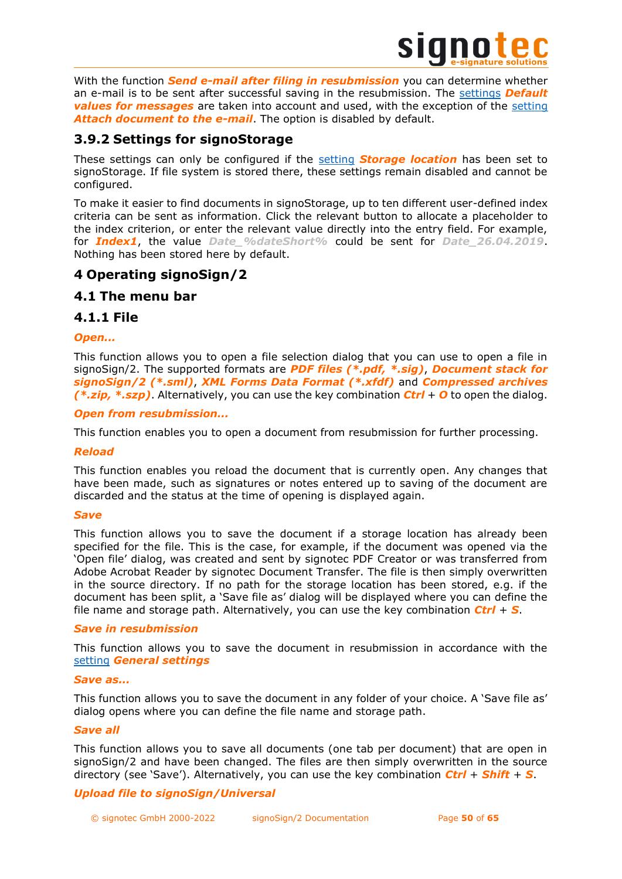With the function ***Send e-mail after filing in resubmission*** you can determine whether an e-mail is to be sent after successful saving in the resubmission. The settings ***Default values for messages*** are taken into account and used, with the exception of the setting ***Attach document to the e-mail***. The option is disabled by default.

### 3.9.2 Settings for signoStorage

These settings can only be configured if the setting ***Storage location*** has been set to signoStorage. If file system is stored there, these settings remain disabled and cannot be configured.

To make it easier to find documents in signoStorage, up to ten different user-defined index criteria can be sent as information. Click the relevant button to allocate a placeholder to the index criterion, or enter the relevant value directly into the entry field. For example, for ***Index1***, the value ***Date_%dateShort%*** could be sent for ***Date_26.04.2019***. Nothing has been stored here by default.

# 4 Operating signoSign/2

## 4.1 The menu bar

### 4.1.1 File

***Open...***

This function allows you to open a file selection dialog that you can use to open a file in signoSign/2. The supported formats are ***PDF files (*.pdf, *.sig)***, ***Document stack for signoSign/2 (*.sml)***, ***XML Forms Data Format (*.xfdf)*** and ***Compressed archives (*.zip, *.szp)***. Alternatively, you can use the key combination ***Ctrl*** + ***O*** to open the dialog.

***Open from resubmission...***

This function enables you to open a document from resubmission for further processing.

***Reload***

This function enables you reload the document that is currently open. Any changes that have been made, such as signatures or notes entered up to saving of the document are discarded and the status at the time of opening is displayed again.

***Save***

This function allows you to save the document if a storage location has already been specified for the file. This is the case, for example, if the document was opened via the 'Open file' dialog, was created and sent by signotec PDF Creator or was transferred from Adobe Acrobat Reader by signotec Document Transfer. The file is then simply overwritten in the source directory. If no path for the storage location has been stored, e.g. if the document has been split, a 'Save file as' dialog will be displayed where you can define the file name and storage path. Alternatively, you can use the key combination ***Ctrl*** + ***S***.

***Save in resubmission***

This function allows you to save the document in resubmission in accordance with the setting ***General settings***

***Save as...***

This function allows you to save the document in any folder of your choice. A 'Save file as' dialog opens where you can define the file name and storage path.

***Save all***

This function allows you to save all documents (one tab per document) that are open in signoSign/2 and have been changed. The files are then simply overwritten in the source directory (see 'Save'). Alternatively, you can use the key combination ***Ctrl*** + ***Shift*** + ***S***.

***Upload file to signoSign/Universal***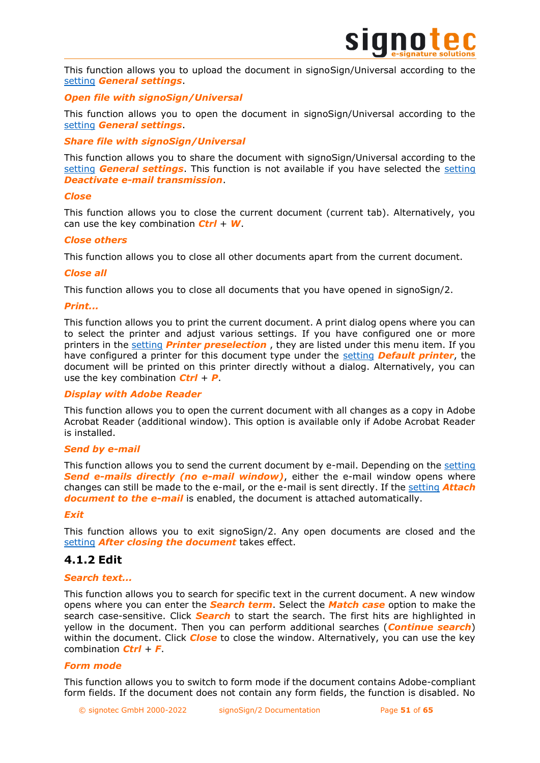This function allows you to upload the document in signoSign/Universal according to the setting ***General settings***.

***Open file with signoSign/Universal***

This function allows you to open the document in signoSign/Universal according to the setting ***General settings***.

***Share file with signoSign/Universal***

This function allows you to share the document with signoSign/Universal according to the setting ***General settings***. This function is not available if you have selected the setting ***Deactivate e-mail transmission***.

***Close***

This function allows you to close the current document (current tab). Alternatively, you can use the key combination ***Ctrl*** + ***W***.

***Close others***

This function allows you to close all other documents apart from the current document.

***Close all***

This function allows you to close all documents that you have opened in signoSign/2.

***Print...***

This function allows you to print the current document. A print dialog opens where you can to select the printer and adjust various settings. If you have configured one or more printers in the setting ***Printer preselection*** , they are listed under this menu item. If you have configured a printer for this document type under the setting ***Default printer***, the document will be printed on this printer directly without a dialog. Alternatively, you can use the key combination ***Ctrl*** + ***P***.

***Display with Adobe Reader***

This function allows you to open the current document with all changes as a copy in Adobe Acrobat Reader (additional window). This option is available only if Adobe Acrobat Reader is installed.

***Send by e-mail***

This function allows you to send the current document by e-mail. Depending on the setting ***Send e-mails directly (no e-mail window)***, either the e-mail window opens where changes can still be made to the e-mail, or the e-mail is sent directly. If the setting ***Attach document to the e-mail*** is enabled, the document is attached automatically.

***Exit***

This function allows you to exit signoSign/2. Any open documents are closed and the setting ***After closing the document*** takes effect.

### 4.1.2 Edit

***Search text...***

This function allows you to search for specific text in the current document. A new window opens where you can enter the ***Search term***. Select the ***Match case*** option to make the search case-sensitive. Click ***Search*** to start the search. The first hits are highlighted in yellow in the document. Then you can perform additional searches (***Continue search***) within the document. Click ***Close*** to close the window. Alternatively, you can use the key combination ***Ctrl*** + ***F***.

***Form mode***

This function allows you to switch to form mode if the document contains Adobe-compliant form fields. If the document does not contain any form fields, the function is disabled. No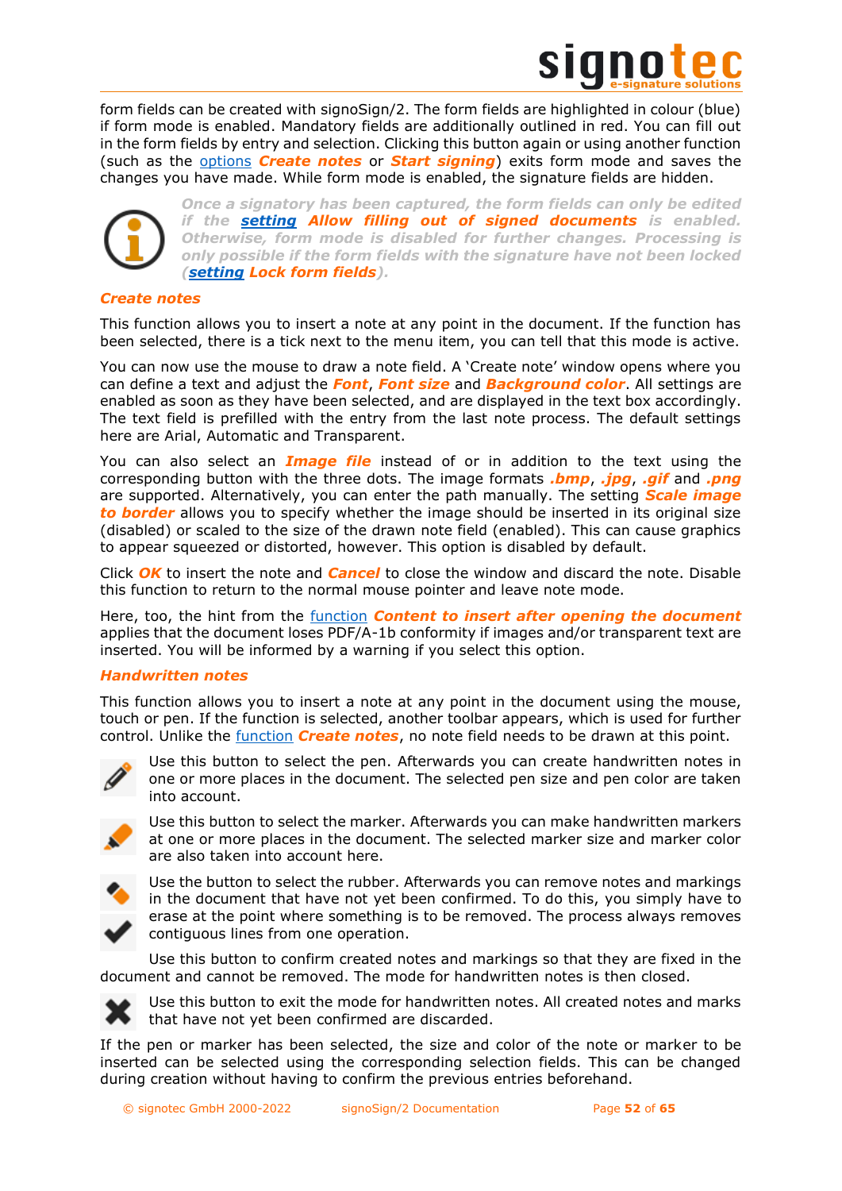form fields can be created with signoSign/2. The form fields are highlighted in colour (blue) if form mode is enabled. Mandatory fields are additionally outlined in red. You can fill out in the form fields by entry and selection. Clicking this button again or using another function (such as the options ***Create notes*** or ***Start signing***) exits form mode and saves the changes you have made. While form mode is enabled, the signature fields are hidden.

> *Once a signatory has been captured, the form fields can only be edited if the **setting** **Allow filling out of signed documents** is enabled. Otherwise, form mode is disabled for further changes. Processing is only possible if the form fields with the signature have not been locked (**setting** **Lock form fields**).*

### *Create notes*

This function allows you to insert a note at any point in the document. If the function has been selected, there is a tick next to the menu item, you can tell that this mode is active.

You can now use the mouse to draw a note field. A 'Create note' window opens where you can define a text and adjust the ***Font***, ***Font size*** and ***Background color***. All settings are enabled as soon as they have been selected, and are displayed in the text box accordingly. The text field is prefilled with the entry from the last note process. The default settings here are Arial, Automatic and Transparent.

You can also select an ***Image file*** instead of or in addition to the text using the corresponding button with the three dots. The image formats ***.bmp***, ***.jpg***, ***.gif*** and ***.png*** are supported. Alternatively, you can enter the path manually. The setting ***Scale image to border*** allows you to specify whether the image should be inserted in its original size (disabled) or scaled to the size of the drawn note field (enabled). This can cause graphics to appear squeezed or distorted, however. This option is disabled by default.

Click ***OK*** to insert the note and ***Cancel*** to close the window and discard the note. Disable this function to return to the normal mouse pointer and leave note mode.

Here, too, the hint from the function ***Content to insert after opening the document*** applies that the document loses PDF/A-1b conformity if images and/or transparent text are inserted. You will be informed by a warning if you select this option.

### *Handwritten notes*

This function allows you to insert a note at any point in the document using the mouse, touch or pen. If the function is selected, another toolbar appears, which is used for further control. Unlike the function ***Create notes***, no note field needs to be drawn at this point.

Use this button to select the pen. Afterwards you can create handwritten notes in one or more places in the document. The selected pen size and pen color are taken into account.

Use this button to select the marker. Afterwards you can make handwritten markers at one or more places in the document. The selected marker size and marker color are also taken into account here.

Use the button to select the rubber. Afterwards you can remove notes and markings in the document that have not yet been confirmed. To do this, you simply have to erase at the point where something is to be removed. The process always removes contiguous lines from one operation.

Use this button to confirm created notes and markings so that they are fixed in the document and cannot be removed. The mode for handwritten notes is then closed.

Use this button to exit the mode for handwritten notes. All created notes and marks that have not yet been confirmed are discarded.

If the pen or marker has been selected, the size and color of the note or marker to be inserted can be selected using the corresponding selection fields. This can be changed during creation without having to confirm the previous entries beforehand.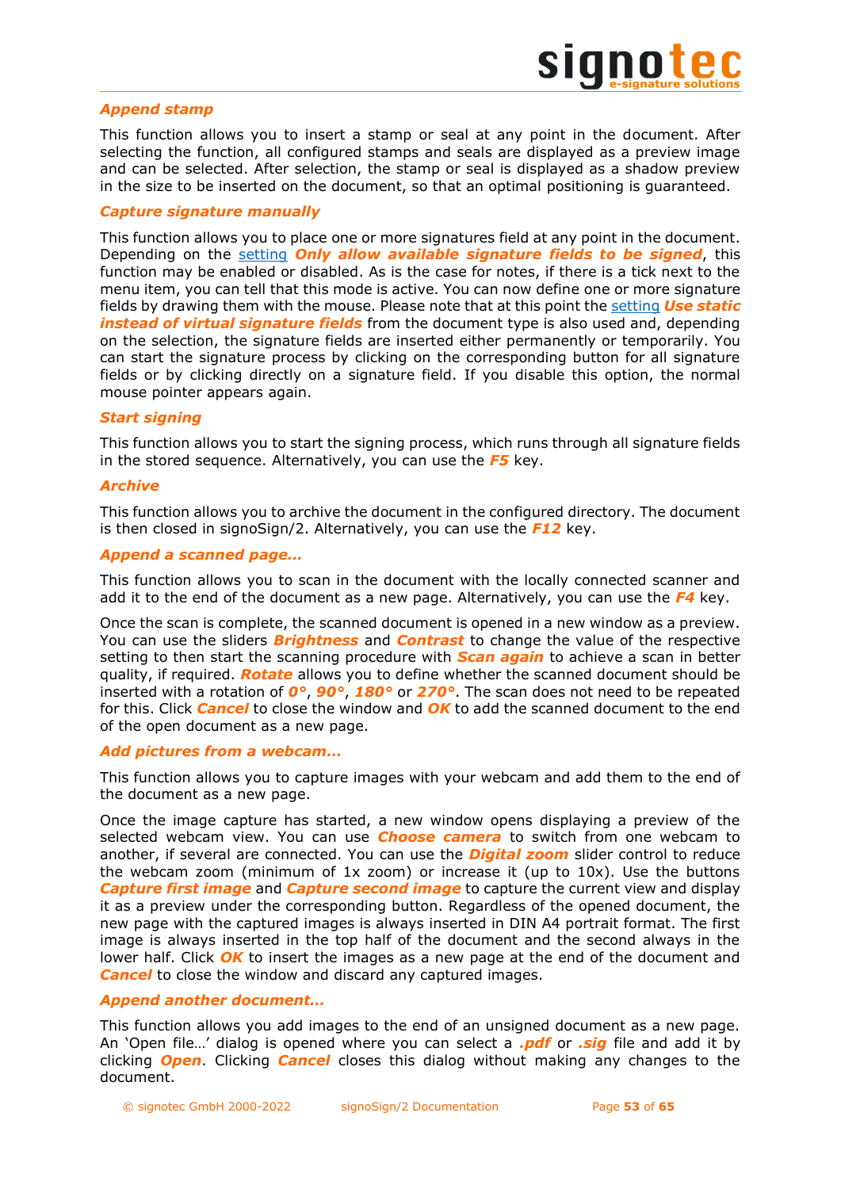### *Append stamp*

This function allows you to insert a stamp or seal at any point in the document. After selecting the function, all configured stamps and seals are displayed as a preview image and can be selected. After selection, the stamp or seal is displayed as a shadow preview in the size to be inserted on the document, so that an optimal positioning is guaranteed.

### *Capture signature manually*

This function allows you to place one or more signatures field at any point in the document. Depending on the setting ***Only allow available signature fields to be signed***, this function may be enabled or disabled. As is the case for notes, if there is a tick next to the menu item, you can tell that this mode is active. You can now define one or more signature fields by drawing them with the mouse. Please note that at this point the setting ***Use static instead of virtual signature fields*** from the document type is also used and, depending on the selection, the signature fields are inserted either permanently or temporarily. You can start the signature process by clicking on the corresponding button for all signature fields or by clicking directly on a signature field. If you disable this option, the normal mouse pointer appears again.

### *Start signing*

This function allows you to start the signing process, which runs through all signature fields in the stored sequence. Alternatively, you can use the ***F5*** key.

### *Archive*

This function allows you to archive the document in the configured directory. The document is then closed in signoSign/2. Alternatively, you can use the ***F12*** key.

### *Append a scanned page…*

This function allows you to scan in the document with the locally connected scanner and add it to the end of the document as a new page. Alternatively, you can use the ***F4*** key.

Once the scan is complete, the scanned document is opened in a new window as a preview. You can use the sliders ***Brightness*** and ***Contrast*** to change the value of the respective setting to then start the scanning procedure with ***Scan again*** to achieve a scan in better quality, if required. ***Rotate*** allows you to define whether the scanned document should be inserted with a rotation of ***0°***, ***90°***, ***180°*** or ***270°***. The scan does not need to be repeated for this. Click ***Cancel*** to close the window and ***OK*** to add the scanned document to the end of the open document as a new page.

### *Add pictures from a webcam…*

This function allows you to capture images with your webcam and add them to the end of the document as a new page.

Once the image capture has started, a new window opens displaying a preview of the selected webcam view. You can use ***Choose camera*** to switch from one webcam to another, if several are connected. You can use the ***Digital zoom*** slider control to reduce the webcam zoom (minimum of 1x zoom) or increase it (up to 10x). Use the buttons ***Capture first image*** and ***Capture second image*** to capture the current view and display it as a preview under the corresponding button. Regardless of the opened document, the new page with the captured images is always inserted in DIN A4 portrait format. The first image is always inserted in the top half of the document and the second always in the lower half. Click ***OK*** to insert the images as a new page at the end of the document and ***Cancel*** to close the window and discard any captured images.

### *Append another document…*

This function allows you add images to the end of an unsigned document as a new page. An 'Open file…' dialog is opened where you can select a ***.pdf*** or ***.sig*** file and add it by clicking ***Open***. Clicking ***Cancel*** closes this dialog without making any changes to the document.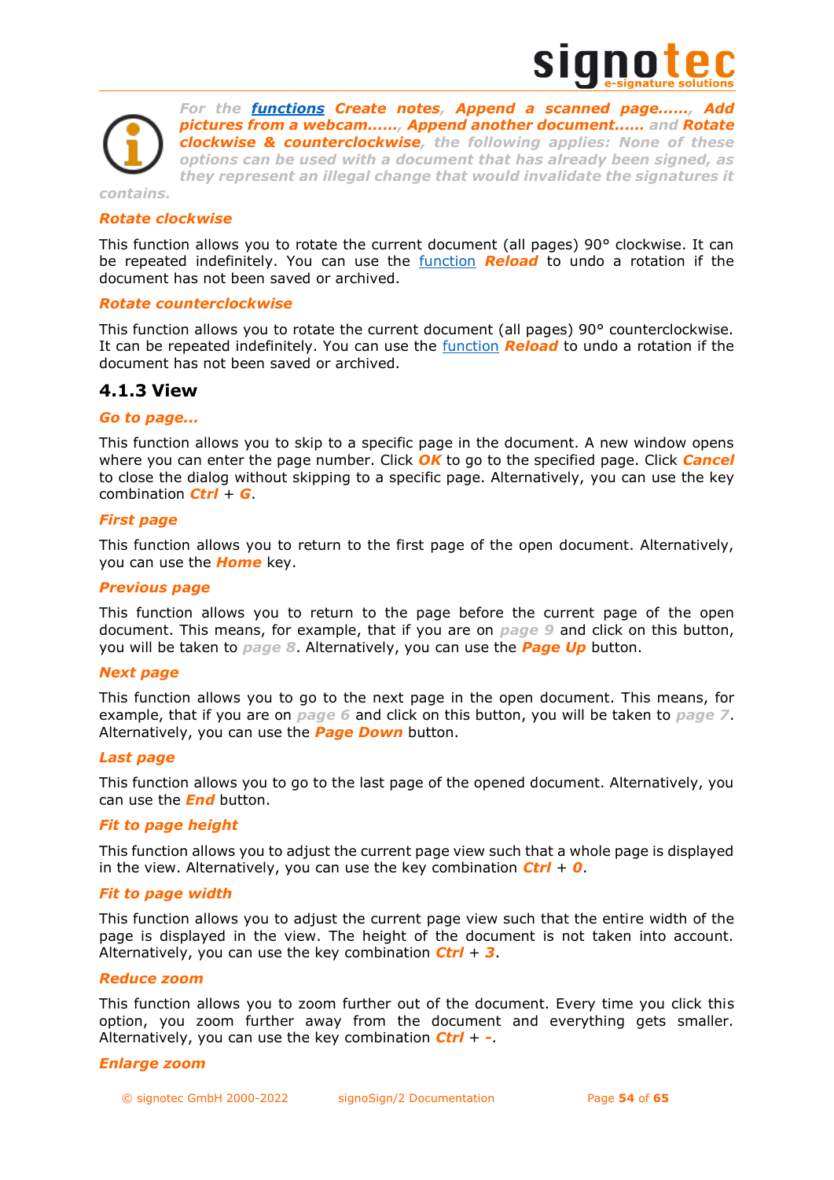*For the **functions** **Create notes**, **Append a scanned page……**, **Add pictures from a webcam……**, **Append another document……** and **Rotate clockwise & counterclockwise**, the following applies: None of these options can be used with a document that has already been signed, as they represent an illegal change that would invalidate the signatures it contains.*

#### *Rotate clockwise*

This function allows you to rotate the current document (all pages) 90° clockwise. It can be repeated indefinitely. You can use the function ***Reload*** to undo a rotation if the document has not been saved or archived.

#### *Rotate counterclockwise*

This function allows you to rotate the current document (all pages) 90° counterclockwise. It can be repeated indefinitely. You can use the function ***Reload*** to undo a rotation if the document has not been saved or archived.

### 4.1.3 View

#### *Go to page...*

This function allows you to skip to a specific page in the document. A new window opens where you can enter the page number. Click ***OK*** to go to the specified page. Click ***Cancel*** to close the dialog without skipping to a specific page. Alternatively, you can use the key combination ***Ctrl*** + ***G***.

#### *First page*

This function allows you to return to the first page of the open document. Alternatively, you can use the ***Home*** key.

#### *Previous page*

This function allows you to return to the page before the current page of the open document. This means, for example, that if you are on ***page 9*** and click on this button, you will be taken to ***page 8***. Alternatively, you can use the ***Page Up*** button.

#### *Next page*

This function allows you to go to the next page in the open document. This means, for example, that if you are on ***page 6*** and click on this button, you will be taken to ***page 7***. Alternatively, you can use the ***Page Down*** button.

#### *Last page*

This function allows you to go to the last page of the opened document. Alternatively, you can use the ***End*** button.

#### *Fit to page height*

This function allows you to adjust the current page view such that a whole page is displayed in the view. Alternatively, you can use the key combination ***Ctrl*** + ***0***.

#### *Fit to page width*

This function allows you to adjust the current page view such that the entire width of the page is displayed in the view. The height of the document is not taken into account. Alternatively, you can use the key combination ***Ctrl*** + ***3***.

#### *Reduce zoom*

This function allows you to zoom further out of the document. Every time you click this option, you zoom further away from the document and everything gets smaller. Alternatively, you can use the key combination ***Ctrl*** + ***-***.

#### *Enlarge zoom*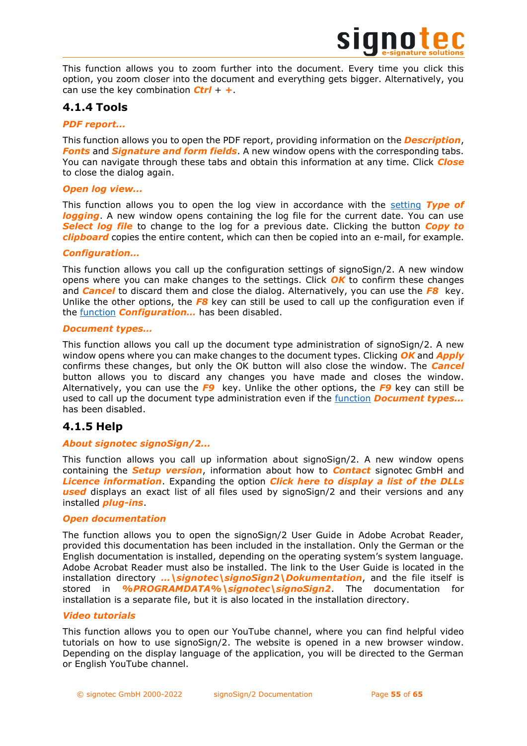This function allows you to zoom further into the document. Every time you click this option, you zoom closer into the document and everything gets bigger. Alternatively, you can use the key combination ***Ctrl*** + ***+***.

### 4.1.4 Tools

#### *PDF report...*

This function allows you to open the PDF report, providing information on the ***Description***, ***Fonts*** and ***Signature and form fields***. A new window opens with the corresponding tabs. You can navigate through these tabs and obtain this information at any time. Click ***Close*** to close the dialog again.

#### *Open log view...*

This function allows you to open the log view in accordance with the setting ***Type of logging***. A new window opens containing the log file for the current date. You can use ***Select log file*** to change to the log for a previous date. Clicking the button ***Copy to clipboard*** copies the entire content, which can then be copied into an e-mail, for example.

#### *Configuration...*

This function allows you call up the configuration settings of signoSign/2. A new window opens where you can make changes to the settings. Click ***OK*** to confirm these changes and ***Cancel*** to discard them and close the dialog. Alternatively, you can use the ***F8*** key. Unlike the other options, the ***F8*** key can still be used to call up the configuration even if the function ***Configuration...*** has been disabled.

#### *Document types...*

This function allows you call up the document type administration of signoSign/2. A new window opens where you can make changes to the document types. Clicking ***OK*** and ***Apply*** confirms these changes, but only the OK button will also close the window. The ***Cancel*** button allows you to discard any changes you have made and closes the window. Alternatively, you can use the ***F9*** key. Unlike the other options, the ***F9*** key can still be used to call up the document type administration even if the function ***Document types...*** has been disabled.

### 4.1.5 Help

#### *About signotec signoSign/2...*

This function allows you call up information about signoSign/2. A new window opens containing the ***Setup version***, information about how to ***Contact*** signotec GmbH and ***Licence information***. Expanding the option ***Click here to display a list of the DLLs used*** displays an exact list of all files used by signoSign/2 and their versions and any installed ***plug-ins***.

#### *Open documentation*

The function allows you to open the signoSign/2 User Guide in Adobe Acrobat Reader, provided this documentation has been included in the installation. Only the German or the English documentation is installed, depending on the operating system's system language. Adobe Acrobat Reader must also be installed. The link to the User Guide is located in the installation directory ***...\signotec\signoSign2\Dokumentation***, and the file itself is stored in ***%PROGRAMDATA%\signotec\signoSign2***. The documentation for installation is a separate file, but it is also located in the installation directory.

#### *Video tutorials*

This function allows you to open our YouTube channel, where you can find helpful video tutorials on how to use signoSign/2. The website is opened in a new browser window. Depending on the display language of the application, you will be directed to the German or English YouTube channel.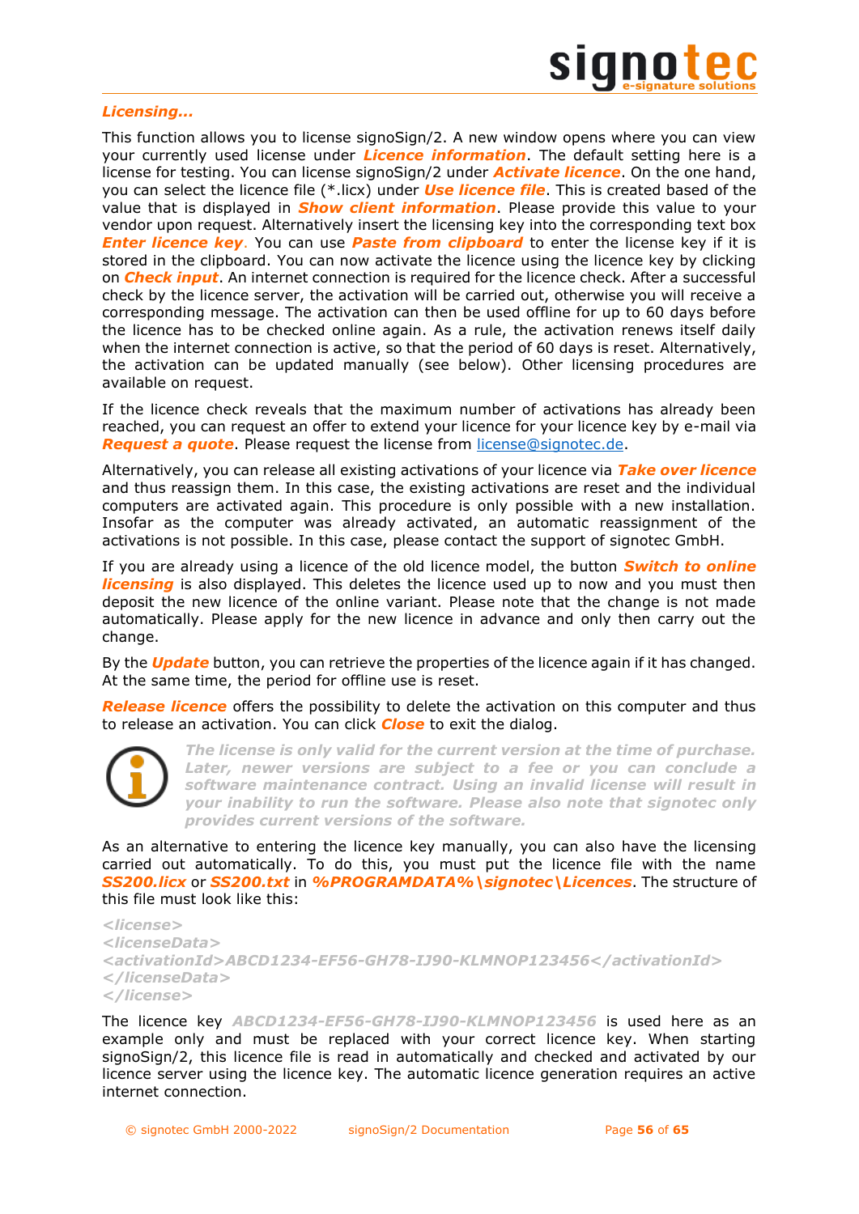### *Licensing...*

This function allows you to license signoSign/2. A new window opens where you can view your currently used license under ***Licence information***. The default setting here is a license for testing. You can license signoSign/2 under ***Activate licence***. On the one hand, you can select the licence file (*.licx) under ***Use licence file***. This is created based of the value that is displayed in ***Show client information***. Please provide this value to your vendor upon request. Alternatively insert the licensing key into the corresponding text box ***Enter licence key***. You can use ***Paste from clipboard*** to enter the license key if it is stored in the clipboard. You can now activate the licence using the licence key by clicking on ***Check input***. An internet connection is required for the licence check. After a successful check by the licence server, the activation will be carried out, otherwise you will receive a corresponding message. The activation can then be used offline for up to 60 days before the licence has to be checked online again. As a rule, the activation renews itself daily when the internet connection is active, so that the period of 60 days is reset. Alternatively, the activation can be updated manually (see below). Other licensing procedures are available on request.

If the licence check reveals that the maximum number of activations has already been reached, you can request an offer to extend your licence for your licence key by e-mail via ***Request a quote***. Please request the license from license@signotec.de.

Alternatively, you can release all existing activations of your licence via ***Take over licence*** and thus reassign them. In this case, the existing activations are reset and the individual computers are activated again. This procedure is only possible with a new installation. Insofar as the computer was already activated, an automatic reassignment of the activations is not possible. In this case, please contact the support of signotec GmbH.

If you are already using a licence of the old licence model, the button ***Switch to online licensing*** is also displayed. This deletes the licence used up to now and you must then deposit the new licence of the online variant. Please note that the change is not made automatically. Please apply for the new licence in advance and only then carry out the change.

By the ***Update*** button, you can retrieve the properties of the licence again if it has changed. At the same time, the period for offline use is reset.

***Release licence*** offers the possibility to delete the activation on this computer and thus to release an activation. You can click ***Close*** to exit the dialog.

***The license is only valid for the current version at the time of purchase. Later, newer versions are subject to a fee or you can conclude a software maintenance contract. Using an invalid license will result in your inability to run the software. Please also note that signotec only provides current versions of the software.***

As an alternative to entering the licence key manually, you can also have the licensing carried out automatically. To do this, you must put the licence file with the name ***SS200.licx*** or ***SS200.txt*** in ***%PROGRAMDATA%\signotec\Licences***. The structure of this file must look like this:

```
<license>
<licenseData>
<activationId>ABCD1234-EF56-GH78-IJ90-KLMNOP123456</activationId>
</licenseData>
</license>
```

The licence key ***ABCD1234-EF56-GH78-IJ90-KLMNOP123456*** is used here as an example only and must be replaced with your correct licence key. When starting signoSign/2, this licence file is read in automatically and checked and activated by our licence server using the licence key. The automatic licence generation requires an active internet connection.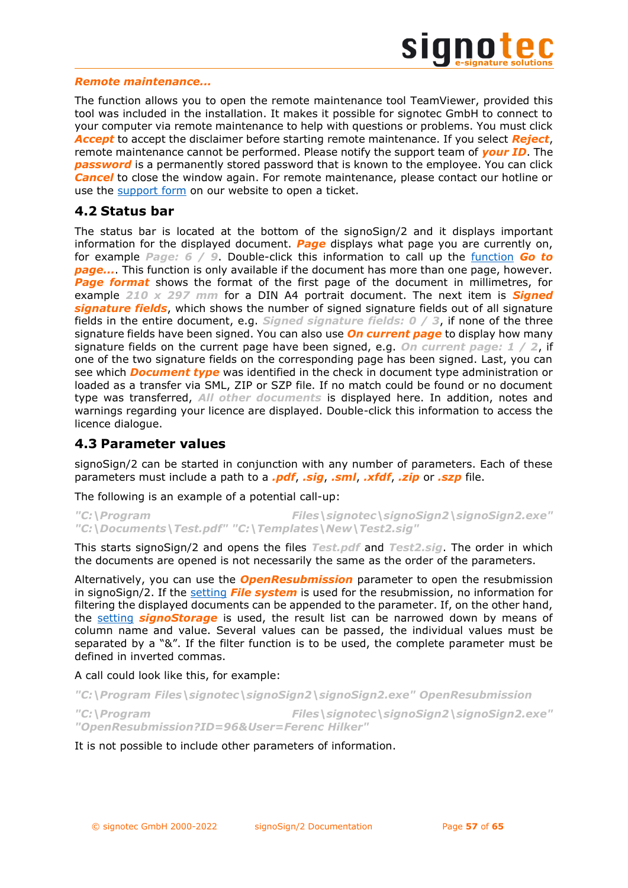***Remote maintenance...***

The function allows you to open the remote maintenance tool TeamViewer, provided this tool was included in the installation. It makes it possible for signotec GmbH to connect to your computer via remote maintenance to help with questions or problems. You must click ***Accept*** to accept the disclaimer before starting remote maintenance. If you select ***Reject***, remote maintenance cannot be performed. Please notify the support team of ***your ID***. The ***password*** is a permanently stored password that is known to the employee. You can click ***Cancel*** to close the window again. For remote maintenance, please contact our hotline or use the support form on our website to open a ticket.

## 4.2 Status bar

The status bar is located at the bottom of the signoSign/2 and it displays important information for the displayed document. ***Page*** displays what page you are currently on, for example ***Page: 6 / 9***. Double-click this information to call up the function ***Go to page...***. This function is only available if the document has more than one page, however. ***Page format*** shows the format of the first page of the document in millimetres, for example ***210 x 297 mm*** for a DIN A4 portrait document. The next item is ***Signed signature fields***, which shows the number of signed signature fields out of all signature fields in the entire document, e.g. ***Signed signature fields: 0 / 3***, if none of the three signature fields have been signed. You can also use ***On current page*** to display how many signature fields on the current page have been signed, e.g. ***On current page: 1 / 2***, if one of the two signature fields on the corresponding page has been signed. Last, you can see which ***Document type*** was identified in the check in document type administration or loaded as a transfer via SML, ZIP or SZP file. If no match could be found or no document type was transferred, ***All other documents*** is displayed here. In addition, notes and warnings regarding your licence are displayed. Double-click this information to access the licence dialogue.

## 4.3 Parameter values

signoSign/2 can be started in conjunction with any number of parameters. Each of these parameters must include a path to a ***.pdf***, ***.sig***, ***.sml***, ***.xfdf***, ***.zip*** or ***.szp*** file.

The following is an example of a potential call-up:

***"C:\Program Files\signotec\signoSign2\signoSign2.exe" "C:\Documents\Test.pdf" "C:\Templates\New\Test2.sig"***

This starts signoSign/2 and opens the files ***Test.pdf*** and ***Test2.sig***. The order in which the documents are opened is not necessarily the same as the order of the parameters.

Alternatively, you can use the ***OpenResubmission*** parameter to open the resubmission in signoSign/2. If the setting ***File system*** is used for the resubmission, no information for filtering the displayed documents can be appended to the parameter. If, on the other hand, the setting ***signoStorage*** is used, the result list can be narrowed down by means of column name and value. Several values can be passed, the individual values must be separated by a "&". If the filter function is to be used, the complete parameter must be defined in inverted commas.

A call could look like this, for example:

***"C:\Program Files\signotec\signoSign2\signoSign2.exe" OpenResubmission***

***"C:\Program Files\signotec\signoSign2\signoSign2.exe" "OpenResubmission?ID=96&User=Ferenc Hilker"***

It is not possible to include other parameters of information.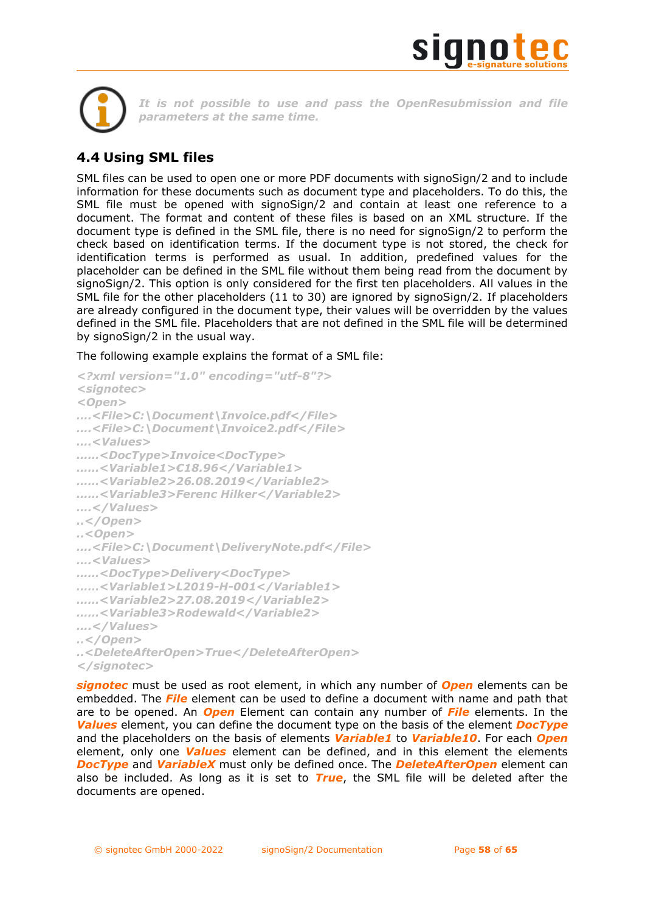*It is not possible to use and pass the OpenResubmission and file parameters at the same time.*

## 4.4 Using SML files

SML files can be used to open one or more PDF documents with signoSign/2 and to include information for these documents such as document type and placeholders. To do this, the SML file must be opened with signoSign/2 and contain at least one reference to a document. The format and content of these files is based on an XML structure. If the document type is defined in the SML file, there is no need for signoSign/2 to perform the check based on identification terms. If the document type is not stored, the check for identification terms is performed as usual. In addition, predefined values for the placeholder can be defined in the SML file without them being read from the document by signoSign/2. This option is only considered for the first ten placeholders. All values in the SML file for the other placeholders (11 to 30) are ignored by signoSign/2. If placeholders are already configured in the document type, their values will be overridden by the values defined in the SML file. Placeholders that are not defined in the SML file will be determined by signoSign/2 in the usual way.

The following example explains the format of a SML file:

```
<?xml version="1.0" encoding="utf-8"?>
<signotec>
<Open>
....<File>C:\Document\Invoice.pdf</File>
....<File>C:\Document\Invoice2.pdf</File>
....<Values>
......<DocType>Invoice<DocType>
......<Variable1>€18.96</Variable1>
......<Variable2>26.08.2019</Variable2>
......<Variable3>Ferenc Hilker</Variable2>
....</Values>
..</Open>
..<Open>
....<File>C:\Document\DeliveryNote.pdf</File>
....<Values>
......<DocType>Delivery<DocType>
......<Variable1>L2019-H-001</Variable1>
......<Variable2>27.08.2019</Variable2>
......<Variable3>Rodewald</Variable2>
....</Values>
..</Open>
..<DeleteAfterOpen>True</DeleteAfterOpen>
</signotec>
```

***signotec*** must be used as root element, in which any number of ***Open*** elements can be embedded. The ***File*** element can be used to define a document with name and path that are to be opened. An ***Open*** Element can contain any number of ***File*** elements. In the ***Values*** element, you can define the document type on the basis of the element ***DocType*** and the placeholders on the basis of elements ***Variable1*** to ***Variable10***. For each ***Open*** element, only one ***Values*** element can be defined, and in this element the elements ***DocType*** and ***VariableX*** must only be defined once. The ***DeleteAfterOpen*** element can also be included. As long as it is set to ***True***, the SML file will be deleted after the documents are opened.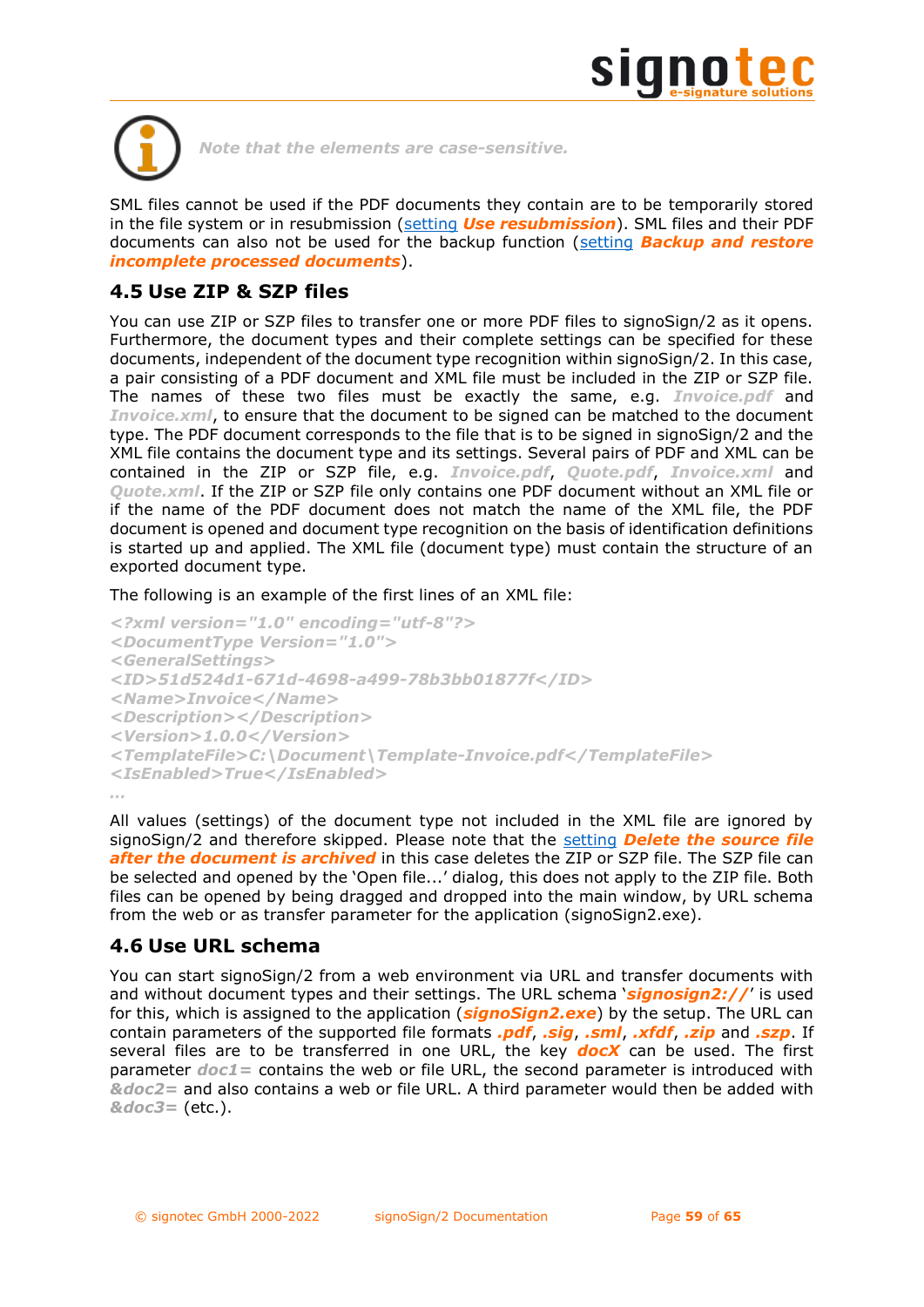*Note that the elements are case-sensitive.*

SML files cannot be used if the PDF documents they contain are to be temporarily stored in the file system or in resubmission (setting ***Use resubmission***). SML files and their PDF documents can also not be used for the backup function (setting ***Backup and restore incomplete processed documents***).

## 4.5 Use ZIP & SZP files

You can use ZIP or SZP files to transfer one or more PDF files to signoSign/2 as it opens. Furthermore, the document types and their complete settings can be specified for these documents, independent of the document type recognition within signoSign/2. In this case, a pair consisting of a PDF document and XML file must be included in the ZIP or SZP file. The names of these two files must be exactly the same, e.g. ***Invoice.pdf*** and ***Invoice.xml***, to ensure that the document to be signed can be matched to the document type. The PDF document corresponds to the file that is to be signed in signoSign/2 and the XML file contains the document type and its settings. Several pairs of PDF and XML can be contained in the ZIP or SZP file, e.g. ***Invoice.pdf***, ***Quote.pdf***, ***Invoice.xml*** and ***Quote.xml***. If the ZIP or SZP file only contains one PDF document without an XML file or if the name of the PDF document does not match the name of the XML file, the PDF document is opened and document type recognition on the basis of identification definitions is started up and applied. The XML file (document type) must contain the structure of an exported document type.

The following is an example of the first lines of an XML file:

```
<?xml version="1.0" encoding="utf-8"?>
<DocumentType Version="1.0">
<GeneralSettings>
<ID>51d524d1-671d-4698-a499-78b3bb01877f</ID>
<Name>Invoice</Name>
<Description></Description>
<Version>1.0.0</Version>
<TemplateFile>C:\Document\Template-Invoice.pdf</TemplateFile>
<IsEnabled>True</IsEnabled>
...
```

All values (settings) of the document type not included in the XML file are ignored by signoSign/2 and therefore skipped. Please note that the setting ***Delete the source file after the document is archived*** in this case deletes the ZIP or SZP file. The SZP file can be selected and opened by the 'Open file...' dialog, this does not apply to the ZIP file. Both files can be opened by being dragged and dropped into the main window, by URL schema from the web or as transfer parameter for the application (signoSign2.exe).

## 4.6 Use URL schema

You can start signoSign/2 from a web environment via URL and transfer documents with and without document types and their settings. The URL schema '***signosign2://***' is used for this, which is assigned to the application (***signoSign2.exe***) by the setup. The URL can contain parameters of the supported file formats ***.pdf***, ***.sig***, ***.sml***, ***.xfdf***, ***.zip*** and ***.szp***. If several files are to be transferred in one URL, the key ***docX*** can be used. The first parameter ***doc1=*** contains the web or file URL, the second parameter is introduced with ***&doc2=*** and also contains a web or file URL. A third parameter would then be added with ***&doc3=*** (etc.).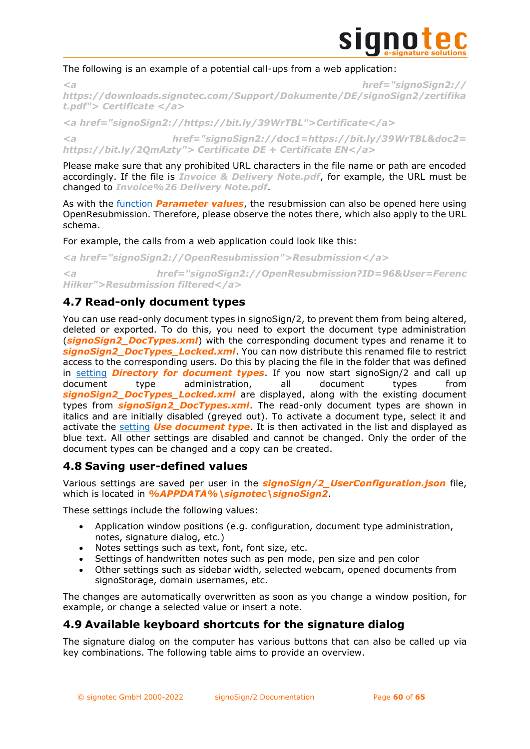The following is an example of a potential call-ups from a web application:

*<a href="signoSign2:// https://downloads.signotec.com/Support/Dokumente/DE/signoSign2/zertifikat.pdf"> Certificate </a>*

*<a href="signoSign2://https://bit.ly/39WrTBL">Certificate</a>*

*<a href="signoSign2://doc1=https://bit.ly/39WrTBL&doc2=https://bit.ly/2QmAzty"> Certificate DE + Certificate EN</a>*

Please make sure that any prohibited URL characters in the file name or path are encoded accordingly. If the file is ***Invoice & Delivery Note.pdf***, for example, the URL must be changed to ***Invoice%26 Delivery Note.pdf***.

As with the function ***Parameter values***, the resubmission can also be opened here using OpenResubmission. Therefore, please observe the notes there, which also apply to the URL schema.

For example, the calls from a web application could look like this:

*<a href="signoSign2://OpenResubmission">Resubmission</a>*

*<a href="signoSign2://OpenResubmission?ID=96&User=Ferenc Hilker">Resubmission filtered</a>*

## 4.7 Read-only document types

You can use read-only document types in signoSign/2, to prevent them from being altered, deleted or exported. To do this, you need to export the document type administration (***signoSign2_DocTypes.xml***) with the corresponding document types and rename it to ***signoSign2_DocTypes_Locked.xml***. You can now distribute this renamed file to restrict access to the corresponding users. Do this by placing the file in the folder that was defined in setting ***Directory for document types***. If you now start signoSign/2 and call up document type administration, all document types from ***signoSign2_DocTypes_Locked.xml*** are displayed, along with the existing document types from ***signoSign2_DocTypes.xml***. The read-only document types are shown in italics and are initially disabled (greyed out). To activate a document type, select it and activate the setting ***Use document type***. It is then activated in the list and displayed as blue text. All other settings are disabled and cannot be changed. Only the order of the document types can be changed and a copy can be created.

## 4.8 Saving user-defined values

Various settings are saved per user in the ***signoSign/2_UserConfiguration.json*** file, which is located in ***%APPDATA%\signotec\signoSign2***.

These settings include the following values:

- Application window positions (e.g. configuration, document type administration, notes, signature dialog, etc.)
- Notes settings such as text, font, font size, etc.
- Settings of handwritten notes such as pen mode, pen size and pen color
- Other settings such as sidebar width, selected webcam, opened documents from signoStorage, domain usernames, etc.

The changes are automatically overwritten as soon as you change a window position, for example, or change a selected value or insert a note.

## 4.9 Available keyboard shortcuts for the signature dialog

The signature dialog on the computer has various buttons that can also be called up via key combinations. The following table aims to provide an overview.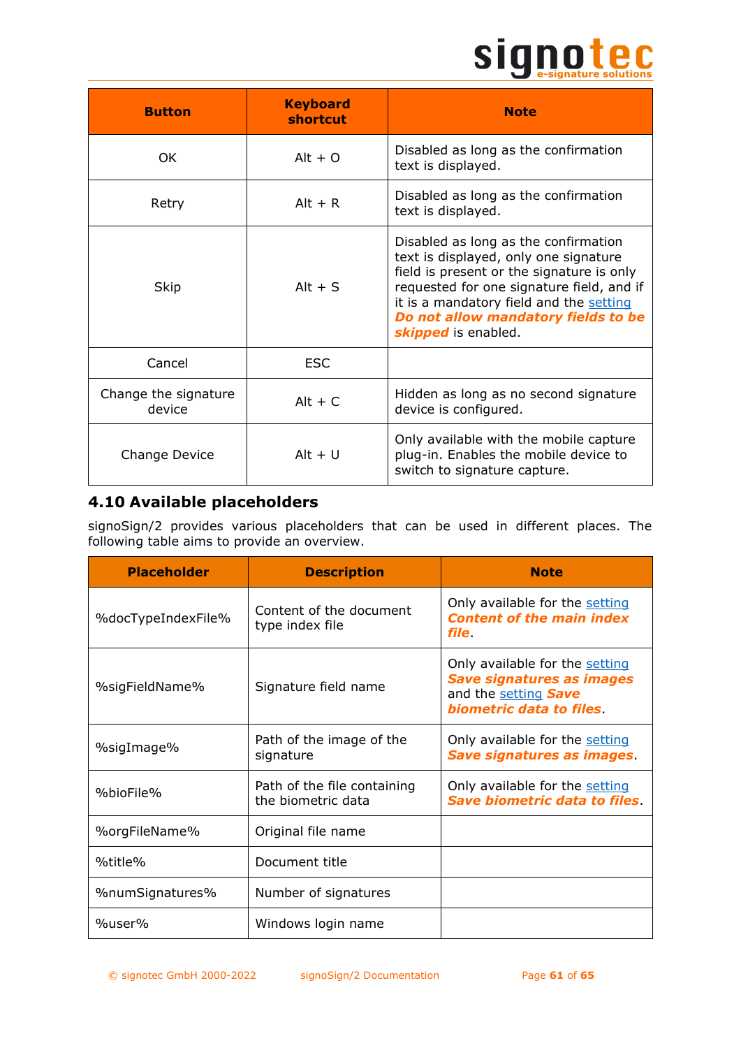| Button | Keyboard shortcut | Note |
|---|---|---|
| OK | Alt + O | Disabled as long as the confirmation text is displayed. |
| Retry | Alt + R | Disabled as long as the confirmation text is displayed. |
| Skip | Alt + S | Disabled as long as the confirmation text is displayed, only one signature field is present or the signature is only requested for one signature field, and if it is a mandatory field and the setting ***Do not allow mandatory fields to be skipped*** is enabled. |
| Cancel | ESC | |
| Change the signature device | Alt + C | Hidden as long as no second signature device is configured. |
| Change Device | Alt + U | Only available with the mobile capture plug-in. Enables the mobile device to switch to signature capture. |

## 4.10 Available placeholders

signoSign/2 provides various placeholders that can be used in different places. The following table aims to provide an overview.

| Placeholder | Description | Note |
|---|---|---|
| %docTypeIndexFile% | Content of the document type index file | Only available for the setting ***Content of the main index file***. |
| %sigFieldName% | Signature field name | Only available for the setting ***Save signatures as images*** and the setting ***Save biometric data to files***. |
| %sigImage% | Path of the image of the signature | Only available for the setting ***Save signatures as images***. |
| %bioFile% | Path of the file containing the biometric data | Only available for the setting ***Save biometric data to files***. |
| %orgFileName% | Original file name | |
| %title% | Document title | |
| %numSignatures% | Number of signatures | |
| %user% | Windows login name | |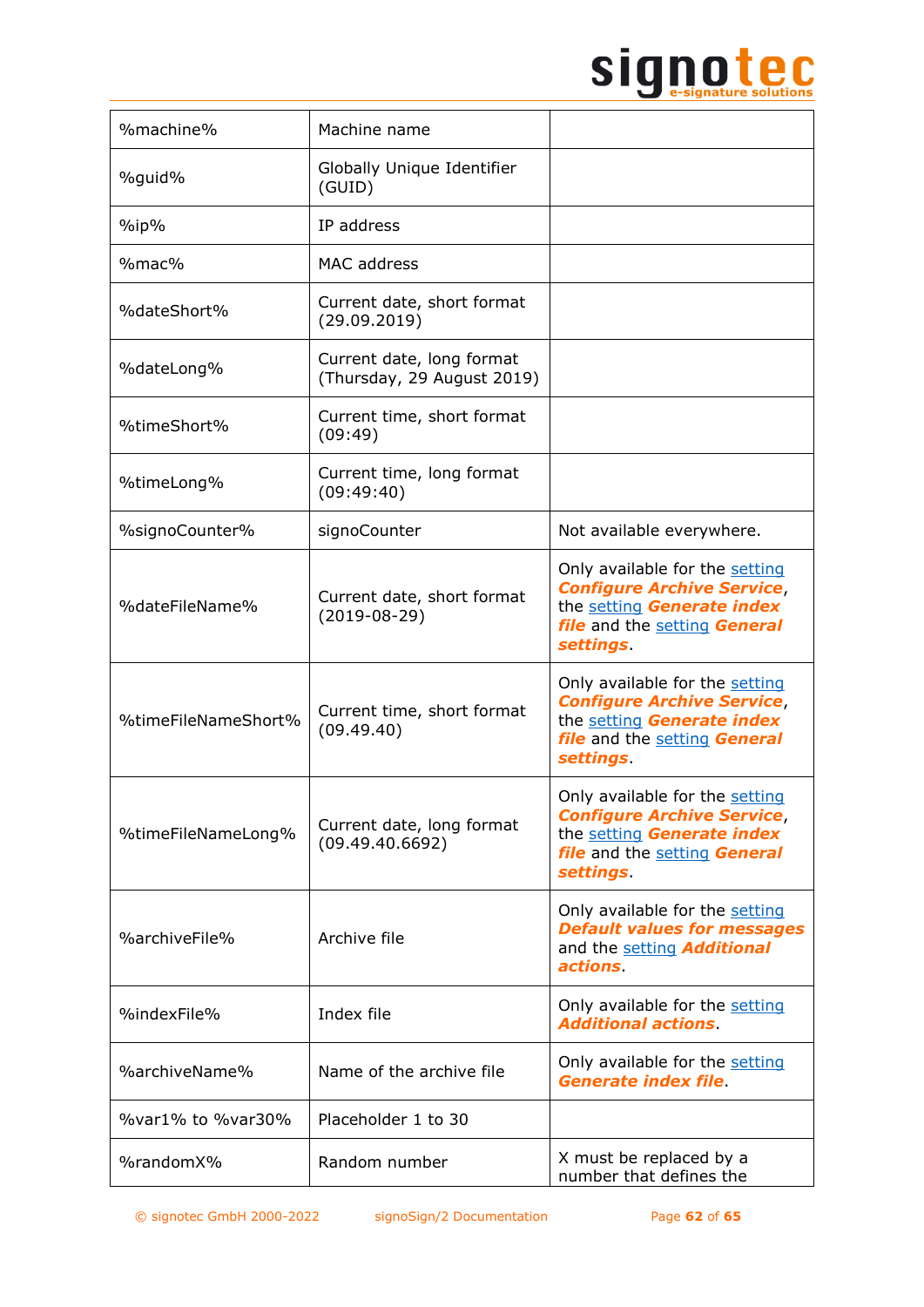| | | |
|---|---|---|
| %machine% | Machine name | |
| %guid% | Globally Unique Identifier (GUID) | |
| %ip% | IP address | |
| %mac% | MAC address | |
| %dateShort% | Current date, short format (29.09.2019) | |
| %dateLong% | Current date, long format (Thursday, 29 August 2019) | |
| %timeShort% | Current time, short format (09:49) | |
| %timeLong% | Current time, long format (09:49:40) | |
| %signoCounter% | signoCounter | Not available everywhere. |
| %dateFileName% | Current date, short format (2019-08-29) | Only available for the setting ***Configure Archive Service***, the setting ***Generate index file*** and the setting ***General settings***. |
| %timeFileNameShort% | Current time, short format (09.49.40) | Only available for the setting ***Configure Archive Service***, the setting ***Generate index file*** and the setting ***General settings***. |
| %timeFileNameLong% | Current date, long format (09.49.40.6692) | Only available for the setting ***Configure Archive Service***, the setting ***Generate index file*** and the setting ***General settings***. |
| %archiveFile% | Archive file | Only available for the setting ***Default values for messages*** and the setting ***Additional actions***. |
| %indexFile% | Index file | Only available for the setting ***Additional actions***. |
| %archiveName% | Name of the archive file | Only available for the setting ***Generate index file***. |
| %var1% to %var30% | Placeholder 1 to 30 | |
| %randomX% | Random number | X must be replaced by a number that defines the |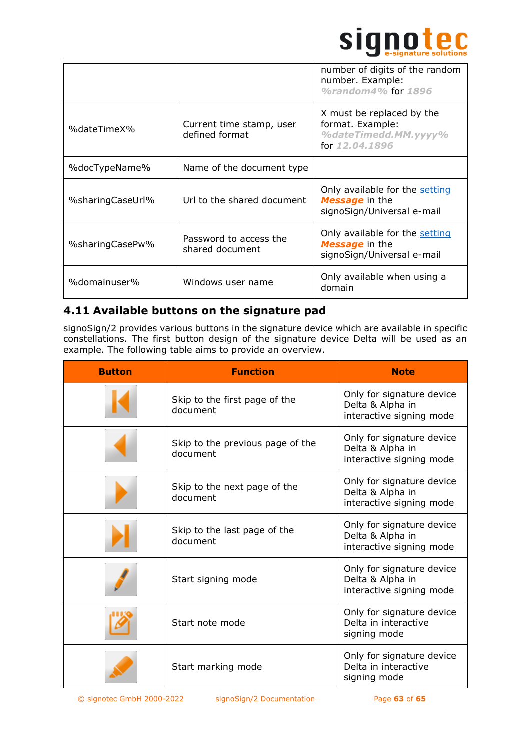| | | |
|---|---|---|
| | | number of digits of the random number. Example: *%random4%* for *1896* |
| %dateTimeX% | Current time stamp, user defined format | X must be replaced by the format. Example: *%dateTimedd.MM.yyyy%* for *12.04.1896* |
| %docTypeName% | Name of the document type | |
| %sharingCaseUrl% | Url to the shared document | Only available for the setting ***Message*** in the signoSign/Universal e-mail |
| %sharingCasePw% | Password to access the shared document | Only available for the setting ***Message*** in the signoSign/Universal e-mail |
| %domainuser% | Windows user name | Only available when using a domain |

## 4.11 Available buttons on the signature pad

signoSign/2 provides various buttons in the signature device which are available in specific constellations. The first button design of the signature device Delta will be used as an example. The following table aims to provide an overview.

| Button | Function | Note |
|---|---|---|
| | Skip to the first page of the document | Only for signature device Delta & Alpha in interactive signing mode |
| | Skip to the previous page of the document | Only for signature device Delta & Alpha in interactive signing mode |
| | Skip to the next page of the document | Only for signature device Delta & Alpha in interactive signing mode |
| | Skip to the last page of the document | Only for signature device Delta & Alpha in interactive signing mode |
| | Start signing mode | Only for signature device Delta & Alpha in interactive signing mode |
| | Start note mode | Only for signature device Delta in interactive signing mode |
| | Start marking mode | Only for signature device Delta in interactive signing mode |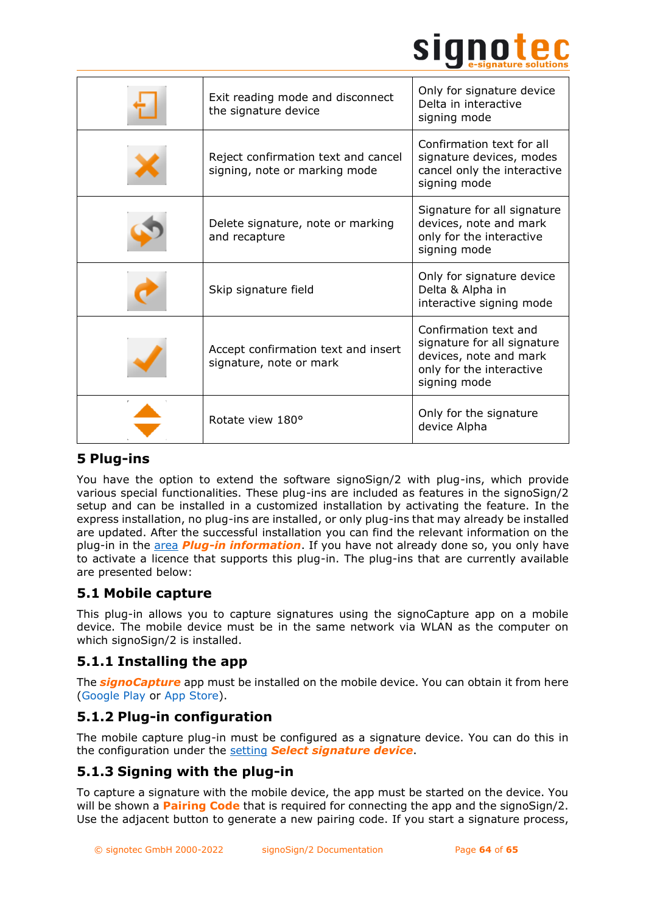| | | |
|---|---|---|
| | Exit reading mode and disconnect the signature device | Only for signature device Delta in interactive signing mode |
| | Reject confirmation text and cancel signing, note or marking mode | Confirmation text for all signature devices, modes cancel only the interactive signing mode |
| | Delete signature, note or marking and recapture | Signature for all signature devices, note and mark only for the interactive signing mode |
| | Skip signature field | Only for signature device Delta & Alpha in interactive signing mode |
| | Accept confirmation text and insert signature, note or mark | Confirmation text and signature for all signature devices, note and mark only for the interactive signing mode |
| | Rotate view 180° | Only for the signature device Alpha |

# 5 Plug-ins

You have the option to extend the software signoSign/2 with plug-ins, which provide various special functionalities. These plug-ins are included as features in the signoSign/2 setup and can be installed in a customized installation by activating the feature. In the express installation, no plug-ins are installed, or only plug-ins that may already be installed are updated. After the successful installation you can find the relevant information on the plug-in in the area ***Plug-in information***. If you have not already done so, you only have to activate a licence that supports this plug-in. The plug-ins that are currently available are presented below:

## 5.1 Mobile capture

This plug-in allows you to capture signatures using the signoCapture app on a mobile device. The mobile device must be in the same network via WLAN as the computer on which signoSign/2 is installed.

### 5.1.1 Installing the app

The ***signoCapture*** app must be installed on the mobile device. You can obtain it from here (Google Play or App Store).

### 5.1.2 Plug-in configuration

The mobile capture plug-in must be configured as a signature device. You can do this in the configuration under the setting ***Select signature device***.

### 5.1.3 Signing with the plug-in

To capture a signature with the mobile device, the app must be started on the device. You will be shown a **Pairing Code** that is required for connecting the app and the signoSign/2. Use the adjacent button to generate a new pairing code. If you start a signature process,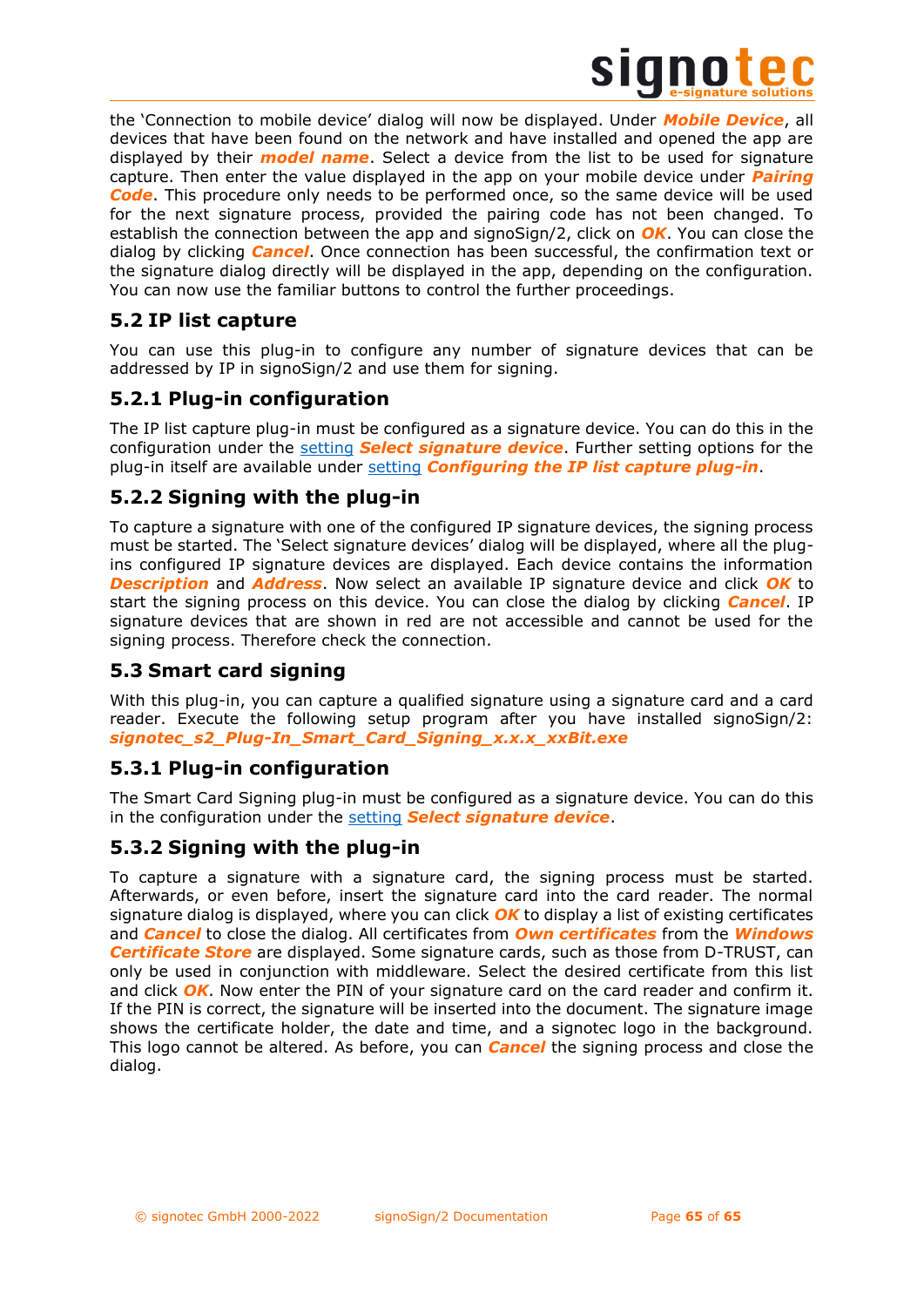the 'Connection to mobile device' dialog will now be displayed. Under ***Mobile Device***, all devices that have been found on the network and have installed and opened the app are displayed by their ***model name***. Select a device from the list to be used for signature capture. Then enter the value displayed in the app on your mobile device under ***Pairing Code***. This procedure only needs to be performed once, so the same device will be used for the next signature process, provided the pairing code has not been changed. To establish the connection between the app and signoSign/2, click on ***OK***. You can close the dialog by clicking ***Cancel***. Once connection has been successful, the confirmation text or the signature dialog directly will be displayed in the app, depending on the configuration. You can now use the familiar buttons to control the further proceedings.

## 5.2 IP list capture

You can use this plug-in to configure any number of signature devices that can be addressed by IP in signoSign/2 and use them for signing.

### 5.2.1 Plug-in configuration

The IP list capture plug-in must be configured as a signature device. You can do this in the configuration under the setting ***Select signature device***. Further setting options for the plug-in itself are available under setting ***Configuring the IP list capture plug-in***.

### 5.2.2 Signing with the plug-in

To capture a signature with one of the configured IP signature devices, the signing process must be started. The 'Select signature devices' dialog will be displayed, where all the plug-ins configured IP signature devices are displayed. Each device contains the information ***Description*** and ***Address***. Now select an available IP signature device and click ***OK*** to start the signing process on this device. You can close the dialog by clicking ***Cancel***. IP signature devices that are shown in red are not accessible and cannot be used for the signing process. Therefore check the connection.

## 5.3 Smart card signing

With this plug-in, you can capture a qualified signature using a signature card and a card reader. Execute the following setup program after you have installed signoSign/2: ***signotec_s2_Plug-In_Smart_Card_Signing_x.x.x_xxBit.exe***

### 5.3.1 Plug-in configuration

The Smart Card Signing plug-in must be configured as a signature device. You can do this in the configuration under the setting ***Select signature device***.

### 5.3.2 Signing with the plug-in

To capture a signature with a signature card, the signing process must be started. Afterwards, or even before, insert the signature card into the card reader. The normal signature dialog is displayed, where you can click ***OK*** to display a list of existing certificates and ***Cancel*** to close the dialog. All certificates from ***Own certificates*** from the ***Windows Certificate Store*** are displayed. Some signature cards, such as those from D-TRUST, can only be used in conjunction with middleware. Select the desired certificate from this list and click ***OK***. Now enter the PIN of your signature card on the card reader and confirm it. If the PIN is correct, the signature will be inserted into the document. The signature image shows the certificate holder, the date and time, and a signotec logo in the background. This logo cannot be altered. As before, you can ***Cancel*** the signing process and close the dialog.